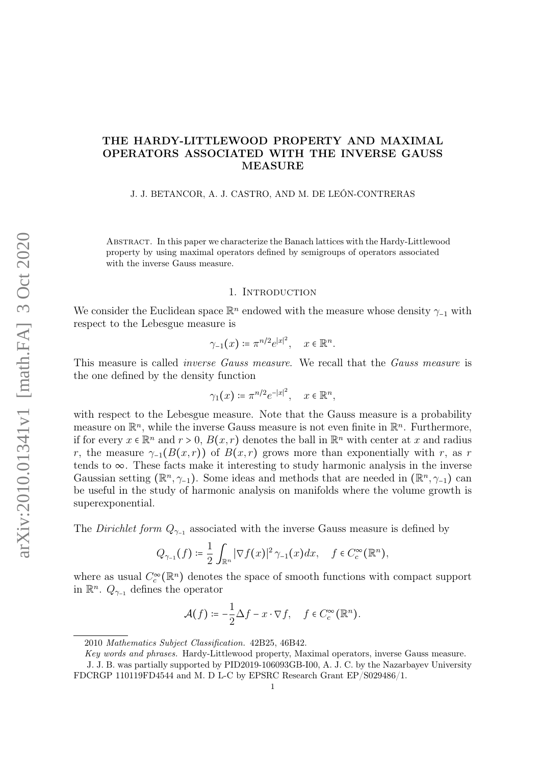# THE HARDY-LITTLEWOOD PROPERTY AND MAXIMAL OPERATORS ASSOCIATED WITH THE INVERSE GAUSS MEASURE

J. J. BETANCOR, A. J. CASTRO, AND M. DE LEÓN-CONTRERAS

Abstract. In this paper we characterize the Banach lattices with the Hardy-Littlewood property by using maximal operators defined by semigroups of operators associated with the inverse Gauss measure.

## 1. Introduction

We consider the Euclidean space $\mathbb{R}^n$ endowed with the measure whose density $\gamma_{-1}$ with respect to the Lebesgue measure is

$$\gamma_{-1}(x) \coloneqq \pi^{n/2} e^{|x|^2}, \quad x \in \mathbb{R}^n.$$

This measure is called *inverse Gauss measure*. We recall that the *Gauss measure* is the one defined by the density function

$$\gamma_1(x) \coloneqq \pi^{n/2} e^{-|x|^2}, \quad x \in \mathbb{R}^n,$$

with respect to the Lebesgue measure. Note that the Gauss measure is a probability measure on $\mathbb{R}^n$, while the inverse Gauss measure is not even finite in $\mathbb{R}^n$. Furthermore, if for every $x \in \mathbb{R}^n$ and $r > 0$, $B(x,r)$ denotes the ball in $\mathbb{R}^n$ with center at $x$ and radius $r$, the measure $\gamma_{-1}(B(x,r))$ of $B(x,r)$ grows more than exponentially with $r$, as $r$ tends to $\infty$. These facts make it interesting to study harmonic analysis in the inverse Gaussian setting $(\mathbb{R}^n, \gamma_{-1})$. Some ideas and methods that are needed in $(\mathbb{R}^n, \gamma_{-1})$ can be useful in the study of harmonic analysis on manifolds where the volume growth is superexponential.

The *Dirichlet form* $Q_{\gamma_{-1}}$ associated with the inverse Gauss measure is defined by

$$Q_{\gamma_{-1}}(f) \coloneqq \frac{1}{2} \int_{\mathbb{R}^n} |\nabla f(x)|^2 \gamma_{-1}(x) dx, \quad f \in C_c^\infty(\mathbb{R}^n),$$

where as usual $C_c^\infty(\mathbb{R}^n)$ denotes the space of smooth functions with compact support in $\mathbb{R}^n$. $Q_{\gamma_{-1}}$ defines the operator

$$\mathcal{A}(f) \coloneqq -\frac{1}{2}\Delta f - x \cdot \nabla f, \quad f \in C_c^\infty(\mathbb{R}^n).$$

---

2010 *Mathematics Subject Classification.* 42B25, 46B42.

*Key words and phrases.* Hardy-Littlewood property, Maximal operators, inverse Gauss measure.

J. J. B. was partially supported by PID2019-106093GB-I00, A. J. C. by the Nazarbayev University FDCRGP 110119FD4544 and M. D L-C by EPSRC Research Grant EP/S029486/1.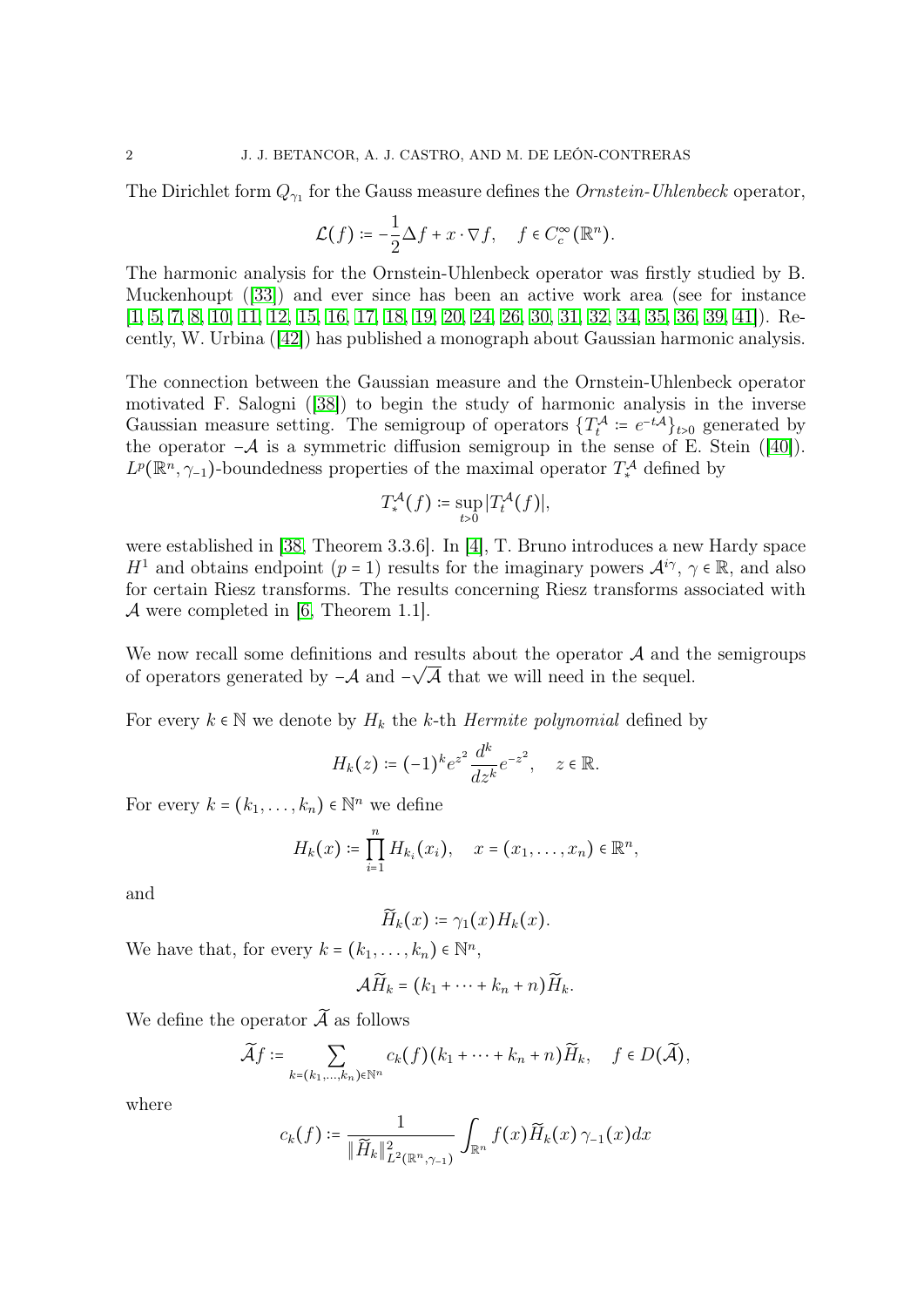The Dirichlet form $Q_{\gamma_1}$ for the Gauss measure defines the *Ornstein-Uhlenbeck* operator,

$$\mathcal{L}(f) := -\frac{1}{2}\Delta f + x \cdot \nabla f, \quad f \in C_c^\infty(\mathbb{R}^n).$$

The harmonic analysis for the Ornstein-Uhlenbeck operator was firstly studied by B. Muckenhoupt ([33]) and ever since has been an active work area (see for instance [1, 5, 7, 8, 10, 11, 12, 15, 16, 17, 18, 19, 20, 24, 26, 30, 31, 32, 34, 35, 36, 39, 41]). Recently, W. Urbina ([42]) has published a monograph about Gaussian harmonic analysis.

The connection between the Gaussian measure and the Ornstein-Uhlenbeck operator motivated F. Salogni ([38]) to begin the study of harmonic analysis in the inverse Gaussian measure setting. The semigroup of operators $\{T_t^{\mathcal{A}} := e^{-t\mathcal{A}}\}_{t>0}$ generated by the operator $-\mathcal{A}$ is a symmetric diffusion semigroup in the sense of E. Stein ([40]). $L^p(\mathbb{R}^n, \gamma_{-1})$-boundedness properties of the maximal operator $T_*^{\mathcal{A}}$ defined by

$$T_*^{\mathcal{A}}(f) := \sup_{t>0} |T_t^{\mathcal{A}}(f)|,$$

were established in [38, Theorem 3.3.6]. In [4], T. Bruno introduces a new Hardy space $H^1$ and obtains endpoint ($p = 1$) results for the imaginary powers $\mathcal{A}^{i\gamma}$, $\gamma \in \mathbb{R}$, and also for certain Riesz transforms. The results concerning Riesz transforms associated with $\mathcal{A}$ were completed in [6, Theorem 1.1].

We now recall some definitions and results about the operator $\mathcal{A}$ and the semigroups of operators generated by $-\mathcal{A}$ and $-\sqrt{\mathcal{A}}$ that we will need in the sequel.

For every $k \in \mathbb{N}$ we denote by $H_k$ the $k$-th *Hermite polynomial* defined by

$$H_k(z) := (-1)^k e^{z^2} \frac{d^k}{dz^k} e^{-z^2}, \quad z \in \mathbb{R}.$$

For every $k = (k_1, \dots, k_n) \in \mathbb{N}^n$ we define

$$H_k(x) := \prod_{i=1}^n H_{k_i}(x_i), \quad x = (x_1, \dots, x_n) \in \mathbb{R}^n,$$

and

$$\widetilde{H}_k(x) := \gamma_1(x) H_k(x).$$

We have that, for every $k = (k_1, \dots, k_n) \in \mathbb{N}^n$,

$$\mathcal{A}\widetilde{H}_k = (k_1 + \cdots + k_n + n)\widetilde{H}_k.$$

We define the operator $\widetilde{\mathcal{A}}$ as follows

$$\widetilde{\mathcal{A}} f := \sum_{k=(k_1,\dots,k_n)\in\mathbb{N}^n} c_k(f)(k_1 + \cdots + k_n + n)\widetilde{H}_k, \quad f \in D(\widetilde{\mathcal{A}}),$$

where

$$c_k(f) := \frac{1}{\|\widetilde{H}_k\|^2_{L^2(\mathbb{R}^n,\gamma_{-1})}} \int_{\mathbb{R}^n} f(x)\widetilde{H}_k(x)\,\gamma_{-1}(x)dx$$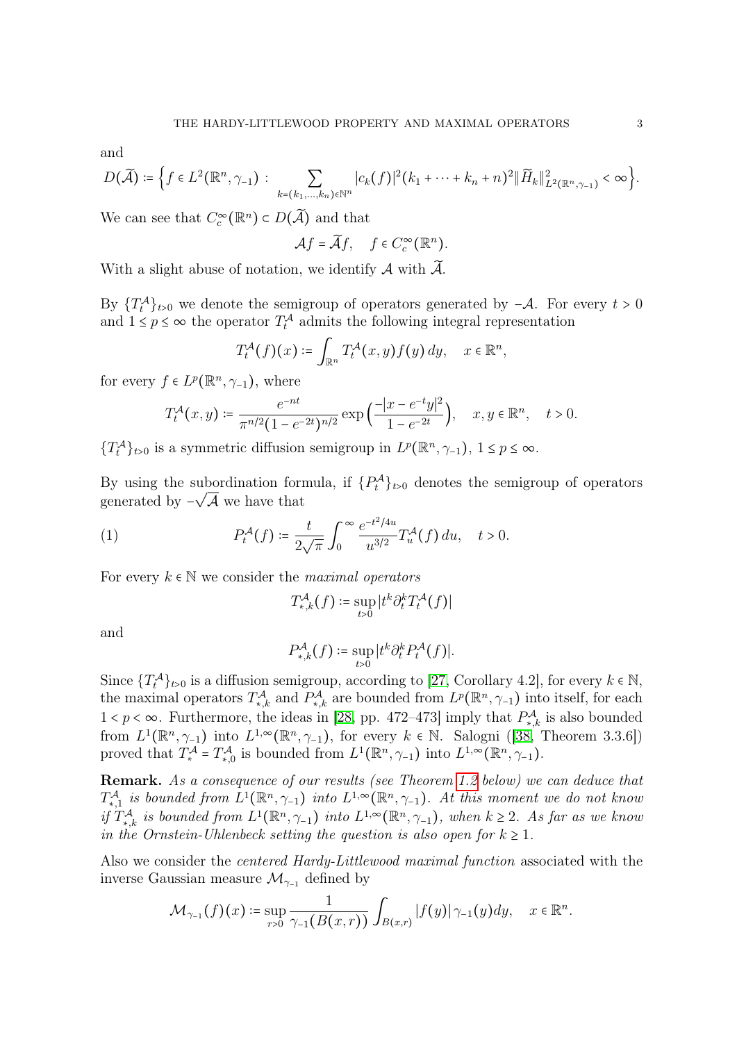and

$$D(\widetilde{\mathcal{A}}) := \Big\{ f \in L^2(\mathbb{R}^n, \gamma_{-1}) : \sum_{k=(k_1,\dots,k_n)\in\mathbb{N}^n} |c_k(f)|^2 (k_1 + \cdots + k_n + n)^2 \|\widetilde{H}_k\|^2_{L^2(\mathbb{R}^n,\gamma_{-1})} < \infty \Big\}.$$

We can see that $C_c^\infty(\mathbb{R}^n) \subset D(\widetilde{\mathcal{A}})$ and that

$$\mathcal{A} f = \widetilde{\mathcal{A}} f, \quad f \in C_c^\infty(\mathbb{R}^n).$$

With a slight abuse of notation, we identify $\mathcal{A}$ with $\widetilde{\mathcal{A}}$.

By $\{T_t^{\mathcal{A}}\}_{t>0}$ we denote the semigroup of operators generated by $-\mathcal{A}$. For every $t > 0$ and $1 \le p \le \infty$ the operator $T_t^{\mathcal{A}}$ admits the following integral representation

$$T_t^{\mathcal{A}}(f)(x) := \int_{\mathbb{R}^n} T_t^{\mathcal{A}}(x,y) f(y)\, dy, \quad x \in \mathbb{R}^n,$$

for every $f \in L^p(\mathbb{R}^n, \gamma_{-1})$, where

$$T_t^{\mathcal{A}}(x,y) := \frac{e^{-nt}}{\pi^{n/2}(1-e^{-2t})^{n/2}} \exp\Big( \frac{-|x - e^{-t} y|^2}{1-e^{-2t}} \Big), \quad x, y \in \mathbb{R}^n, \quad t > 0.$$

$\{T_t^{\mathcal{A}}\}_{t>0}$ is a symmetric diffusion semigroup in $L^p(\mathbb{R}^n, \gamma_{-1})$, $1 \le p \le \infty$.

By using the subordination formula, if $\{P_t^{\mathcal{A}}\}_{t>0}$ denotes the semigroup of operators generated by $-\sqrt{\mathcal{A}}$ we have that

$$P_t^{\mathcal{A}}(f) := \frac{t}{2\sqrt{\pi}} \int_0^\infty \frac{e^{-t^2/4u}}{u^{3/2}} T_u^{\mathcal{A}}(f)\, du, \quad t > 0. \tag{1}$$

For every $k \in \mathbb{N}$ we consider the *maximal operators*

$$T_{*,k}^{\mathcal{A}}(f) := \sup_{t>0} |t^k \partial_t^k T_t^{\mathcal{A}}(f)|$$

and

$$P_{*,k}^{\mathcal{A}}(f) := \sup_{t>0} |t^k \partial_t^k P_t^{\mathcal{A}}(f)|.$$

Since $\{T_t^{\mathcal{A}}\}_{t>0}$ is a diffusion semigroup, according to [27, Corollary 4.2], for every $k \in \mathbb{N}$, the maximal operators $T_{*,k}^{\mathcal{A}}$ and $P_{*,k}^{\mathcal{A}}$ are bounded from $L^p(\mathbb{R}^n, \gamma_{-1})$ into itself, for each $1 < p < \infty$. Furthermore, the ideas in [28, pp. 472–473] imply that $P_{*,k}^{\mathcal{A}}$ is also bounded from $L^1(\mathbb{R}^n, \gamma_{-1})$ into $L^{1,\infty}(\mathbb{R}^n, \gamma_{-1})$, for every $k \in \mathbb{N}$. Salogni ([38, Theorem 3.3.6]) proved that $T_*^{\mathcal{A}} = T_{*,0}^{\mathcal{A}}$ is bounded from $L^1(\mathbb{R}^n, \gamma_{-1})$ into $L^{1,\infty}(\mathbb{R}^n, \gamma_{-1})$.

**Remark.** *As a consequence of our results (see Theorem 1.2 below) we can deduce that $T_{*,1}^{\mathcal{A}}$ is bounded from $L^1(\mathbb{R}^n, \gamma_{-1})$ into $L^{1,\infty}(\mathbb{R}^n, \gamma_{-1})$. At this moment we do not know if $T_{*,k}^{\mathcal{A}}$ is bounded from $L^1(\mathbb{R}^n, \gamma_{-1})$ into $L^{1,\infty}(\mathbb{R}^n, \gamma_{-1})$, when $k \ge 2$. As far as we know in the Ornstein-Uhlenbeck setting the question is also open for $k \ge 1$.*

Also we consider the *centered Hardy-Littlewood maximal function* associated with the inverse Gaussian measure $\mathcal{M}_{\gamma_{-1}}$ defined by

$$\mathcal{M}_{\gamma_{-1}}(f)(x) := \sup_{r>0} \frac{1}{\gamma_{-1}(B(x,r))} \int_{B(x,r)} |f(y)|\, \gamma_{-1}(y) dy, \quad x \in \mathbb{R}^n.$$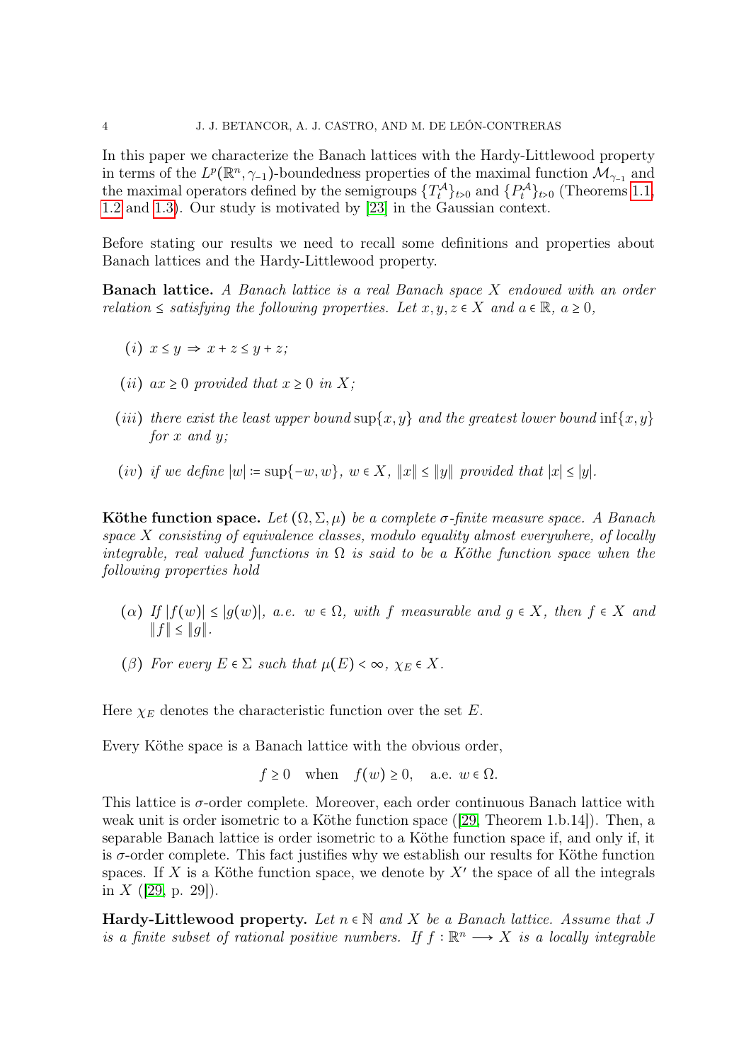In this paper we characterize the Banach lattices with the Hardy-Littlewood property in terms of the $L^p(\mathbb{R}^n, \gamma_{-1})$-boundedness properties of the maximal function $\mathcal{M}_{\gamma_{-1}}$ and the maximal operators defined by the semigroups $\{T_t^{\mathcal{A}}\}_{t>0}$ and $\{P_t^{\mathcal{A}}\}_{t>0}$ (Theorems 1.1, 1.2 and 1.3). Our study is motivated by [23] in the Gaussian context.

Before stating our results we need to recall some definitions and properties about Banach lattices and the Hardy-Littlewood property.

**Banach lattice.** *A Banach lattice is a real Banach space $X$ endowed with an order relation $\leq$ satisfying the following properties. Let $x, y, z \in X$ and $a \in \mathbb{R}$, $a \geq 0$,*

- $(i)$ $x \leq y \Rightarrow x + z \leq y + z$;
- $(ii)$ $ax \geq 0$ *provided that* $x \geq 0$ *in* $X$;
- $(iii)$ *there exist the least upper bound* $\sup\{x, y\}$ *and the greatest lower bound* $\inf\{x, y\}$ *for* $x$ *and* $y$;
- $(iv)$ *if we define* $|w| := \sup\{-w, w\}$, $w \in X$, $\|x\| \leq \|y\|$ *provided that* $|x| \leq |y|$.

**Köthe function space.** *Let $(\Omega, \Sigma, \mu)$ be a complete $\sigma$-finite measure space. A Banach space $X$ consisting of equivalence classes, modulo equality almost everywhere, of locally integrable, real valued functions in $\Omega$ is said to be a Köthe function space when the following properties hold*

- $(\alpha)$ *If* $|f(w)| \leq |g(w)|$, *a.e.* $w \in \Omega$, *with* $f$ *measurable and* $g \in X$, *then* $f \in X$ *and* $\|f\| \leq \|g\|$.
- $(\beta)$ *For every* $E \in \Sigma$ *such that* $\mu(E) < \infty$, $\chi_E \in X$.

Here $\chi_E$ denotes the characteristic function over the set $E$.

Every Köthe space is a Banach lattice with the obvious order,

$$f \geq 0 \quad \text{when} \quad f(w) \geq 0, \quad \text{a.e. } w \in \Omega.$$

This lattice is $\sigma$-order complete. Moreover, each order continuous Banach lattice with weak unit is order isometric to a Köthe function space ([29, Theorem 1.b.14]). Then, a separable Banach lattice is order isometric to a Köthe function space if, and only if, it is $\sigma$-order complete. This fact justifies why we establish our results for Köthe function spaces. If $X$ is a Köthe function space, we denote by $X'$ the space of all the integrals in $X$ ([29, p. 29]).

**Hardy-Littlewood property.** *Let $n \in \mathbb{N}$ and $X$ be a Banach lattice. Assume that $J$ is a finite subset of rational positive numbers. If $f : \mathbb{R}^n \longrightarrow X$ is a locally integrable*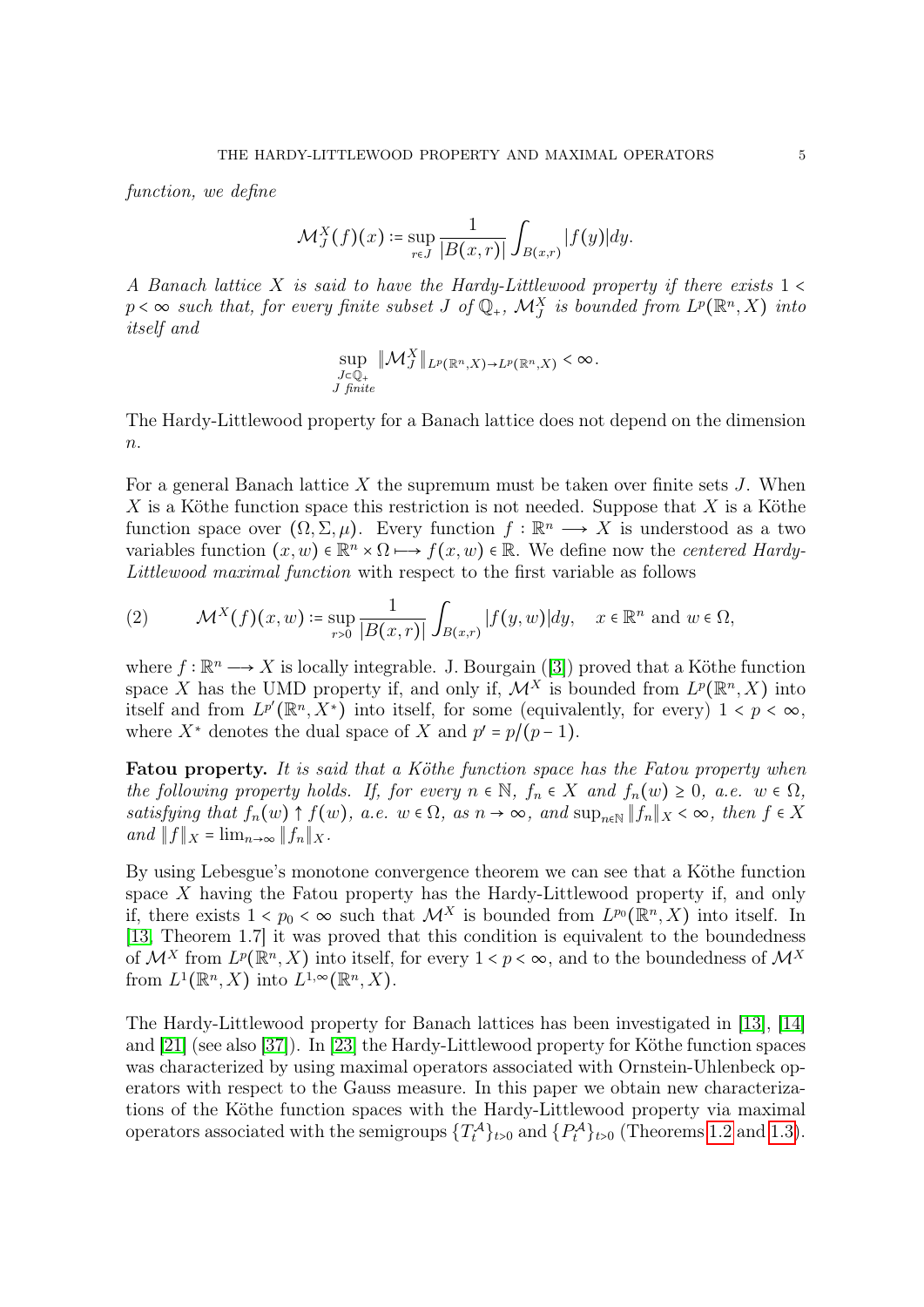*function, we define*

$$\mathcal{M}_J^X(f)(x) := \sup_{r\in J} \frac{1}{|B(x,r)|}\int_{B(x,r)} |f(y)|dy.$$

*A Banach lattice $X$ is said to have the Hardy-Littlewood property if there exists $1 < p < \infty$ such that, for every finite subset $J$ of $\mathbb{Q}_+$, $\mathcal{M}_J^X$ is bounded from $L^p(\mathbb{R}^n, X)$ into itself and*

$$\sup_{\substack{J\subset\mathbb{Q}_+\\ J \text{ finite}}} \|\mathcal{M}_J^X\|_{L^p(\mathbb{R}^n,X)\to L^p(\mathbb{R}^n,X)} < \infty.$$

The Hardy-Littlewood property for a Banach lattice does not depend on the dimension $n$.

For a general Banach lattice $X$ the supremum must be taken over finite sets $J$. When $X$ is a Köthe function space this restriction is not needed. Suppose that $X$ is a Köthe function space over $(\Omega, \Sigma, \mu)$. Every function $f : \mathbb{R}^n \longrightarrow X$ is understood as a two variables function $(x, w) \in \mathbb{R}^n \times \Omega \longmapsto f(x, w) \in \mathbb{R}$. We define now the *centered Hardy-Littlewood maximal function* with respect to the first variable as follows

$$\mathcal{M}^X(f)(x,w) := \sup_{r>0} \frac{1}{|B(x,r)|}\int_{B(x,r)} |f(y,w)|dy, \quad x \in \mathbb{R}^n \text{ and } w \in \Omega, \tag{2}$$

where $f : \mathbb{R}^n \longrightarrow X$ is locally integrable. J. Bourgain ([3]) proved that a Köthe function space $X$ has the UMD property if, and only if, $\mathcal{M}^X$ is bounded from $L^p(\mathbb{R}^n, X)$ into itself and from $L^{p'}(\mathbb{R}^n, X^*)$ into itself, for some (equivalently, for every) $1 < p < \infty$, where $X^*$ denotes the dual space of $X$ and $p' = p/(p-1)$.

**Fatou property.** *It is said that a Köthe function space has the Fatou property when the following property holds. If, for every $n \in \mathbb{N}$, $f_n \in X$ and $f_n(w) \geq 0$, a.e. $w \in \Omega$, satisfying that $f_n(w) \uparrow f(w)$, a.e. $w \in \Omega$, as $n \to \infty$, and $\sup_{n\in\mathbb{N}} \|f_n\|_X < \infty$, then $f \in X$ and $\|f\|_X = \lim_{n\to\infty} \|f_n\|_X$.*

By using Lebesgue's monotone convergence theorem we can see that a Köthe function space $X$ having the Fatou property has the Hardy-Littlewood property if, and only if, there exists $1 < p_0 < \infty$ such that $\mathcal{M}^X$ is bounded from $L^{p_0}(\mathbb{R}^n, X)$ into itself. In [13, Theorem 1.7] it was proved that this condition is equivalent to the boundedness of $\mathcal{M}^X$ from $L^p(\mathbb{R}^n, X)$ into itself, for every $1 < p < \infty$, and to the boundedness of $\mathcal{M}^X$ from $L^1(\mathbb{R}^n, X)$ into $L^{1,\infty}(\mathbb{R}^n, X)$.

The Hardy-Littlewood property for Banach lattices has been investigated in [13], [14] and [21] (see also [37]). In [23] the Hardy-Littlewood property for Köthe function spaces was characterized by using maximal operators associated with Ornstein-Uhlenbeck operators with respect to the Gauss measure. In this paper we obtain new characterizations of the Köthe function spaces with the Hardy-Littlewood property via maximal operators associated with the semigroups $\{T_t^{\mathcal{A}}\}_{t>0}$ and $\{P_t^{\mathcal{A}}\}_{t>0}$ (Theorems 1.2 and 1.3).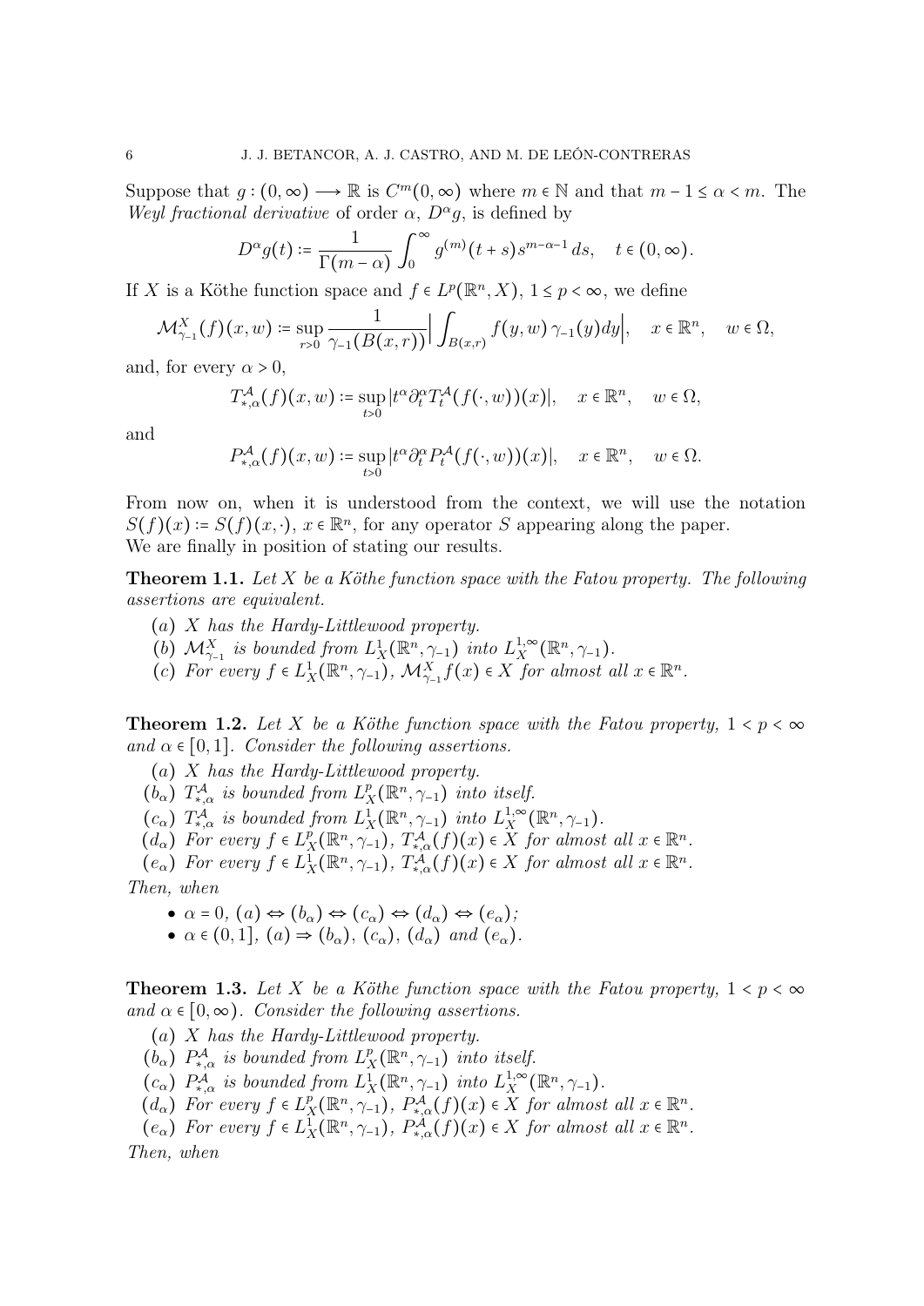Suppose that $g : (0,\infty) \longrightarrow \mathbb{R}$ is $C^m(0,\infty)$ where $m \in \mathbb{N}$ and that $m-1 \leq \alpha < m$. The *Weyl fractional derivative* of order $\alpha$, $D^\alpha g$, is defined by

$$D^\alpha g(t) := \frac{1}{\Gamma(m-\alpha)} \int_0^\infty g^{(m)}(t+s) s^{m-\alpha-1}\, ds, \quad t \in (0,\infty).$$

If $X$ is a Köthe function space and $f \in L^p(\mathbb{R}^n, X)$, $1 \leq p < \infty$, we define

$$\mathcal{M}^X_{\gamma_{-1}}(f)(x,w) := \sup_{r>0} \frac{1}{\gamma_{-1}(B(x,r))} \Big| \int_{B(x,r)} f(y,w)\, \gamma_{-1}(y) dy \Big|, \quad x \in \mathbb{R}^n, \quad w \in \Omega,$$

and, for every $\alpha > 0$,

$$T^{\mathcal{A}}_{*,\alpha}(f)(x,w) := \sup_{t>0} |t^\alpha \partial_t^\alpha T_t^{\mathcal{A}}(f(\cdot,w))(x)|, \quad x \in \mathbb{R}^n, \quad w \in \Omega,$$

and

$$P^{\mathcal{A}}_{*,\alpha}(f)(x,w) := \sup_{t>0} |t^\alpha \partial_t^\alpha P_t^{\mathcal{A}}(f(\cdot,w))(x)|, \quad x \in \mathbb{R}^n, \quad w \in \Omega.$$

From now on, when it is understood from the context, we will use the notation $S(f)(x) := S(f)(x,\cdot)$, $x \in \mathbb{R}^n$, for any operator $S$ appearing along the paper.
We are finally in position of stating our results.

**Theorem 1.1.** *Let $X$ be a Köthe function space with the Fatou property. The following assertions are equivalent.*

(*a*) *$X$ has the Hardy-Littlewood property.*
(*b*) *$\mathcal{M}^X_{\gamma_{-1}}$ is bounded from $L^1_X(\mathbb{R}^n, \gamma_{-1})$ into $L^{1,\infty}_X(\mathbb{R}^n, \gamma_{-1})$.*
(*c*) *For every $f \in L^1_X(\mathbb{R}^n, \gamma_{-1})$, $\mathcal{M}^X_{\gamma_{-1}} f(x) \in X$ for almost all $x \in \mathbb{R}^n$.*

**Theorem 1.2.** *Let $X$ be a Köthe function space with the Fatou property, $1 < p < \infty$ and $\alpha \in [0,1]$. Consider the following assertions.*

(*a*) *$X$ has the Hardy-Littlewood property.*
($b_\alpha$) *$T^{\mathcal{A}}_{*,\alpha}$ is bounded from $L^p_X(\mathbb{R}^n, \gamma_{-1})$ into itself.*
($c_\alpha$) *$T^{\mathcal{A}}_{*,\alpha}$ is bounded from $L^1_X(\mathbb{R}^n, \gamma_{-1})$ into $L^{1,\infty}_X(\mathbb{R}^n, \gamma_{-1})$.*
($d_\alpha$) *For every $f \in L^p_X(\mathbb{R}^n, \gamma_{-1})$, $T^{\mathcal{A}}_{*,\alpha}(f)(x) \in X$ for almost all $x \in \mathbb{R}^n$.*
($e_\alpha$) *For every $f \in L^1_X(\mathbb{R}^n, \gamma_{-1})$, $T^{\mathcal{A}}_{*,\alpha}(f)(x) \in X$ for almost all $x \in \mathbb{R}^n$.*

*Then, when*

- *$\alpha = 0$, $(a) \Leftrightarrow (b_\alpha) \Leftrightarrow (c_\alpha) \Leftrightarrow (d_\alpha) \Leftrightarrow (e_\alpha)$;*
- *$\alpha \in (0,1]$, $(a) \Rightarrow (b_\alpha)$, $(c_\alpha)$, $(d_\alpha)$ and $(e_\alpha)$.*

**Theorem 1.3.** *Let $X$ be a Köthe function space with the Fatou property, $1 < p < \infty$ and $\alpha \in [0,\infty)$. Consider the following assertions.*

(*a*) *$X$ has the Hardy-Littlewood property.*
($b_\alpha$) *$P^{\mathcal{A}}_{*,\alpha}$ is bounded from $L^p_X(\mathbb{R}^n, \gamma_{-1})$ into itself.*
($c_\alpha$) *$P^{\mathcal{A}}_{*,\alpha}$ is bounded from $L^1_X(\mathbb{R}^n, \gamma_{-1})$ into $L^{1,\infty}_X(\mathbb{R}^n, \gamma_{-1})$.*
($d_\alpha$) *For every $f \in L^p_X(\mathbb{R}^n, \gamma_{-1})$, $P^{\mathcal{A}}_{*,\alpha}(f)(x) \in X$ for almost all $x \in \mathbb{R}^n$.*
($e_\alpha$) *For every $f \in L^1_X(\mathbb{R}^n, \gamma_{-1})$, $P^{\mathcal{A}}_{*,\alpha}(f)(x) \in X$ for almost all $x \in \mathbb{R}^n$.*

*Then, when*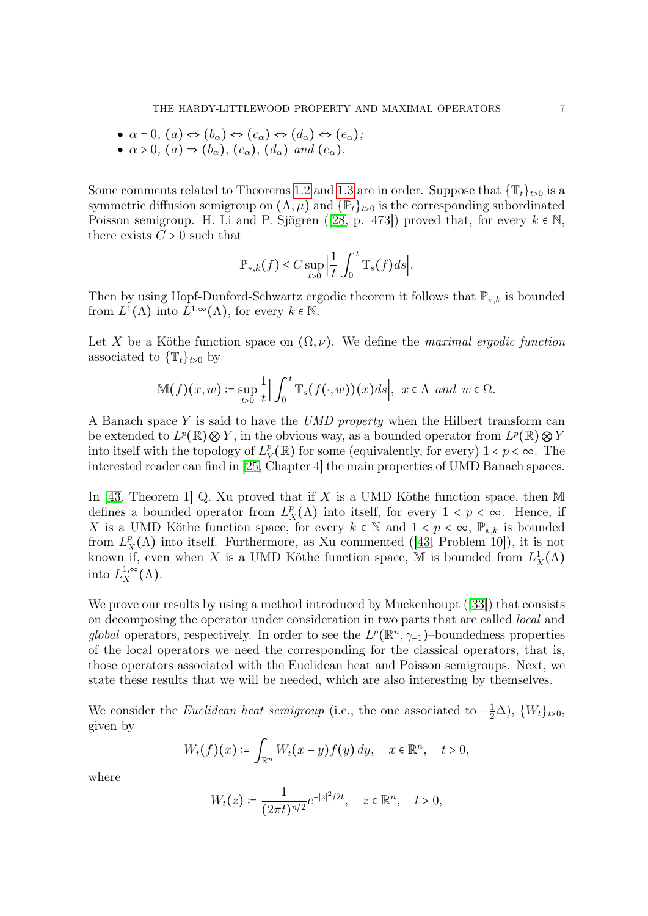- $\alpha = 0$, $(a) \Leftrightarrow (b_\alpha) \Leftrightarrow (c_\alpha) \Leftrightarrow (d_\alpha) \Leftrightarrow (e_\alpha)$;
- $\alpha > 0$, $(a) \Rightarrow (b_\alpha)$, $(c_\alpha)$, $(d_\alpha)$ *and* $(e_\alpha)$.

Some comments related to Theorems 1.2 and 1.3 are in order. Suppose that $\{\mathbb{T}_t\}_{t>0}$ is a symmetric diffusion semigroup on $(\Lambda, \mu)$ and $\{\mathbb{P}_t\}_{t>0}$ is the corresponding subordinated Poisson semigroup. H. Li and P. Sjögren ([28, p. 473]) proved that, for every $k \in \mathbb{N}$, there exists $C > 0$ such that

$$\mathbb{P}_{*,k}(f) \leq C \sup_{t>0} \Big| \frac{1}{t} \int_0^t \mathbb{T}_s(f) ds \Big|.$$

Then by using Hopf-Dunford-Schwartz ergodic theorem it follows that $\mathbb{P}_{*,k}$ is bounded from $L^1(\Lambda)$ into $L^{1,\infty}(\Lambda)$, for every $k \in \mathbb{N}$.

Let $X$ be a Köthe function space on $(\Omega, \nu)$. We define the *maximal ergodic function* associated to $\{\mathbb{T}_t\}_{t>0}$ by

$$\mathbb{M}(f)(x,w) := \sup_{t>0} \frac{1}{t} \Big| \int_0^t \mathbb{T}_s(f(\cdot, w))(x) ds \Big|, \quad x \in \Lambda \text{ and } w \in \Omega.$$

A Banach space $Y$ is said to have the *UMD property* when the Hilbert transform can be extended to $L^p(\mathbb{R}) \otimes Y$, in the obvious way, as a bounded operator from $L^p(\mathbb{R}) \otimes Y$ into itself with the topology of $L^p_Y(\mathbb{R})$ for some (equivalently, for every) $1 < p < \infty$. The interested reader can find in [25, Chapter 4] the main properties of UMD Banach spaces.

In [43, Theorem 1] Q. Xu proved that if $X$ is a UMD Köthe function space, then $\mathbb{M}$ defines a bounded operator from $L^p_X(\Lambda)$ into itself, for every $1 < p < \infty$. Hence, if $X$ is a UMD Köthe function space, for every $k \in \mathbb{N}$ and $1 < p < \infty$, $\mathbb{P}_{*,k}$ is bounded from $L^p_X(\Lambda)$ into itself. Furthermore, as Xu commented ([43, Problem 10]), it is not known if, even when $X$ is a UMD Köthe function space, $\mathbb{M}$ is bounded from $L^1_X(\Lambda)$ into $L^{1,\infty}_X(\Lambda)$.

We prove our results by using a method introduced by Muckenhoupt ([33]) that consists on decomposing the operator under consideration in two parts that are called *local* and *global* operators, respectively. In order to see the $L^p(\mathbb{R}^n, \gamma_{-1})$–boundedness properties of the local operators we need the corresponding for the classical operators, that is, those operators associated with the Euclidean heat and Poisson semigroups. Next, we state these results that we will be needed, which are also interesting by themselves.

We consider the *Euclidean heat semigroup* (i.e., the one associated to $-\frac{1}{2}\Delta$), $\{W_t\}_{t>0}$, given by

$$W_t(f)(x) := \int_{\mathbb{R}^n} W_t(x-y) f(y)\, dy, \quad x \in \mathbb{R}^n, \quad t > 0,$$

where

$$W_t(z) := \frac{1}{(2\pi t)^{n/2}} e^{-|z|^2/2t}, \quad z \in \mathbb{R}^n, \quad t > 0,$$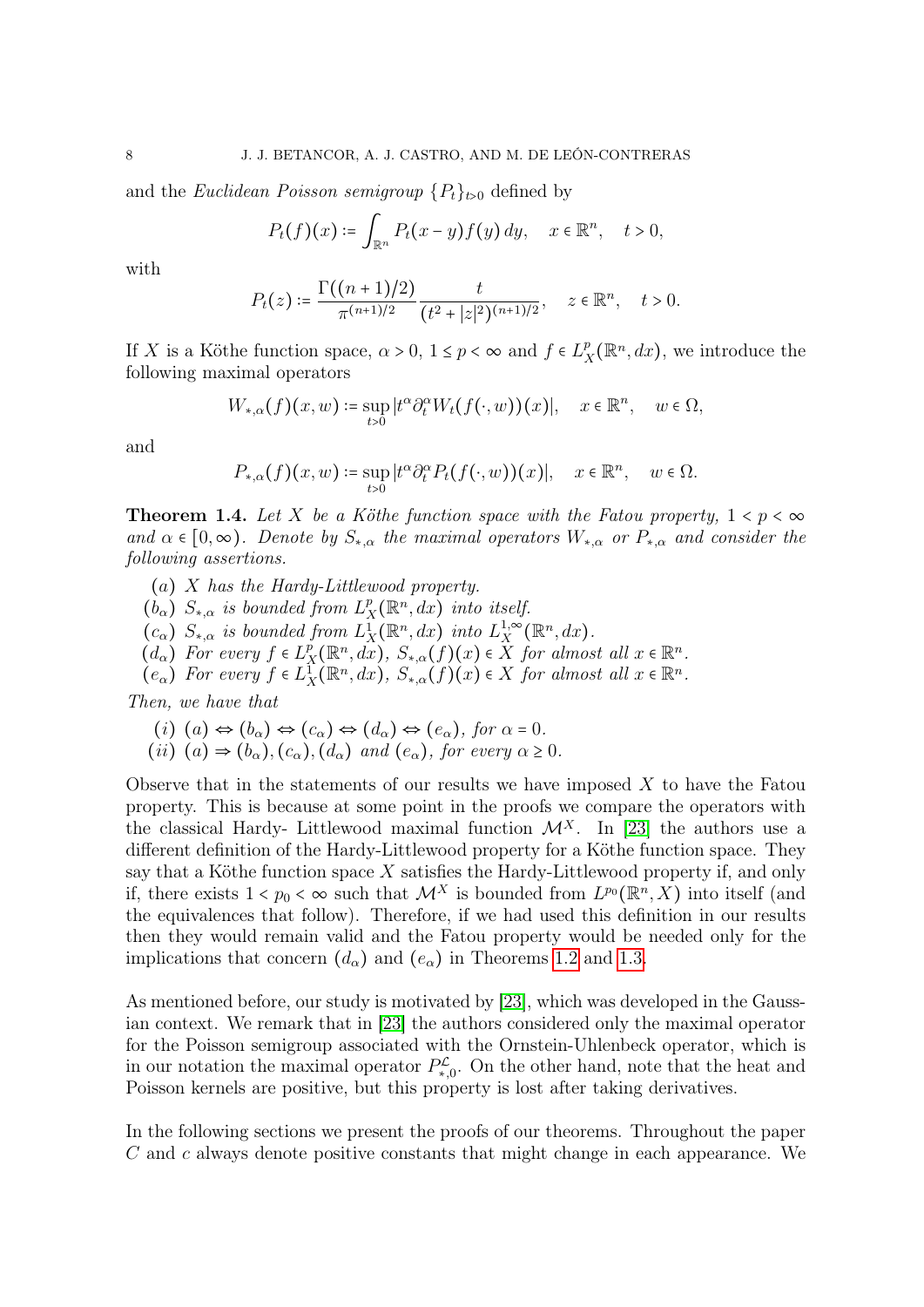and the *Euclidean Poisson semigroup* $\{P_t\}_{t>0}$ defined by

$$P_t(f)(x) := \int_{\mathbb{R}^n} P_t(x-y) f(y)\, dy, \quad x \in \mathbb{R}^n, \quad t > 0,$$

with

$$P_t(z) := \frac{\Gamma((n+1)/2)}{\pi^{(n+1)/2}} \frac{t}{(t^2 + |z|^2)^{(n+1)/2}}, \quad z \in \mathbb{R}^n, \quad t > 0.$$

If $X$ is a Köthe function space, $\alpha > 0$, $1 \le p < \infty$ and $f \in L^p_X(\mathbb{R}^n, dx)$, we introduce the following maximal operators

$$W_{*,\alpha}(f)(x,w) := \sup_{t>0} |t^\alpha \partial_t^\alpha W_t(f(\cdot,w))(x)|, \quad x \in \mathbb{R}^n, \quad w \in \Omega,$$

and

$$P_{*,\alpha}(f)(x,w) := \sup_{t>0} |t^\alpha \partial_t^\alpha P_t(f(\cdot,w))(x)|, \quad x \in \mathbb{R}^n, \quad w \in \Omega.$$

**Theorem 1.4.** *Let $X$ be a Köthe function space with the Fatou property, $1 < p < \infty$ and $\alpha \in [0,\infty)$. Denote by $S_{*,\alpha}$ the maximal operators $W_{*,\alpha}$ or $P_{*,\alpha}$ and consider the following assertions.*

- $(a)$ *$X$ has the Hardy-Littlewood property.*
- $(b_\alpha)$ *$S_{*,\alpha}$ is bounded from $L^p_X(\mathbb{R}^n, dx)$ into itself.*
- $(c_\alpha)$ *$S_{*,\alpha}$ is bounded from $L^1_X(\mathbb{R}^n, dx)$ into $L^{1,\infty}_X(\mathbb{R}^n, dx)$.*
- $(d_\alpha)$ *For every $f \in L^p_X(\mathbb{R}^n, dx)$, $S_{*,\alpha}(f)(x) \in X$ for almost all $x \in \mathbb{R}^n$.*
- $(e_\alpha)$ *For every $f \in L^1_X(\mathbb{R}^n, dx)$, $S_{*,\alpha}(f)(x) \in X$ for almost all $x \in \mathbb{R}^n$.*

*Then, we have that*

- $(i)$ *$(a) \Leftrightarrow (b_\alpha) \Leftrightarrow (c_\alpha) \Leftrightarrow (d_\alpha) \Leftrightarrow (e_\alpha)$, for $\alpha = 0$.*
- $(ii)$ *$(a) \Rightarrow (b_\alpha), (c_\alpha), (d_\alpha)$ and $(e_\alpha)$, for every $\alpha \ge 0$.*

Observe that in the statements of our results we have imposed $X$ to have the Fatou property. This is because at some point in the proofs we compare the operators with the classical Hardy- Littlewood maximal function $\mathcal{M}^X$. In [23] the authors use a different definition of the Hardy-Littlewood property for a Köthe function space. They say that a Köthe function space $X$ satisfies the Hardy-Littlewood property if, and only if, there exists $1 < p_0 < \infty$ such that $\mathcal{M}^X$ is bounded from $L^{p_0}(\mathbb{R}^n, X)$ into itself (and the equivalences that follow). Therefore, if we had used this definition in our results then they would remain valid and the Fatou property would be needed only for the implications that concern $(d_\alpha)$ and $(e_\alpha)$ in Theorems 1.2 and 1.3.

As mentioned before, our study is motivated by [23], which was developed in the Gaussian context. We remark that in [23] the authors considered only the maximal operator for the Poisson semigroup associated with the Ornstein-Uhlenbeck operator, which is in our notation the maximal operator $P^{\mathcal{L}}_{*,0}$. On the other hand, note that the heat and Poisson kernels are positive, but this property is lost after taking derivatives.

In the following sections we present the proofs of our theorems. Throughout the paper $C$ and $c$ always denote positive constants that might change in each appearance. We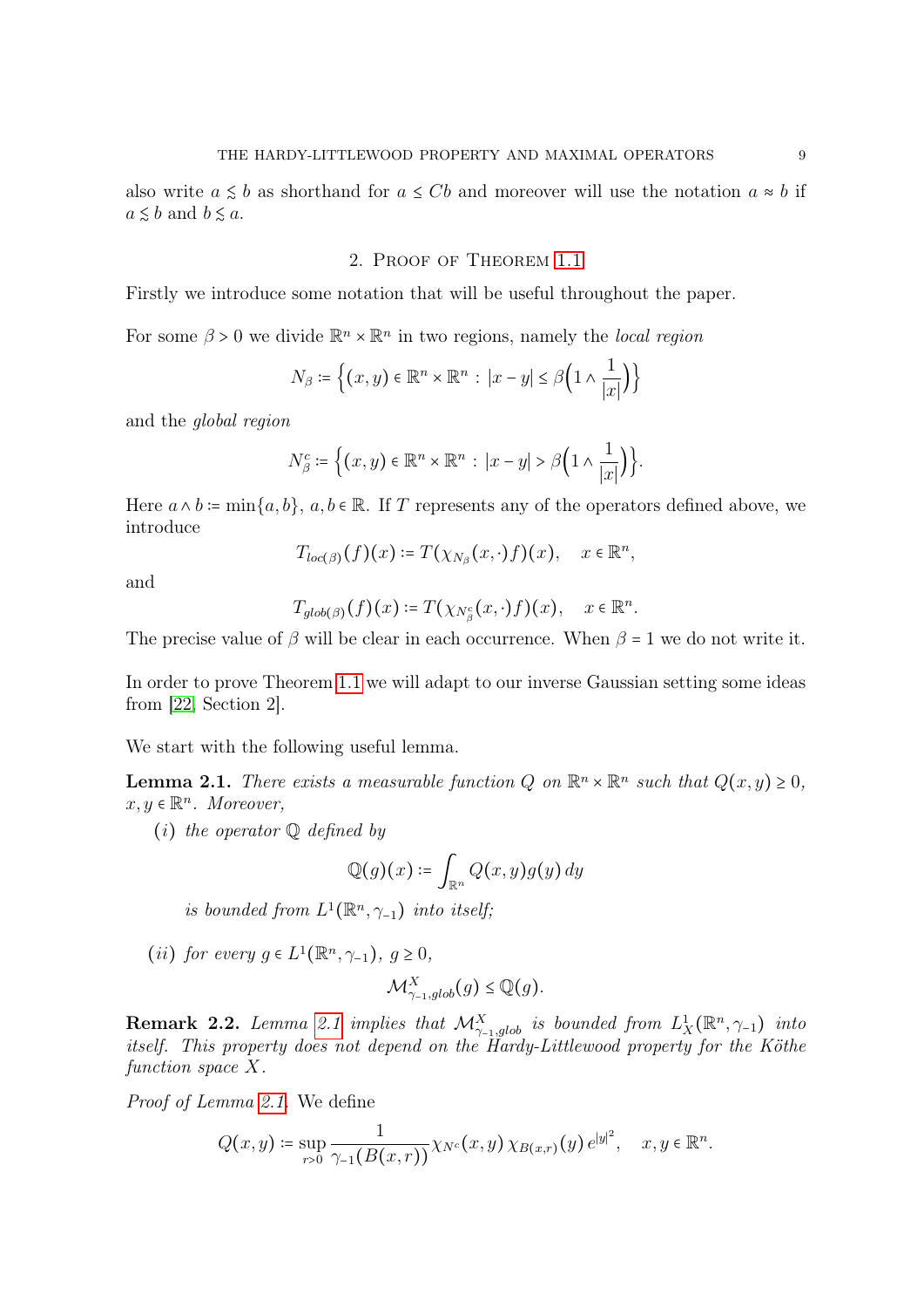also write $a \lesssim b$ as shorthand for $a \le Cb$ and moreover will use the notation $a \approx b$ if $a \lesssim b$ and $b \lesssim a$.

## 2. Proof of Theorem 1.1

Firstly we introduce some notation that will be useful throughout the paper.

For some $\beta > 0$ we divide $\mathbb{R}^n \times \mathbb{R}^n$ in two regions, namely the *local region*

$$N_\beta := \Big\{(x,y) \in \mathbb{R}^n \times \mathbb{R}^n : |x-y| \le \beta\Big(1 \wedge \frac{1}{|x|}\Big)\Big\}$$

and the *global region*

$$N_\beta^c := \Big\{(x,y) \in \mathbb{R}^n \times \mathbb{R}^n : |x-y| > \beta\Big(1 \wedge \frac{1}{|x|}\Big)\Big\}.$$

Here $a \wedge b := \min\{a, b\}$, $a, b \in \mathbb{R}$. If $T$ represents any of the operators defined above, we introduce

$$T_{loc(\beta)}(f)(x) := T(\chi_{N_\beta}(x,\cdot)f)(x), \quad x \in \mathbb{R}^n,$$

and

$$T_{glob(\beta)}(f)(x) := T(\chi_{N_\beta^c}(x,\cdot)f)(x), \quad x \in \mathbb{R}^n.$$

The precise value of $\beta$ will be clear in each occurrence. When $\beta = 1$ we do not write it.

In order to prove Theorem 1.1 we will adapt to our inverse Gaussian setting some ideas from [22, Section 2].

We start with the following useful lemma.

**Lemma 2.1.** *There exists a measurable function $Q$ on $\mathbb{R}^n \times \mathbb{R}^n$ such that $Q(x,y) \ge 0$, $x, y \in \mathbb{R}^n$. Moreover,*

(*i*) *the operator $\mathbb{Q}$ defined by*

$$\mathbb{Q}(g)(x) := \int_{\mathbb{R}^n} Q(x,y)g(y)\,dy$$

*is bounded from $L^1(\mathbb{R}^n, \gamma_{-1})$ into itself;*

(*ii*) *for every $g \in L^1(\mathbb{R}^n, \gamma_{-1})$, $g \ge 0$,*

$$\mathcal{M}^X_{\gamma_{-1},glob}(g) \le \mathbb{Q}(g).$$

**Remark 2.2.** *Lemma 2.1 implies that $\mathcal{M}^X_{\gamma_{-1},glob}$ is bounded from $L^1_X(\mathbb{R}^n, \gamma_{-1})$ into itself. This property does not depend on the Hardy-Littlewood property for the Köthe function space $X$.*

*Proof of Lemma 2.1.* We define

$$Q(x,y) := \sup_{r>0} \frac{1}{\gamma_{-1}(B(x,r))} \chi_{N^c}(x,y)\,\chi_{B(x,r)}(y)\,e^{|y|^2}, \quad x, y \in \mathbb{R}^n.$$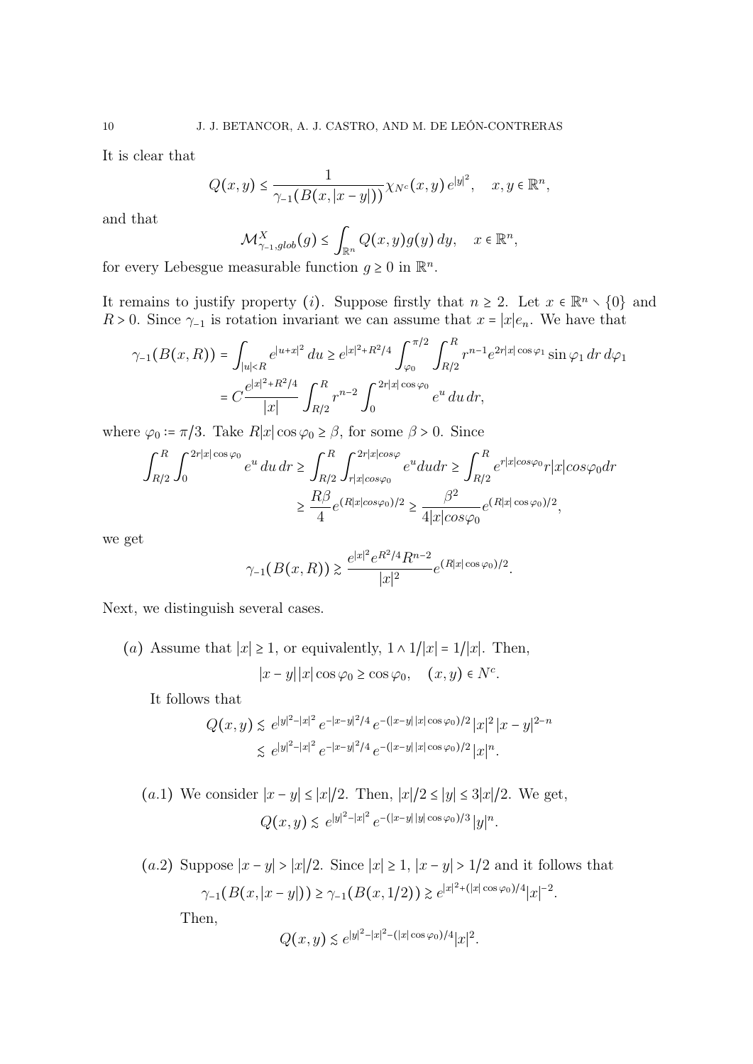It is clear that

$$Q(x,y) \leq \frac{1}{\gamma_{-1}(B(x,|x-y|))}\chi_{N^c}(x,y)\, e^{|y|^2}, \quad x,y \in \mathbb{R}^n,$$

and that

$$\mathcal{M}^X_{\gamma_{-1},glob}(g) \leq \int_{\mathbb{R}^n} Q(x,y) g(y)\, dy, \quad x \in \mathbb{R}^n,$$

for every Lebesgue measurable function $g \geq 0$ in $\mathbb{R}^n$.

It remains to justify property $(i)$. Suppose firstly that $n \geq 2$. Let $x \in \mathbb{R}^n \setminus \{0\}$ and $R > 0$. Since $\gamma_{-1}$ is rotation invariant we can assume that $x = |x| e_n$. We have that

$$\begin{aligned}
\gamma_{-1}(B(x,R)) &= \int_{|u|<R} e^{|u+x|^2}\, du \geq e^{|x|^2 + R^2/4} \int_{\varphi_0}^{\pi/2} \int_{R/2}^{R} r^{n-1} e^{2r|x|\cos\varphi_1} \sin\varphi_1\, dr\, d\varphi_1 \\
&= C \frac{e^{|x|^2+R^2/4}}{|x|} \int_{R/2}^{R} r^{n-2} \int_0^{2r|x|\cos\varphi_0} e^u\, du\, dr,
\end{aligned}$$

where $\varphi_0 := \pi/3$. Take $R|x|\cos\varphi_0 \geq \beta$, for some $\beta > 0$. Since

$$\begin{aligned}
\int_{R/2}^{R} \int_0^{2r|x|\cos\varphi_0} e^u\, du\, dr &\geq \int_{R/2}^{R} \int_{r|x|cos\varphi_0}^{2r|x|cos\varphi} e^u du dr \geq \int_{R/2}^{R} e^{r|x|cos\varphi_0} r|x|cos\varphi_0 dr \\
&\geq \frac{R\beta}{4} e^{(R|x|cos\varphi_0)/2} \geq \frac{\beta^2}{4|x|cos\varphi_0} e^{(R|x|\cos\varphi_0)/2},
\end{aligned}$$

we get

$$\gamma_{-1}(B(x,R)) \gtrsim \frac{e^{|x|^2} e^{R^2/4} R^{n-2}}{|x|^2} e^{(R|x|\cos\varphi_0)/2}.$$

Next, we distinguish several cases.

$(a)$ Assume that $|x| \geq 1$, or equivalently, $1 \wedge 1/|x| = 1/|x|$. Then,

$$|x-y||x|\cos\varphi_0 \geq \cos\varphi_0, \quad (x,y) \in N^c.$$

It follows that

$$\begin{aligned}
Q(x,y) &\lesssim e^{|y|^2 - |x|^2} e^{-|x-y|^2/4} e^{-(|x-y|\,|x|\cos\varphi_0)/2} |x|^2 |x-y|^{2-n} \\
&\lesssim e^{|y|^2 - |x|^2} e^{-|x-y|^2/4} e^{-(|x-y|\,|x|\cos\varphi_0)/2} |x|^n.
\end{aligned}$$

$(a.1)$ We consider $|x-y| \leq |x|/2$. Then, $|x|/2 \leq |y| \leq 3|x|/2$. We get,

$$Q(x,y) \lesssim e^{|y|^2 - |x|^2} e^{-(|x-y|\,|y|\cos\varphi_0)/3} |y|^n.$$

$(a.2)$ Suppose $|x-y| > |x|/2$. Since $|x| \geq 1$, $|x-y| > 1/2$ and it follows that

$$\gamma_{-1}(B(x,|x-y|)) \geq \gamma_{-1}(B(x,1/2)) \gtrsim e^{|x|^2 + (|x|\cos\varphi_0)/4} |x|^{-2}.$$

Then,

$$Q(x,y) \lesssim e^{|y|^2 - |x|^2 - (|x|\cos\varphi_0)/4} |x|^2.$$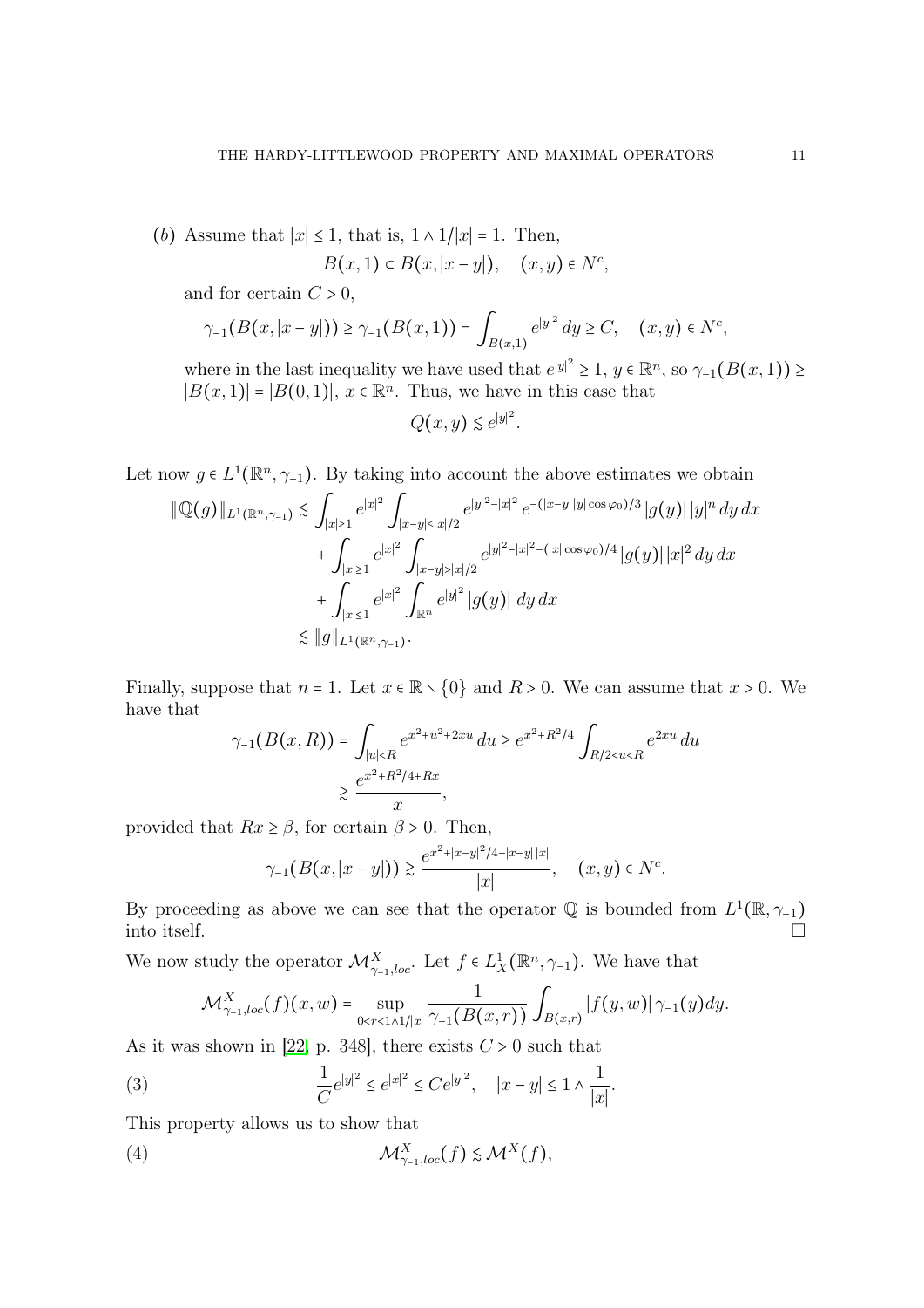(*b*) Assume that $|x| \le 1$, that is, $1 \wedge 1/|x| = 1$. Then,

$$B(x,1) \subset B(x, |x-y|), \quad (x,y) \in N^c,$$

and for certain $C > 0$,

$$\gamma_{-1}(B(x,|x-y|)) \ge \gamma_{-1}(B(x,1)) = \int_{B(x,1)} e^{|y|^2}\, dy \ge C, \quad (x,y) \in N^c,$$

where in the last inequality we have used that $e^{|y|^2} \ge 1$, $y \in \mathbb{R}^n$, so $\gamma_{-1}(B(x,1)) \ge |B(x,1)| = |B(0,1)|$, $x \in \mathbb{R}^n$. Thus, we have in this case that

$$Q(x,y) \lesssim e^{|y|^2}.$$

Let now $g \in L^1(\mathbb{R}^n, \gamma_{-1})$. By taking into account the above estimates we obtain

$$\begin{aligned}
\|\mathbb{Q}(g)\|_{L^1(\mathbb{R}^n,\gamma_{-1})} &\lesssim \int_{|x|\ge 1} e^{|x|^2} \int_{|x-y|\le |x|/2} e^{|y|^2-|x|^2}\, e^{-(|x-y||y|\cos\varphi_0)/3}\, |g(y)|\, |y|^n\, dy\, dx \\
&\quad + \int_{|x|\ge 1} e^{|x|^2} \int_{|x-y|>|x|/2} e^{|y|^2-|x|^2-(|x|\cos\varphi_0)/4}\, |g(y)|\, |x|^2\, dy\, dx \\
&\quad + \int_{|x|\le 1} e^{|x|^2} \int_{\mathbb{R}^n} e^{|y|^2}\, |g(y)|\, dy\, dx \\
&\lesssim \|g\|_{L^1(\mathbb{R}^n,\gamma_{-1})}.
\end{aligned}$$

Finally, suppose that $n = 1$. Let $x \in \mathbb{R} \smallsetminus \{0\}$ and $R > 0$. We can assume that $x > 0$. We have that

$$\begin{aligned}
\gamma_{-1}(B(x,R)) &= \int_{|u|<R} e^{x^2+u^2+2xu}\, du \ge e^{x^2+R^2/4} \int_{R/2<u<R} e^{2xu}\, du \\
&\gtrsim \frac{e^{x^2+R^2/4+Rx}}{x},
\end{aligned}$$

provided that $Rx \ge \beta$, for certain $\beta > 0$. Then,

$$\gamma_{-1}(B(x,|x-y|)) \gtrsim \frac{e^{x^2+|x-y|^2/4+|x-y|\,|x|}}{|x|}, \quad (x,y) \in N^c.$$

By proceeding as above we can see that the operator $\mathbb{Q}$ is bounded from $L^1(\mathbb{R}, \gamma_{-1})$ into itself. $\square$

We now study the operator $\mathcal{M}^X_{\gamma_{-1},loc}$. Let $f \in L^1_X(\mathbb{R}^n, \gamma_{-1})$. We have that

$$\mathcal{M}^X_{\gamma_{-1},loc}(f)(x,w) = \sup_{0<r<1\wedge 1/|x|} \frac{1}{\gamma_{-1}(B(x,r))} \int_{B(x,r)} |f(y,w)|\, \gamma_{-1}(y) dy.$$

As it was shown in [22, p. 348], there exists $C > 0$ such that

$$\frac{1}{C} e^{|y|^2} \le e^{|x|^2} \le C e^{|y|^2}, \quad |x-y| \le 1 \wedge \frac{1}{|x|}. \tag{3}$$

This property allows us to show that

$$\mathcal{M}^X_{\gamma_{-1},loc}(f) \lesssim \mathcal{M}^X(f), \tag{4}$$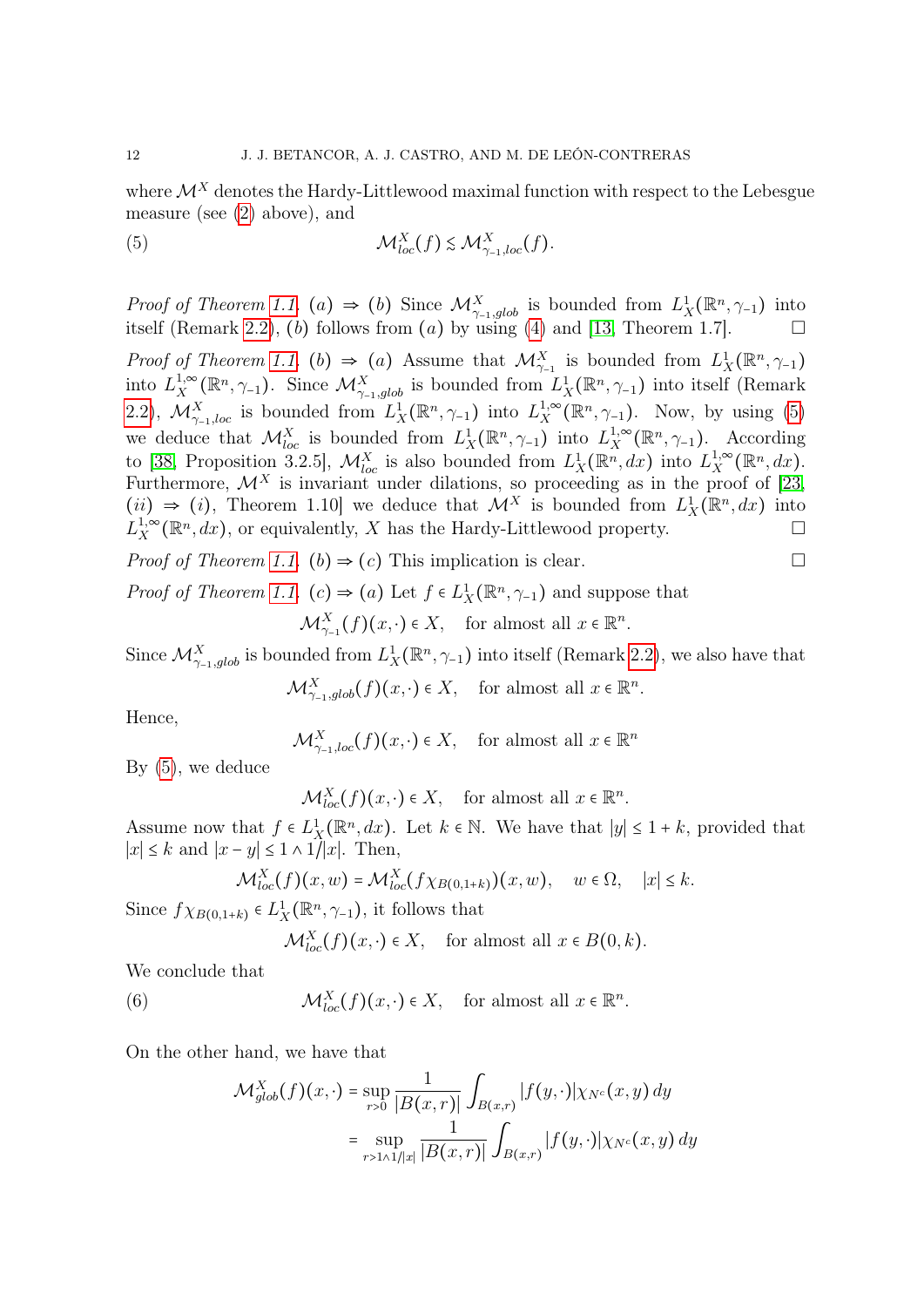where $\mathcal{M}^X$ denotes the Hardy-Littlewood maximal function with respect to the Lebesgue measure (see (2) above), and

$$\mathcal{M}^X_{loc}(f) \lesssim \mathcal{M}^X_{\gamma_{-1},loc}(f). \tag{5}$$

*Proof of Theorem 1.1.* $(a) \Rightarrow (b)$ Since $\mathcal{M}^X_{\gamma_{-1},glob}$ is bounded from $L^1_X(\mathbb{R}^n,\gamma_{-1})$ into itself (Remark 2.2), $(b)$ follows from $(a)$ by using (4) and [13, Theorem 1.7]. □

*Proof of Theorem 1.1.* $(b) \Rightarrow (a)$ Assume that $\mathcal{M}^X_{\gamma_{-1}}$ is bounded from $L^1_X(\mathbb{R}^n,\gamma_{-1})$ into $L^{1,\infty}_X(\mathbb{R}^n,\gamma_{-1})$. Since $\mathcal{M}^X_{\gamma_{-1},glob}$ is bounded from $L^1_X(\mathbb{R}^n,\gamma_{-1})$ into itself (Remark 2.2), $\mathcal{M}^X_{\gamma_{-1},loc}$ is bounded from $L^1_X(\mathbb{R}^n,\gamma_{-1})$ into $L^{1,\infty}_X(\mathbb{R}^n,\gamma_{-1})$. Now, by using (5) we deduce that $\mathcal{M}^X_{loc}$ is bounded from $L^1_X(\mathbb{R}^n,\gamma_{-1})$ into $L^{1,\infty}_X(\mathbb{R}^n,\gamma_{-1})$. According to [38, Proposition 3.2.5], $\mathcal{M}^X_{loc}$ is also bounded from $L^1_X(\mathbb{R}^n,dx)$ into $L^{1,\infty}_X(\mathbb{R}^n,dx)$. Furthermore, $\mathcal{M}^X$ is invariant under dilations, so proceeding as in the proof of [23, $(ii) \Rightarrow (i)$, Theorem 1.10] we deduce that $\mathcal{M}^X$ is bounded from $L^1_X(\mathbb{R}^n,dx)$ into $L^{1,\infty}_X(\mathbb{R}^n,dx)$, or equivalently, $X$ has the Hardy-Littlewood property. □

*Proof of Theorem 1.1.* $(b) \Rightarrow (c)$ This implication is clear. □

*Proof of Theorem 1.1.* $(c) \Rightarrow (a)$ Let $f \in L^1_X(\mathbb{R}^n,\gamma_{-1})$ and suppose that

$$\mathcal{M}^X_{\gamma_{-1}}(f)(x,\cdot) \in X, \quad \text{for almost all } x \in \mathbb{R}^n.$$

Since $\mathcal{M}^X_{\gamma_{-1},glob}$ is bounded from $L^1_X(\mathbb{R}^n,\gamma_{-1})$ into itself (Remark 2.2), we also have that

$$\mathcal{M}^X_{\gamma_{-1},glob}(f)(x,\cdot) \in X, \quad \text{for almost all } x \in \mathbb{R}^n.$$

Hence,

$$\mathcal{M}^X_{\gamma_{-1},loc}(f)(x,\cdot) \in X, \quad \text{for almost all } x \in \mathbb{R}^n$$

By (5), we deduce

$$\mathcal{M}^X_{loc}(f)(x,\cdot) \in X, \quad \text{for almost all } x \in \mathbb{R}^n.$$

Assume now that $f \in L^1_X(\mathbb{R}^n,dx)$. Let $k \in \mathbb{N}$. We have that $|y| \leq 1+k$, provided that $|x| \leq k$ and $|x-y| \leq 1 \wedge 1/|x|$. Then,

$$\mathcal{M}^X_{loc}(f)(x,w) = \mathcal{M}^X_{loc}(f\chi_{B(0,1+k)})(x,w), \quad w \in \Omega, \quad |x| \leq k.$$

Since $f\chi_{B(0,1+k)} \in L^1_X(\mathbb{R}^n,\gamma_{-1})$, it follows that

$$\mathcal{M}^X_{loc}(f)(x,\cdot) \in X, \quad \text{for almost all } x \in B(0,k).$$

We conclude that

$$\mathcal{M}^X_{loc}(f)(x,\cdot) \in X, \quad \text{for almost all } x \in \mathbb{R}^n. \tag{6}$$

On the other hand, we have that

$$\begin{aligned}
\mathcal{M}^X_{glob}(f)(x,\cdot) &= \sup_{r>0} \frac{1}{|B(x,r)|} \int_{B(x,r)} |f(y,\cdot)|\chi_{N^c}(x,y)\,dy \\
&= \sup_{r>1\wedge 1/|x|} \frac{1}{|B(x,r)|} \int_{B(x,r)} |f(y,\cdot)|\chi_{N^c}(x,y)\,dy
\end{aligned}$$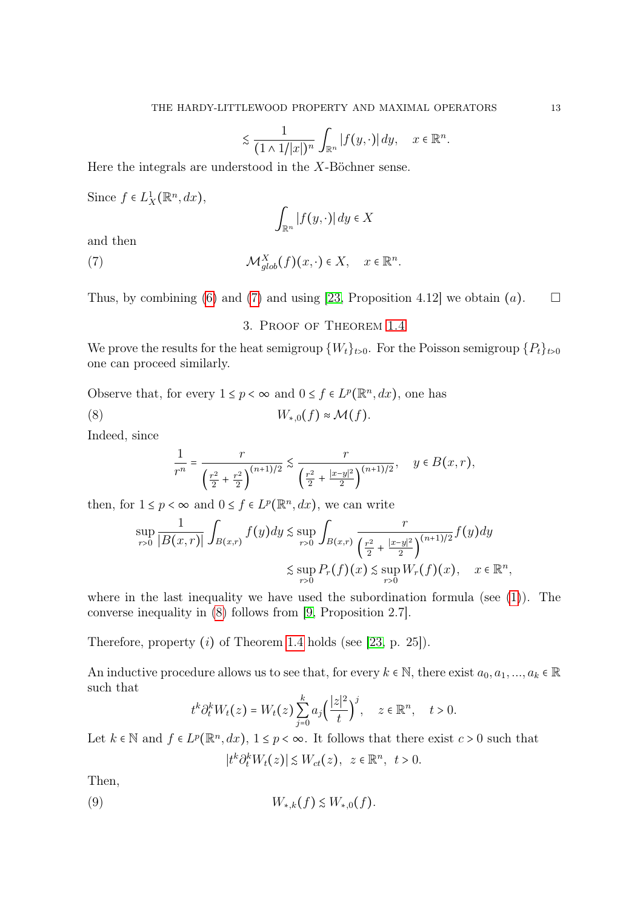$$\lesssim \frac{1}{(1 \wedge 1/|x|)^n} \int_{\mathbb{R}^n} |f(y,\cdot)| \, dy, \quad x \in \mathbb{R}^n.$$

Here the integrals are understood in the $X$-Böchner sense.

Since $f \in L^1_X(\mathbb{R}^n, dx)$,

$$\int_{\mathbb{R}^n} |f(y,\cdot)| \, dy \in X$$

and then

$$\mathcal{M}^X_{glob}(f)(x,\cdot) \in X, \quad x \in \mathbb{R}^n. \tag{7}$$

Thus, by combining (6) and (7) and using [23, Proposition 4.12] we obtain $(a)$. $\square$

## 3. Proof of Theorem 1.4

We prove the results for the heat semigroup $\{W_t\}_{t>0}$. For the Poisson semigroup $\{P_t\}_{t>0}$ one can proceed similarly.

Observe that, for every $1 \leq p < \infty$ and $0 \leq f \in L^p(\mathbb{R}^n, dx)$, one has

$$W_{*,0}(f) \approx \mathcal{M}(f). \tag{8}$$

Indeed, since

$$\frac{1}{r^n} = \frac{r}{\left(\frac{r^2}{2} + \frac{r^2}{2}\right)^{(n+1)/2}} \lesssim \frac{r}{\left(\frac{r^2}{2} + \frac{|x-y|^2}{2}\right)^{(n+1)/2}}, \quad y \in B(x,r),$$

then, for $1 \leq p < \infty$ and $0 \leq f \in L^p(\mathbb{R}^n, dx)$, we can write

$$\begin{aligned}
\sup_{r>0} \frac{1}{|B(x,r)|} \int_{B(x,r)} f(y) dy &\lesssim \sup_{r>0} \int_{B(x,r)} \frac{r}{\left(\frac{r^2}{2} + \frac{|x-y|^2}{2}\right)^{(n+1)/2}} f(y) dy \\
&\lesssim \sup_{r>0} P_r(f)(x) \lesssim \sup_{r>0} W_r(f)(x), \quad x \in \mathbb{R}^n,
\end{aligned}$$

where in the last inequality we have used the subordination formula (see (1)). The converse inequality in (8) follows from [9, Proposition 2.7].

Therefore, property $(i)$ of Theorem 1.4 holds (see [23, p. 25]).

An inductive procedure allows us to see that, for every $k \in \mathbb{N}$, there exist $a_0, a_1, ..., a_k \in \mathbb{R}$ such that

$$t^k \partial_t^k W_t(z) = W_t(z) \sum_{j=0}^{k} a_j \Big(\frac{|z|^2}{t}\Big)^j, \quad z \in \mathbb{R}^n, \quad t > 0.$$

Let $k \in \mathbb{N}$ and $f \in L^p(\mathbb{R}^n, dx)$, $1 \leq p < \infty$. It follows that there exist $c > 0$ such that

$$|t^k \partial_t^k W_t(z)| \lesssim W_{ct}(z), \;\; z \in \mathbb{R}^n, \;\; t > 0.$$

Then,

$$W_{*,k}(f) \lesssim W_{*,0}(f). \tag{9}$$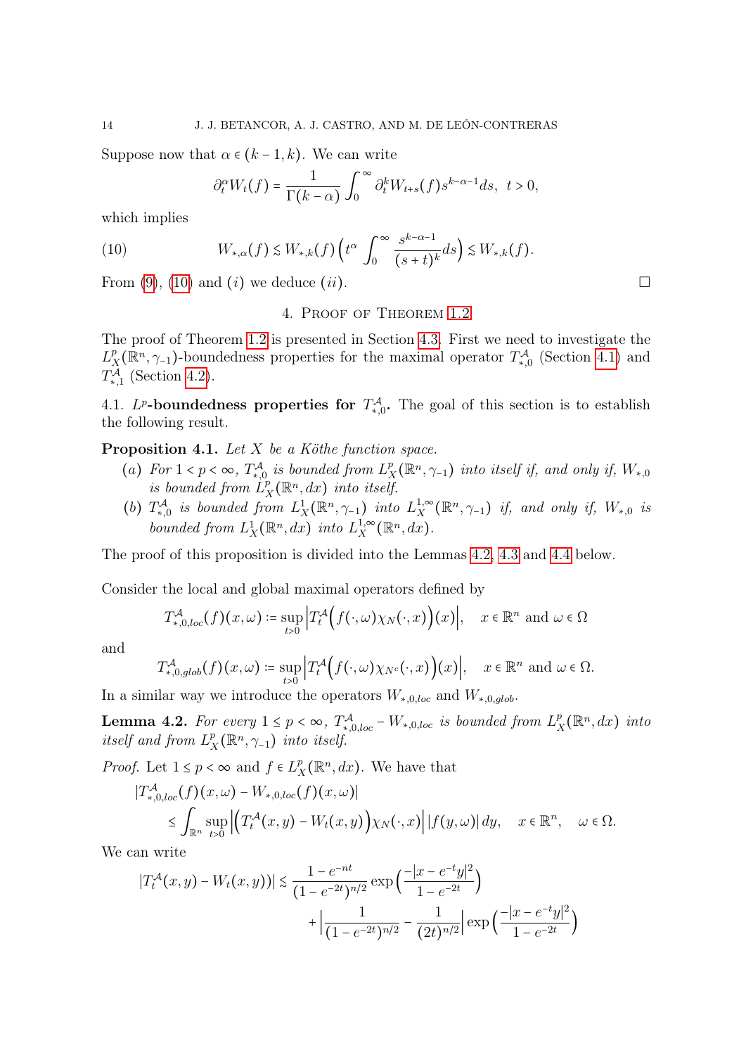Suppose now that $\alpha \in (k-1,k)$. We can write

$$\partial_t^\alpha W_t(f) = \frac{1}{\Gamma(k-\alpha)} \int_0^\infty \partial_t^k W_{t+s}(f) s^{k-\alpha-1} ds, \quad t>0,$$

which implies

$$W_{*,\alpha}(f) \lesssim W_{*,k}(f) \Big( t^\alpha \int_0^\infty \frac{s^{k-\alpha-1}}{(s+t)^k} ds \Big) \lesssim W_{*,k}(f). \tag{10}$$

From (9), (10) and $(i)$ we deduce $(ii)$. $\square$

## 4. Proof of Theorem 1.2

The proof of Theorem 1.2 is presented in Section 4.3. First we need to investigate the $L^p_X(\mathbb{R}^n, \gamma_{-1})$-boundedness properties for the maximal operator $T^{\mathcal{A}}_{*,0}$ (Section 4.1) and $T^{\mathcal{A}}_{*,1}$ (Section 4.2).

### 4.1. $L^p$-boundedness properties for $T^{\mathcal{A}}_{*,0}$.

The goal of this section is to establish the following result.

**Proposition 4.1.** *Let $X$ be a Köthe function space.*

*(a) For $1<p<\infty$, $T^{\mathcal{A}}_{*,0}$ is bounded from $L^p_X(\mathbb{R}^n, \gamma_{-1})$ into itself if, and only if, $W_{*,0}$ is bounded from $L^p_X(\mathbb{R}^n, dx)$ into itself.*

*(b) $T^{\mathcal{A}}_{*,0}$ is bounded from $L^1_X(\mathbb{R}^n, \gamma_{-1})$ into $L^{1,\infty}_X(\mathbb{R}^n, \gamma_{-1})$ if, and only if, $W_{*,0}$ is bounded from $L^1_X(\mathbb{R}^n, dx)$ into $L^{1,\infty}_X(\mathbb{R}^n, dx)$.*

The proof of this proposition is divided into the Lemmas 4.2, 4.3 and 4.4 below.

Consider the local and global maximal operators defined by

$$T^{\mathcal{A}}_{*,0,loc}(f)(x,\omega) := \sup_{t>0} \Big| T^{\mathcal{A}}_t \Big( f(\cdot,\omega) \chi_N(\cdot,x) \Big)(x) \Big|, \quad x \in \mathbb{R}^n \text{ and } \omega \in \Omega$$

and

$$T^{\mathcal{A}}_{*,0,glob}(f)(x,\omega) := \sup_{t>0} \Big| T^{\mathcal{A}}_t \Big( f(\cdot,\omega) \chi_{N^c}(\cdot,x) \Big)(x) \Big|, \quad x \in \mathbb{R}^n \text{ and } \omega \in \Omega.$$

In a similar way we introduce the operators $W_{*,0,loc}$ and $W_{*,0,glob}$.

**Lemma 4.2.** *For every $1 \le p < \infty$, $T^{\mathcal{A}}_{*,0,loc} - W_{*,0,loc}$ is bounded from $L^p_X(\mathbb{R}^n, dx)$ into itself and from $L^p_X(\mathbb{R}^n, \gamma_{-1})$ into itself.*

*Proof.* Let $1 \le p < \infty$ and $f \in L^p_X(\mathbb{R}^n, dx)$. We have that

$$|T^{\mathcal{A}}_{*,0,loc}(f)(x,\omega) - W_{*,0,loc}(f)(x,\omega)| \le \int_{\mathbb{R}^n} \sup_{t>0} \Big| \Big( T^{\mathcal{A}}_t(x,y) - W_t(x,y) \Big) \chi_N(\cdot,x) \Big| |f(y,\omega)| \, dy, \quad x \in \mathbb{R}^n, \quad \omega \in \Omega.$$

We can write

$$|T^{\mathcal{A}}_t(x,y) - W_t(x,y))| \lesssim \frac{1-e^{-nt}}{(1-e^{-2t})^{n/2}} \exp\Big( \frac{-|x-e^{-t}y|^2}{1-e^{-2t}} \Big) + \Big| \frac{1}{(1-e^{-2t})^{n/2}} - \frac{1}{(2t)^{n/2}} \Big| \exp\Big( \frac{-|x-e^{-t}y|^2}{1-e^{-2t}} \Big)$$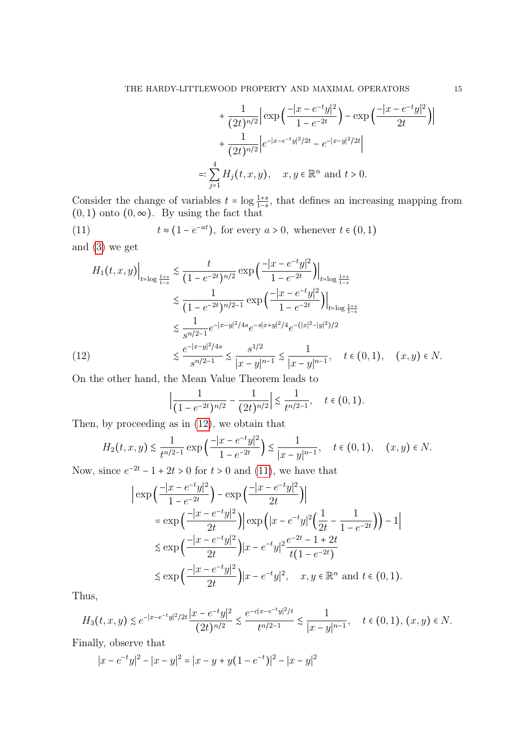$$
\begin{aligned}
&+\frac{1}{(2t)^{n/2}}\Big|\exp\Big(\frac{-|x-e^{-t}y|^2}{1-e^{-2t}}\Big)-\exp\Big(\frac{-|x-e^{-t}y|^2}{2t}\Big)\Big| \\
&+\frac{1}{(2t)^{n/2}}\Big|e^{-|x-e^{-t}y|^2/2t}-e^{-|x-y|^2/2t}\Big| \\
=:&\sum_{j=1}^{4}H_j(t,x,y),\quad x,y\in\mathbb{R}^n \text{ and } t>0.
\end{aligned}
$$

Consider the change of variables $t=\log\frac{1+s}{1-s}$, that defines an increasing mapping from $(0,1)$ onto $(0,\infty)$. By using the fact that

$$
t\approx(1-e^{-at}),\ \text{for every } a>0,\ \text{whenever } t\in(0,1) \tag{11}
$$

and (3) we get

$$
\begin{aligned}
H_1(t,x,y)\Big|_{t=\log\frac{1+s}{1-s}} &\lesssim \frac{t}{(1-e^{-2t})^{n/2}}\exp\Big(\frac{-|x-e^{-t}y|^2}{1-e^{-2t}}\Big)\Big|_{t=\log\frac{1+s}{1-s}} \\
&\lesssim \frac{1}{(1-e^{-2t})^{n/2-1}}\exp\Big(\frac{-|x-e^{-t}y|^2}{1-e^{-2t}}\Big)\Big|_{t=\log\frac{1+s}{1-s}} \\
&\lesssim \frac{1}{s^{n/2-1}}e^{-|x-y|^2/4s}e^{-s|x+y|^2/4}e^{-(|x|^2-|y|^2)/2} \\
&\lesssim \frac{e^{-|x-y|^2/4s}}{s^{n/2-1}}\lesssim\frac{s^{1/2}}{|x-y|^{n-1}}\lesssim\frac{1}{|x-y|^{n-1}},\quad t\in(0,1),\quad (x,y)\in N.
\end{aligned}
\tag{12}
$$

On the other hand, the Mean Value Theorem leads to

$$
\Big|\frac{1}{(1-e^{-2t})^{n/2}}-\frac{1}{(2t)^{n/2}}\Big|\lesssim\frac{1}{t^{n/2-1}},\quad t\in(0,1).
$$

Then, by proceeding as in (12), we obtain that

$$
H_2(t,x,y)\lesssim\frac{1}{t^{n/2-1}}\exp\Big(\frac{-|x-e^{-t}y|^2}{1-e^{-2t}}\Big)\lesssim\frac{1}{|x-y|^{n-1}},\quad t\in(0,1),\quad (x,y)\in N.
$$

Now, since $e^{-2t}-1+2t>0$ for $t>0$ and (11), we have that

$$
\begin{aligned}
&\Big|\exp\Big(\frac{-|x-e^{-t}y|^2}{1-e^{-2t}}\Big)-\exp\Big(\frac{-|x-e^{-t}y|^2}{2t}\Big)\Big| \\
&=\exp\Big(\frac{-|x-e^{-t}y|^2}{2t}\Big)\Big|\exp\Big(|x-e^{-t}y|^2\Big(\frac{1}{2t}-\frac{1}{1-e^{-2t}}\Big)\Big)-1\Big| \\
&\lesssim\exp\Big(\frac{-|x-e^{-t}y|^2}{2t}\Big)|x-e^{-t}y|^2\frac{e^{-2t}-1+2t}{t(1-e^{-2t})} \\
&\lesssim\exp\Big(\frac{-|x-e^{-t}y|^2}{2t}\Big)|x-e^{-t}y|^2,\quad x,y\in\mathbb{R}^n \text{ and } t\in(0,1).
\end{aligned}
$$

Thus,

$$
H_3(t,x,y)\lesssim e^{-|x-e^{-t}y|^2/2t}\frac{|x-e^{-t}y|^2}{(2t)^{n/2}}\lesssim\frac{e^{-c|x-e^{-t}y|^2/t}}{t^{n/2-1}}\lesssim\frac{1}{|x-y|^{n-1}},\quad t\in(0,1),\,(x,y)\in N.
$$

Finally, observe that

$$
|x-e^{-t}y|^2-|x-y|^2=|x-y+y(1-e^{-t})|^2-|x-y|^2
$$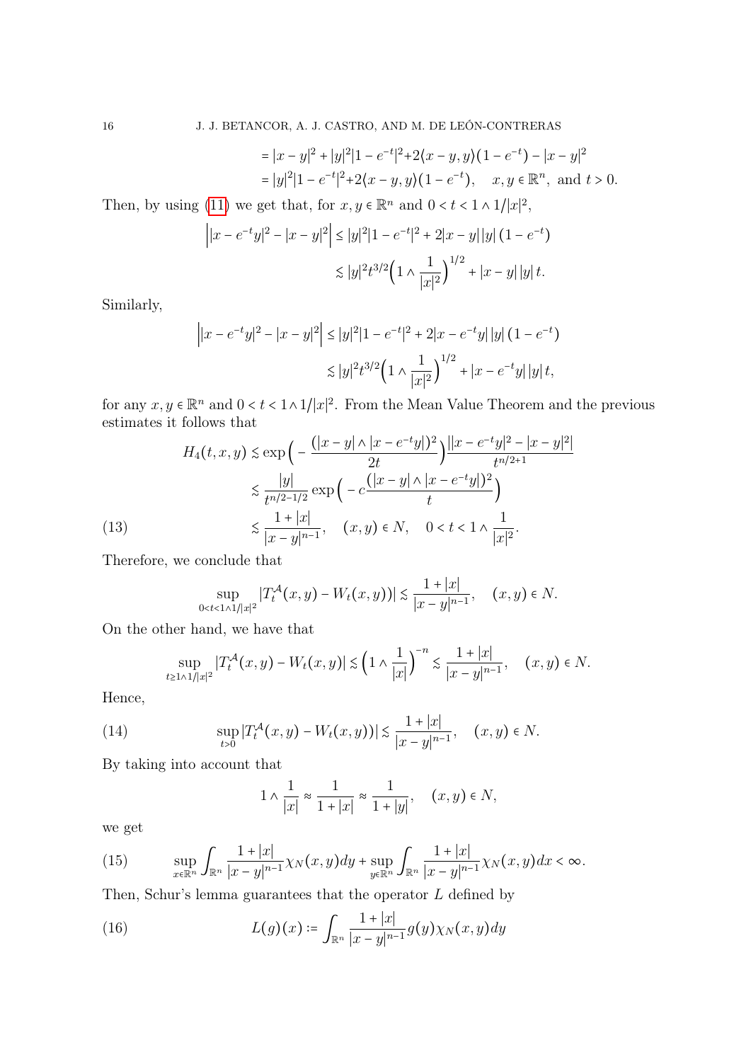$$= |x-y|^2 + |y|^2|1-e^{-t}|^2 + 2\langle x-y, y\rangle(1-e^{-t}) - |x-y|^2$$
$$= |y|^2|1-e^{-t}|^2 + 2\langle x-y, y\rangle(1-e^{-t}), \quad x,y \in \mathbb{R}^n, \text{ and } t>0.$$

Then, by using (11) we get that, for $x, y \in \mathbb{R}^n$ and $0 < t < 1 \wedge 1/|x|^2$,

$$\Big||x-e^{-t}y|^2 - |x-y|^2\Big| \leq |y|^2|1-e^{-t}|^2 + 2|x-y|\,|y|\,(1-e^{-t})$$
$$\lesssim |y|^2 t^{3/2}\Big(1 \wedge \frac{1}{|x|^2}\Big)^{1/2} + |x-y|\,|y|\,t.$$

Similarly,

$$\Big||x-e^{-t}y|^2 - |x-y|^2\Big| \leq |y|^2|1-e^{-t}|^2 + 2|x-e^{-t}y|\,|y|\,(1-e^{-t})$$
$$\lesssim |y|^2 t^{3/2}\Big(1 \wedge \frac{1}{|x|^2}\Big)^{1/2} + |x-e^{-t}y|\,|y|\,t,$$

for any $x, y \in \mathbb{R}^n$ and $0 < t < 1 \wedge 1/|x|^2$. From the Mean Value Theorem and the previous estimates it follows that

$$H_4(t,x,y) \lesssim \exp\Big(-\frac{(|x-y| \wedge |x-e^{-t}y|)^2}{2t}\Big)\frac{\big||x-e^{-t}y|^2 - |x-y|^2\big|}{t^{n/2+1}}$$
$$\lesssim \frac{|y|}{t^{n/2-1/2}}\exp\Big(-c\frac{(|x-y| \wedge |x-e^{-t}y|)^2}{t}\Big)$$
$$\lesssim \frac{1+|x|}{|x-y|^{n-1}}, \quad (x,y) \in N, \quad 0 < t < 1 \wedge \frac{1}{|x|^2}. \tag{13}$$

Therefore, we conclude that

$$\sup_{0<t<1\wedge 1/|x|^2} |T_t^{\mathcal{A}}(x,y) - W_t(x,y))| \lesssim \frac{1+|x|}{|x-y|^{n-1}}, \quad (x,y) \in N.$$

On the other hand, we have that

$$\sup_{t \geq 1\wedge 1/|x|^2} |T_t^{\mathcal{A}}(x,y) - W_t(x,y)| \lesssim \Big(1 \wedge \frac{1}{|x|}\Big)^{-n} \lesssim \frac{1+|x|}{|x-y|^{n-1}}, \quad (x,y) \in N.$$

Hence,

$$\sup_{t>0} |T_t^{\mathcal{A}}(x,y) - W_t(x,y))| \lesssim \frac{1+|x|}{|x-y|^{n-1}}, \quad (x,y) \in N. \tag{14}$$

By taking into account that

$$1 \wedge \frac{1}{|x|} \approx \frac{1}{1+|x|} \approx \frac{1}{1+|y|}, \quad (x,y) \in N,$$

we get

$$\sup_{x\in\mathbb{R}^n} \int_{\mathbb{R}^n} \frac{1+|x|}{|x-y|^{n-1}} \chi_N(x,y)dy + \sup_{y\in\mathbb{R}^n} \int_{\mathbb{R}^n} \frac{1+|x|}{|x-y|^{n-1}} \chi_N(x,y)dx < \infty. \tag{15}$$

Then, Schur's lemma guarantees that the operator $L$ defined by

$$L(g)(x) := \int_{\mathbb{R}^n} \frac{1+|x|}{|x-y|^{n-1}} g(y)\chi_N(x,y)dy \tag{16}$$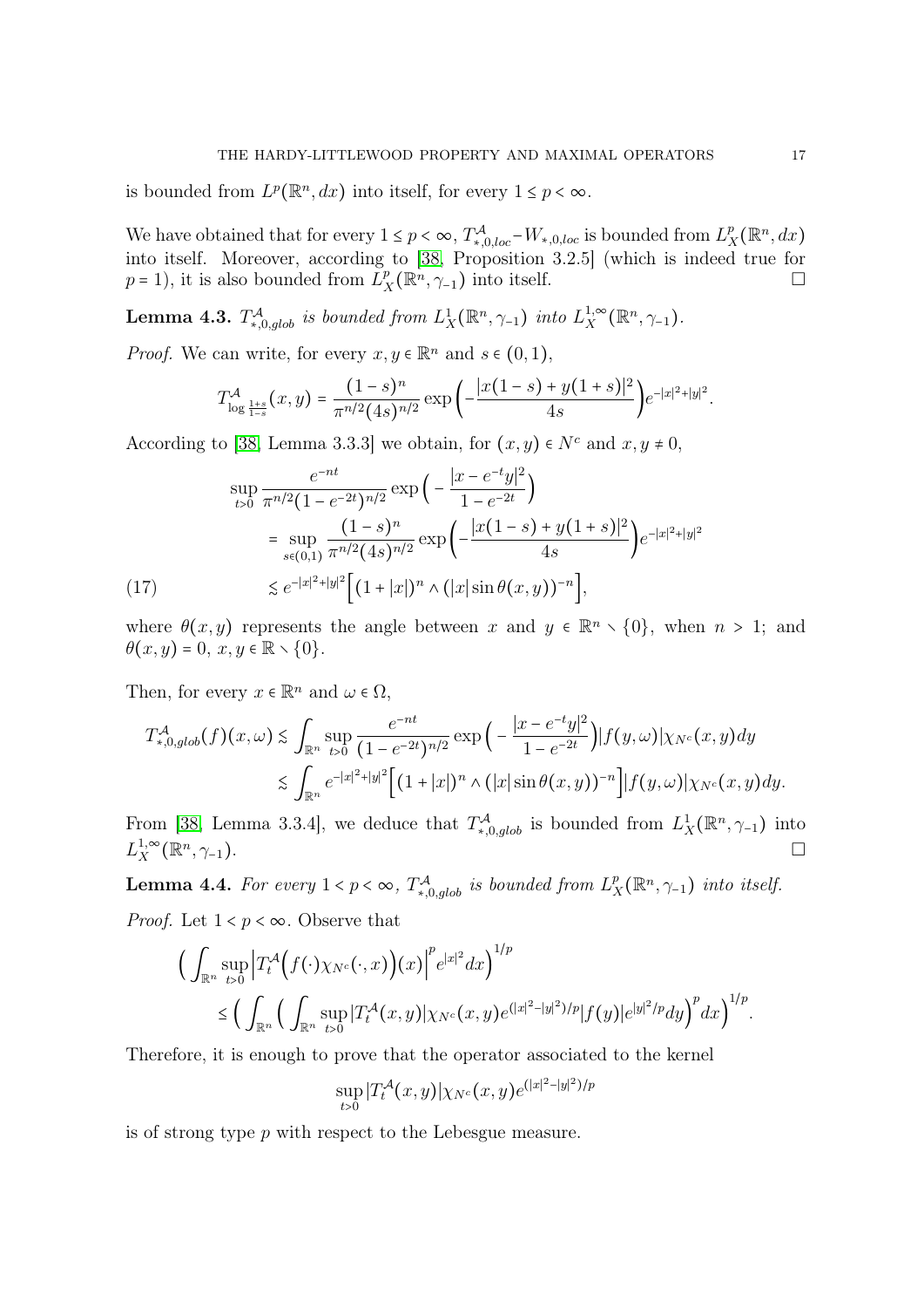is bounded from $L^p(\mathbb{R}^n, dx)$ into itself, for every $1 \le p < \infty$.

We have obtained that for every $1 \le p < \infty$, $T^{\mathcal{A}}_{*,0,loc} - W_{*,0,loc}$ is bounded from $L^p_X(\mathbb{R}^n, dx)$ into itself. Moreover, according to [38, Proposition 3.2.5] (which is indeed true for $p = 1$), it is also bounded from $L^p_X(\mathbb{R}^n, \gamma_{-1})$ into itself. $\square$

**Lemma 4.3.** *$T^{\mathcal{A}}_{*,0,glob}$ is bounded from $L^1_X(\mathbb{R}^n, \gamma_{-1})$ into $L^{1,\infty}_X(\mathbb{R}^n, \gamma_{-1})$.*

*Proof.* We can write, for every $x, y \in \mathbb{R}^n$ and $s \in (0, 1)$,

$$T^{\mathcal{A}}_{\log \frac{1+s}{1-s}}(x, y) = \frac{(1-s)^n}{\pi^{n/2}(4s)^{n/2}} \exp\Big(-\frac{|x(1-s) + y(1+s)|^2}{4s}\Big) e^{-|x|^2+|y|^2}.$$

According to [38, Lemma 3.3.3] we obtain, for $(x, y) \in N^c$ and $x, y \neq 0$,

$$\begin{aligned}
&\sup_{t>0} \frac{e^{-nt}}{\pi^{n/2}(1-e^{-2t})^{n/2}} \exp\Big( - \frac{|x - e^{-t}y|^2}{1 - e^{-2t}}\Big) \\
&\quad = \sup_{s\in(0,1)} \frac{(1-s)^n}{\pi^{n/2}(4s)^{n/2}} \exp\Big(-\frac{|x(1-s) + y(1+s)|^2}{4s}\Big) e^{-|x|^2+|y|^2} \\
&\quad \lesssim e^{-|x|^2+|y|^2}\Big[(1 + |x|)^n \wedge (|x| \sin\theta(x, y))^{-n}\Big], \qquad (17)
\end{aligned}$$

where $\theta(x, y)$ represents the angle between $x$ and $y \in \mathbb{R}^n \setminus \{0\}$, when $n > 1$; and $\theta(x, y) = 0$, $x, y \in \mathbb{R} \setminus \{0\}$.

Then, for every $x \in \mathbb{R}^n$ and $\omega \in \Omega$,

$$\begin{aligned}
T^{\mathcal{A}}_{*,0,glob}(f)(x, \omega) &\lesssim \int_{\mathbb{R}^n} \sup_{t>0} \frac{e^{-nt}}{(1-e^{-2t})^{n/2}} \exp\Big( - \frac{|x - e^{-t}y|^2}{1 - e^{-2t}}\Big)|f(y, \omega)|\chi_{N^c}(x, y)dy \\
&\lesssim \int_{\mathbb{R}^n} e^{-|x|^2+|y|^2}\Big[(1 + |x|)^n \wedge (|x| \sin\theta(x, y))^{-n}\Big]|f(y, \omega)|\chi_{N^c}(x, y)dy.
\end{aligned}$$

From [38, Lemma 3.3.4], we deduce that $T^{\mathcal{A}}_{*,0,glob}$ is bounded from $L^1_X(\mathbb{R}^n, \gamma_{-1})$ into $L^{1,\infty}_X(\mathbb{R}^n, \gamma_{-1})$. $\square$

**Lemma 4.4.** *For every $1 < p < \infty$, $T^{\mathcal{A}}_{*,0,glob}$ is bounded from $L^p_X(\mathbb{R}^n, \gamma_{-1})$ into itself.*

*Proof.* Let $1 < p < \infty$. Observe that

$$\begin{aligned}
&\Big( \int_{\mathbb{R}^n} \sup_{t>0} \Big|T^{\mathcal{A}}_t\Big(f(\cdot)\chi_{N^c}(\cdot, x)\Big)(x)\Big|^p e^{|x|^2}dx\Big)^{1/p} \\
&\quad \le \Big( \int_{\mathbb{R}^n} \Big( \int_{\mathbb{R}^n} \sup_{t>0} |T^{\mathcal{A}}_t(x, y)|\chi_{N^c}(x, y)e^{(|x|^2-|y|^2)/p}|f(y)|e^{|y|^2/p}dy\Big)^p dx\Big)^{1/p}.
\end{aligned}$$

Therefore, it is enough to prove that the operator associated to the kernel

$$\sup_{t>0} |T^{\mathcal{A}}_t(x, y)|\chi_{N^c}(x, y)e^{(|x|^2-|y|^2)/p}$$

is of strong type $p$ with respect to the Lebesgue measure.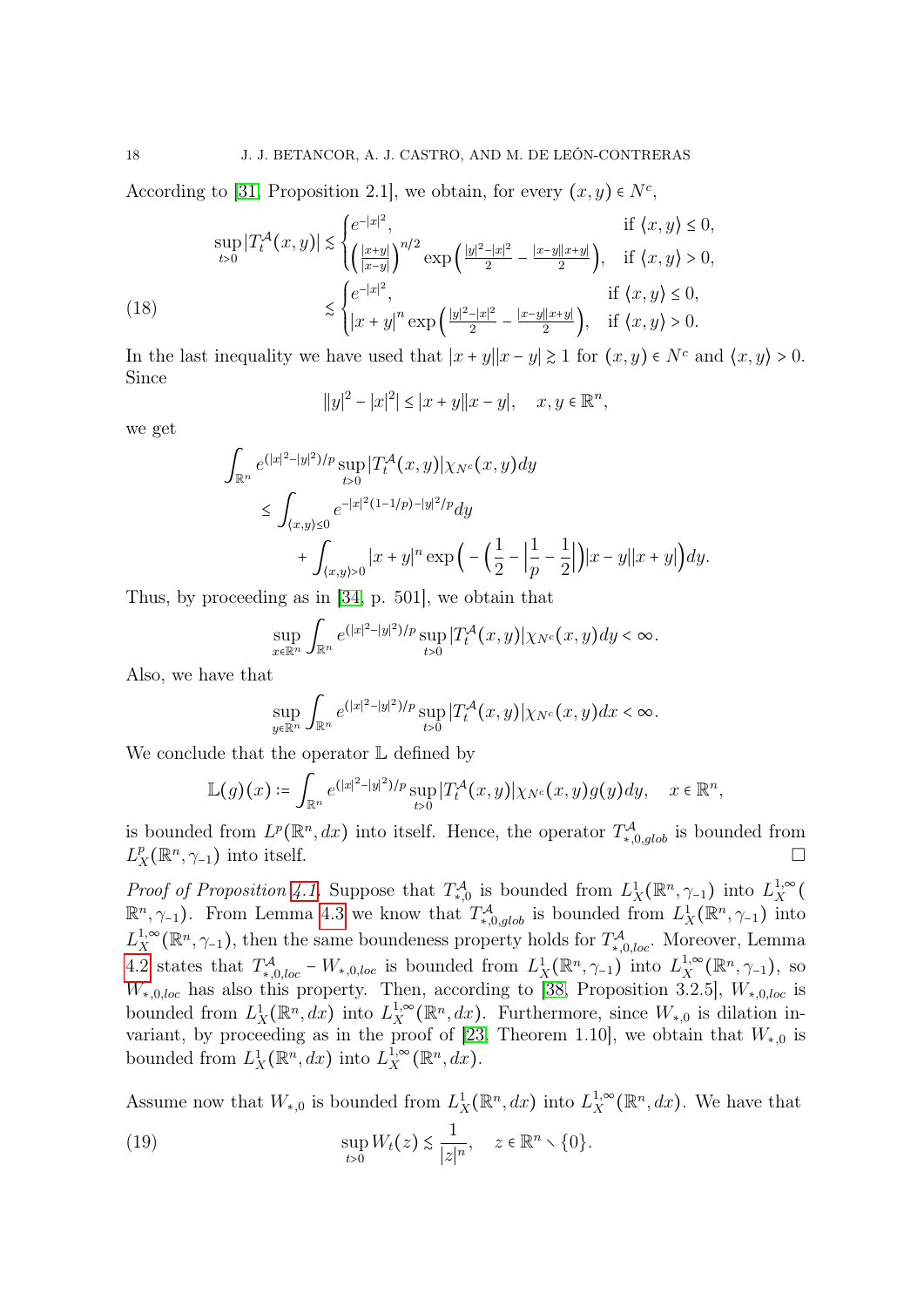According to [31, Proposition 2.1], we obtain, for every $(x,y) \in N^c$,

$$
\begin{aligned}
\sup_{t>0} |T_t^{\mathcal{A}}(x,y)| &\lesssim \begin{cases} e^{-|x|^2}, & \text{if } \langle x,y\rangle \leq 0,\\ \Big(\frac{|x+y|}{|x-y|}\Big)^{n/2} \exp\Big(\frac{|y|^2-|x|^2}{2} - \frac{|x-y||x+y|}{2}\Big), & \text{if } \langle x,y\rangle > 0,\end{cases}\\
&\lesssim \begin{cases} e^{-|x|^2}, & \text{if } \langle x,y\rangle \leq 0,\\ |x+y|^n \exp\Big(\frac{|y|^2-|x|^2}{2} - \frac{|x-y||x+y|}{2}\Big), & \text{if } \langle x,y\rangle > 0.\end{cases}
\end{aligned} \tag{18}
$$

In the last inequality we have used that $|x+y||x-y| \gtrsim 1$ for $(x,y) \in N^c$ and $\langle x,y\rangle > 0$. Since

$$
\big||y|^2 - |x|^2\big| \leq |x+y||x-y|, \quad x,y \in \mathbb{R}^n,
$$

we get

$$
\begin{aligned}
\int_{\mathbb{R}^n} & e^{(|x|^2-|y|^2)/p} \sup_{t>0} |T_t^{\mathcal{A}}(x,y)| \chi_{N^c}(x,y) dy \\
&\leq \int_{\langle x,y\rangle \leq 0} e^{-|x|^2(1-1/p)-|y|^2/p} dy \\
&\qquad + \int_{\langle x,y\rangle > 0} |x+y|^n \exp\Big(-\Big(\frac{1}{2} - \Big|\frac{1}{p} - \frac{1}{2}\Big|\Big)|x-y||x+y|\Big) dy.
\end{aligned}
$$

Thus, by proceeding as in [34, p. 501], we obtain that

$$
\sup_{x\in\mathbb{R}^n} \int_{\mathbb{R}^n} e^{(|x|^2-|y|^2)/p} \sup_{t>0} |T_t^{\mathcal{A}}(x,y)| \chi_{N^c}(x,y) dy < \infty.
$$

Also, we have that

$$
\sup_{y\in\mathbb{R}^n} \int_{\mathbb{R}^n} e^{(|x|^2-|y|^2)/p} \sup_{t>0} |T_t^{\mathcal{A}}(x,y)| \chi_{N^c}(x,y) dx < \infty.
$$

We conclude that the operator $\mathbb{L}$ defined by

$$
\mathbb{L}(g)(x) := \int_{\mathbb{R}^n} e^{(|x|^2-|y|^2)/p} \sup_{t>0} |T_t^{\mathcal{A}}(x,y)| \chi_{N^c}(x,y) g(y) dy, \quad x \in \mathbb{R}^n,
$$

is bounded from $L^p(\mathbb{R}^n, dx)$ into itself. Hence, the operator $T_{*,0,glob}^{\mathcal{A}}$ is bounded from $L_X^p(\mathbb{R}^n, \gamma_{-1})$ into itself. □

*Proof of Proposition 4.1.* Suppose that $T_{*,0}^{\mathcal{A}}$ is bounded from $L_X^1(\mathbb{R}^n, \gamma_{-1})$ into $L_X^{1,\infty}(\mathbb{R}^n, \gamma_{-1})$. From Lemma 4.3 we know that $T_{*,0,glob}^{\mathcal{A}}$ is bounded from $L_X^1(\mathbb{R}^n, \gamma_{-1})$ into $L_X^{1,\infty}(\mathbb{R}^n, \gamma_{-1})$, then the same boundeness property holds for $T_{*,0,loc}^{\mathcal{A}}$. Moreover, Lemma 4.2 states that $T_{*,0,loc}^{\mathcal{A}} - W_{*,0,loc}$ is bounded from $L_X^1(\mathbb{R}^n, \gamma_{-1})$ into $L_X^{1,\infty}(\mathbb{R}^n, \gamma_{-1})$, so $W_{*,0,loc}$ has also this property. Then, according to [38, Proposition 3.2.5], $W_{*,0,loc}$ is bounded from $L_X^1(\mathbb{R}^n, dx)$ into $L_X^{1,\infty}(\mathbb{R}^n, dx)$. Furthermore, since $W_{*,0}$ is dilation invariant, by proceeding as in the proof of [23, Theorem 1.10], we obtain that $W_{*,0}$ is bounded from $L_X^1(\mathbb{R}^n, dx)$ into $L_X^{1,\infty}(\mathbb{R}^n, dx)$.

Assume now that $W_{*,0}$ is bounded from $L_X^1(\mathbb{R}^n, dx)$ into $L_X^{1,\infty}(\mathbb{R}^n, dx)$. We have that

$$
\sup_{t>0} W_t(z) \lesssim \frac{1}{|z|^n}, \quad z \in \mathbb{R}^n \setminus \{0\}. \tag{19}
$$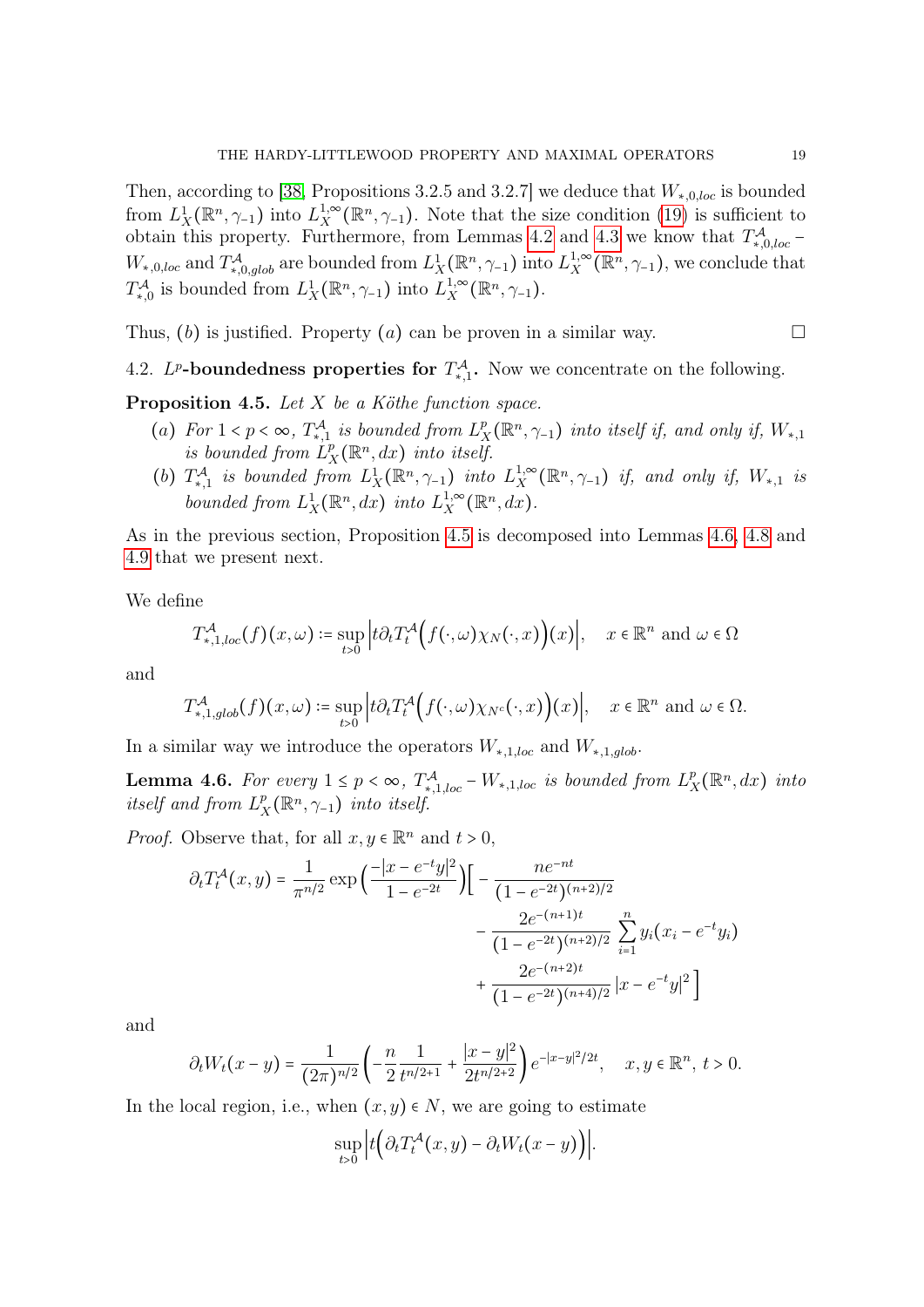Then, according to [38, Propositions 3.2.5 and 3.2.7] we deduce that $W_{*,0,loc}$ is bounded from $L^1_X(\mathbb{R}^n,\gamma_{-1})$ into $L^{1,\infty}_X(\mathbb{R}^n,\gamma_{-1})$. Note that the size condition (19) is sufficient to obtain this property. Furthermore, from Lemmas 4.2 and 4.3 we know that $T^{\mathcal{A}}_{*,0,loc} - W_{*,0,loc}$ and $T^{\mathcal{A}}_{*,0,glob}$ are bounded from $L^1_X(\mathbb{R}^n,\gamma_{-1})$ into $L^{1,\infty}_X(\mathbb{R}^n,\gamma_{-1})$, we conclude that $T^{\mathcal{A}}_{*,0}$ is bounded from $L^1_X(\mathbb{R}^n,\gamma_{-1})$ into $L^{1,\infty}_X(\mathbb{R}^n,\gamma_{-1})$.

Thus, $(b)$ is justified. Property $(a)$ can be proven in a similar way. □

## 4.2. $L^p$-boundedness properties for $T^{\mathcal{A}}_{*,1}$.

Now we concentrate on the following.

**Proposition 4.5.** *Let $X$ be a Köthe function space.*

- $(a)$ *For $1 < p < \infty$, $T^{\mathcal{A}}_{*,1}$ is bounded from $L^p_X(\mathbb{R}^n,\gamma_{-1})$ into itself if, and only if, $W_{*,1}$ is bounded from $L^p_X(\mathbb{R}^n,dx)$ into itself.*
- $(b)$ *$T^{\mathcal{A}}_{*,1}$ is bounded from $L^1_X(\mathbb{R}^n,\gamma_{-1})$ into $L^{1,\infty}_X(\mathbb{R}^n,\gamma_{-1})$ if, and only if, $W_{*,1}$ is bounded from $L^1_X(\mathbb{R}^n,dx)$ into $L^{1,\infty}_X(\mathbb{R}^n,dx)$.*

As in the previous section, Proposition 4.5 is decomposed into Lemmas 4.6, 4.8 and 4.9 that we present next.

We define

$$T^{\mathcal{A}}_{*,1,loc}(f)(x,\omega) := \sup_{t>0}\left| t\partial_t T^{\mathcal{A}}_t\Big(f(\cdot,\omega)\chi_N(\cdot,x)\Big)(x)\right|, \quad x\in\mathbb{R}^n \text{ and } \omega\in\Omega$$

and

$$T^{\mathcal{A}}_{*,1,glob}(f)(x,\omega) := \sup_{t>0}\left| t\partial_t T^{\mathcal{A}}_t\Big(f(\cdot,\omega)\chi_{N^c}(\cdot,x)\Big)(x)\right|, \quad x\in\mathbb{R}^n \text{ and } \omega\in\Omega.$$

In a similar way we introduce the operators $W_{*,1,loc}$ and $W_{*,1,glob}$.

**Lemma 4.6.** *For every $1 \le p < \infty$, $T^{\mathcal{A}}_{*,1,loc} - W_{*,1,loc}$ is bounded from $L^p_X(\mathbb{R}^n,dx)$ into itself and from $L^p_X(\mathbb{R}^n,\gamma_{-1})$ into itself.*

*Proof.* Observe that, for all $x,y\in\mathbb{R}^n$ and $t>0$,

$$\begin{aligned}\partial_t T^{\mathcal{A}}_t(x,y) = \frac{1}{\pi^{n/2}}\exp\Big(\frac{-|x-e^{-t}y|^2}{1-e^{-2t}}\Big)\Big[ &-\frac{ne^{-nt}}{(1-e^{-2t})^{(n+2)/2}} \\ &-\frac{2e^{-(n+1)t}}{(1-e^{-2t})^{(n+2)/2}}\sum_{i=1}^n y_i(x_i-e^{-t}y_i) \\ &+\frac{2e^{-(n+2)t}}{(1-e^{-2t})^{(n+4)/2}}|x-e^{-t}y|^2\Big]\end{aligned}$$

and

$$\partial_t W_t(x-y) = \frac{1}{(2\pi)^{n/2}}\Big(-\frac{n}{2}\frac{1}{t^{n/2+1}}+\frac{|x-y|^2}{2t^{n/2+2}}\Big)e^{-|x-y|^2/2t}, \quad x,y\in\mathbb{R}^n,\ t>0.$$

In the local region, i.e., when $(x,y)\in N$, we are going to estimate

$$\sup_{t>0}\left| t\Big(\partial_t T^{\mathcal{A}}_t(x,y) - \partial_t W_t(x-y)\Big)\right|.$$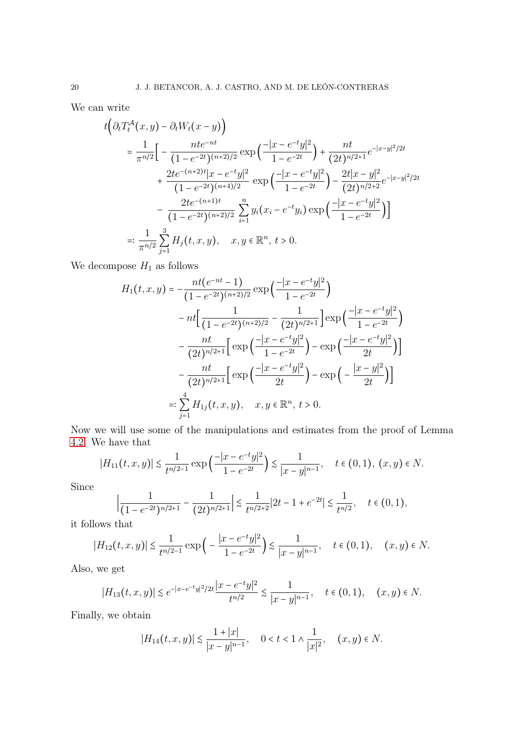We can write

$$
\begin{aligned}
t&\Big(\partial_t T_t^{\mathcal{A}}(x,y) - \partial_t W_t(x-y)\Big)\\
&= \frac{1}{\pi^{n/2}}\Big[ -\frac{nte^{-nt}}{(1-e^{-2t})^{(n+2)/2}} \exp\Big(\frac{-|x-e^{-t}y|^2}{1-e^{-2t}}\Big) + \frac{nt}{(2t)^{n/2+1}} e^{-|x-y|^2/2t}\\
&\qquad + \frac{2te^{-(n+2)t}|x-e^{-t}y|^2}{(1-e^{-2t})^{(n+4)/2}} \exp\Big(\frac{-|x-e^{-t}y|^2}{1-e^{-2t}}\Big) - \frac{2t|x-y|^2}{(2t)^{n/2+2}} e^{-|x-y|^2/2t}\\
&\qquad - \frac{2te^{-(n+1)t}}{(1-e^{-2t})^{(n+2)/2}} \sum_{i=1}^n y_i(x_i - e^{-t}y_i) \exp\Big(\frac{-|x-e^{-t}y|^2}{1-e^{-2t}}\Big)\Big]\\
&=: \frac{1}{\pi^{n/2}} \sum_{j=1}^3 H_j(t,x,y), \quad x,y\in\mathbb{R}^n,\ t>0.
\end{aligned}
$$

We decompose $H_1$ as follows

$$
\begin{aligned}
H_1(t,x,y) &= -\frac{nt(e^{-nt}-1)}{(1-e^{-2t})^{(n+2)/2}} \exp\Big(\frac{-|x-e^{-t}y|^2}{1-e^{-2t}}\Big)\\
&\quad - nt\Big[\frac{1}{(1-e^{-2t})^{(n+2)/2}} - \frac{1}{(2t)^{n/2+1}}\Big] \exp\Big(\frac{-|x-e^{-t}y|^2}{1-e^{-2t}}\Big)\\
&\quad - \frac{nt}{(2t)^{n/2+1}}\Big[\exp\Big(\frac{-|x-e^{-t}y|^2}{1-e^{-2t}}\Big) - \exp\Big(\frac{-|x-e^{-t}y|^2}{2t}\Big)\Big]\\
&\quad - \frac{nt}{(2t)^{n/2+1}}\Big[\exp\Big(\frac{-|x-e^{-t}y|^2}{2t}\Big) - \exp\Big(-\frac{|x-y|^2}{2t}\Big)\Big]\\
&=: \sum_{j=1}^4 H_{1j}(t,x,y), \quad x,y\in\mathbb{R}^n,\ t>0.
\end{aligned}
$$

Now we will use some of the manipulations and estimates from the proof of Lemma 4.2. We have that

$$
|H_{11}(t,x,y)| \lesssim \frac{1}{t^{n/2-1}} \exp\Big(\frac{-|x-e^{-t}y|^2}{1-e^{-2t}}\Big) \lesssim \frac{1}{|x-y|^{n-1}}, \quad t\in(0,1),\ (x,y)\in N.
$$

Since

$$
\Big|\frac{1}{(1-e^{-2t})^{n/2+1}} - \frac{1}{(2t)^{n/2+1}}\Big| \lesssim \frac{1}{t^{n/2+2}}|2t-1+e^{-2t}| \lesssim \frac{1}{t^{n/2}}, \quad t\in(0,1),
$$

it follows that

$$
|H_{12}(t,x,y)| \lesssim \frac{1}{t^{n/2-1}} \exp\Big(-\frac{|x-e^{-t}y|^2}{1-e^{-2t}}\Big) \lesssim \frac{1}{|x-y|^{n-1}}, \quad t\in(0,1), \quad (x,y)\in N.
$$

Also, we get

$$
|H_{13}(t,x,y)| \lesssim e^{-|x-e^{-t}y|^2/2t} \frac{|x-e^{-t}y|^2}{t^{n/2}} \lesssim \frac{1}{|x-y|^{n-1}}, \quad t\in(0,1), \quad (x,y)\in N.
$$

Finally, we obtain

$$
|H_{14}(t,x,y)| \lesssim \frac{1+|x|}{|x-y|^{n-1}}, \quad 0<t<1\wedge\frac{1}{|x|^2}, \quad (x,y)\in N.
$$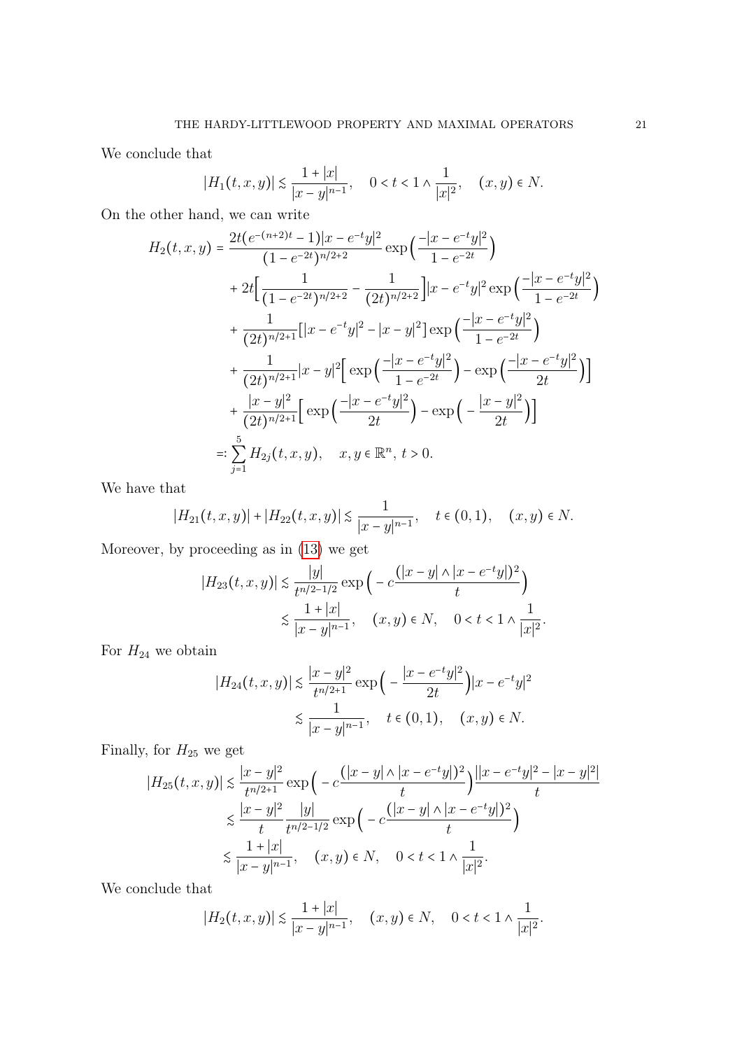We conclude that

$$|H_1(t,x,y)| \lesssim \frac{1+|x|}{|x-y|^{n-1}}, \quad 0 < t < 1 \wedge \frac{1}{|x|^2}, \quad (x,y) \in N.$$

On the other hand, we can write

$$\begin{aligned}
H_2(t,x,y) &= \frac{2t(e^{-(n+2)t}-1)|x-e^{-t}y|^2}{(1-e^{-2t})^{n/2+2}} \exp\Big(\frac{-|x-e^{-t}y|^2}{1-e^{-2t}}\Big) \\
&\quad + 2t\Big[\frac{1}{(1-e^{-2t})^{n/2+2}} - \frac{1}{(2t)^{n/2+2}}\Big]|x-e^{-t}y|^2 \exp\Big(\frac{-|x-e^{-t}y|^2}{1-e^{-2t}}\Big) \\
&\quad + \frac{1}{(2t)^{n/2+1}}[|x-e^{-t}y|^2 - |x-y|^2] \exp\Big(\frac{-|x-e^{-t}y|^2}{1-e^{-2t}}\Big) \\
&\quad + \frac{1}{(2t)^{n/2+1}}|x-y|^2\Big[\exp\Big(\frac{-|x-e^{-t}y|^2}{1-e^{-2t}}\Big) - \exp\Big(\frac{-|x-e^{-t}y|^2}{2t}\Big)\Big] \\
&\quad + \frac{|x-y|^2}{(2t)^{n/2+1}}\Big[\exp\Big(\frac{-|x-e^{-t}y|^2}{2t}\Big) - \exp\Big(-\frac{|x-y|^2}{2t}\Big)\Big] \\
&=: \sum_{j=1}^{5} H_{2j}(t,x,y), \quad x,y \in \mathbb{R}^n,\ t > 0.
\end{aligned}$$

We have that

$$|H_{21}(t,x,y)| + |H_{22}(t,x,y)| \lesssim \frac{1}{|x-y|^{n-1}}, \quad t \in (0,1), \quad (x,y) \in N.$$

Moreover, by proceeding as in (13) we get

$$\begin{aligned}
|H_{23}(t,x,y)| &\lesssim \frac{|y|}{t^{n/2-1/2}} \exp\Big(-c\frac{(|x-y| \wedge |x-e^{-t}y|)^2}{t}\Big) \\
&\lesssim \frac{1+|x|}{|x-y|^{n-1}}, \quad (x,y) \in N, \quad 0 < t < 1 \wedge \frac{1}{|x|^2}.
\end{aligned}$$

For $H_{24}$ we obtain

$$\begin{aligned}
|H_{24}(t,x,y)| &\lesssim \frac{|x-y|^2}{t^{n/2+1}} \exp\Big(-\frac{|x-e^{-t}y|^2}{2t}\Big)|x-e^{-t}y|^2 \\
&\lesssim \frac{1}{|x-y|^{n-1}}, \quad t \in (0,1), \quad (x,y) \in N.
\end{aligned}$$

Finally, for $H_{25}$ we get

$$\begin{aligned}
|H_{25}(t,x,y)| &\lesssim \frac{|x-y|^2}{t^{n/2+1}} \exp\Big(-c\frac{(|x-y| \wedge |x-e^{-t}y|)^2}{t}\Big)\frac{||x-e^{-t}y|^2 - |x-y|^2|}{t} \\
&\lesssim \frac{|x-y|^2}{t}\frac{|y|}{t^{n/2-1/2}} \exp\Big(-c\frac{(|x-y| \wedge |x-e^{-t}y|)^2}{t}\Big) \\
&\lesssim \frac{1+|x|}{|x-y|^{n-1}}, \quad (x,y) \in N, \quad 0 < t < 1 \wedge \frac{1}{|x|^2}.
\end{aligned}$$

We conclude that

$$|H_2(t,x,y)| \lesssim \frac{1+|x|}{|x-y|^{n-1}}, \quad (x,y) \in N, \quad 0 < t < 1 \wedge \frac{1}{|x|^2}.$$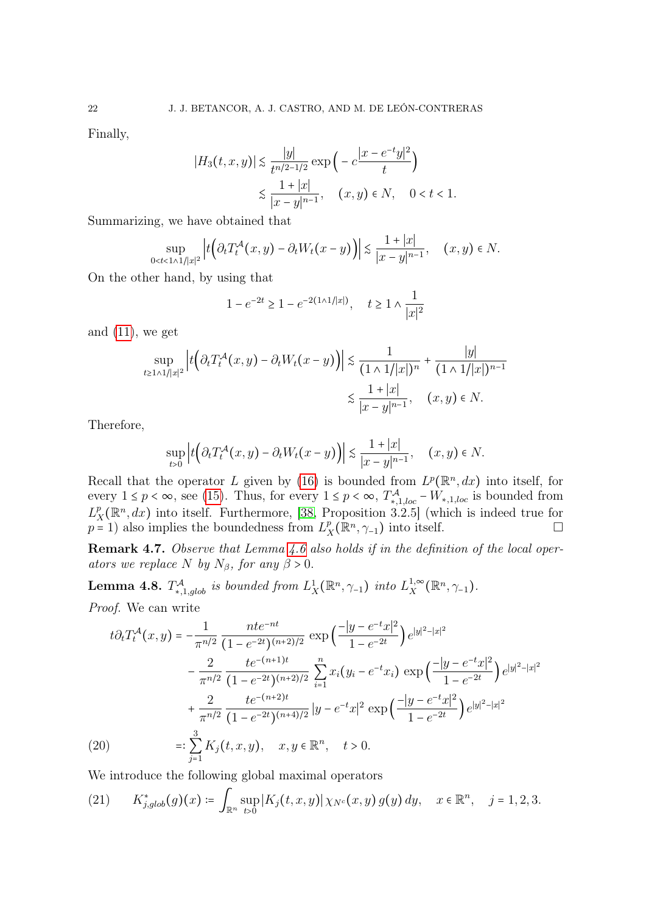Finally,

$$|H_3(t,x,y)| \lesssim \frac{|y|}{t^{n/2-1/2}} \exp\Big(-c\frac{|x-e^{-t}y|^2}{t}\Big)$$
$$\lesssim \frac{1+|x|}{|x-y|^{n-1}}, \quad (x,y)\in N, \quad 0<t<1.$$

Summarizing, we have obtained that

$$\sup_{0<t<1\wedge 1/|x|^2} \Big|t\Big(\partial_t T_t^{\mathcal{A}}(x,y) - \partial_t W_t(x-y)\Big)\Big| \lesssim \frac{1+|x|}{|x-y|^{n-1}}, \quad (x,y)\in N.$$

On the other hand, by using that

$$1-e^{-2t} \geq 1-e^{-2(1\wedge 1/|x|)}, \quad t\geq 1\wedge \frac{1}{|x|^2}$$

and (11), we get

$$\sup_{t\geq 1\wedge 1/|x|^2} \Big|t\Big(\partial_t T_t^{\mathcal{A}}(x,y) - \partial_t W_t(x-y)\Big)\Big| \lesssim \frac{1}{(1\wedge 1/|x|)^n} + \frac{|y|}{(1\wedge 1/|x|)^{n-1}}$$
$$\lesssim \frac{1+|x|}{|x-y|^{n-1}}, \quad (x,y)\in N.$$

Therefore,

$$\sup_{t>0} \Big|t\Big(\partial_t T_t^{\mathcal{A}}(x,y) - \partial_t W_t(x-y)\Big)\Big| \lesssim \frac{1+|x|}{|x-y|^{n-1}}, \quad (x,y)\in N.$$

Recall that the operator $L$ given by (16) is bounded from $L^p(\mathbb{R}^n,dx)$ into itself, for every $1\leq p<\infty$, see (15). Thus, for every $1\leq p<\infty$, $T^{\mathcal{A}}_{*,1,loc} - W_{*,1,loc}$ is bounded from $L^p_X(\mathbb{R}^n,dx)$ into itself. Furthermore, [38, Proposition 3.2.5] (which is indeed true for $p=1$) also implies the boundedness from $L^p_X(\mathbb{R}^n,\gamma_{-1})$ into itself. ☐

**Remark 4.7.** *Observe that Lemma 4.6 also holds if in the definition of the local operators we replace $N$ by $N_\beta$, for any $\beta>0$.*

**Lemma 4.8.** *$T^{\mathcal{A}}_{*,1,glob}$ is bounded from $L^1_X(\mathbb{R}^n,\gamma_{-1})$ into $L^{1,\infty}_X(\mathbb{R}^n,\gamma_{-1})$.*

*Proof.* We can write

$$\begin{aligned}
t\partial_t T_t^{\mathcal{A}}(x,y) &= -\frac{1}{\pi^{n/2}}\frac{nte^{-nt}}{(1-e^{-2t})^{(n+2)/2}} \exp\Big(\frac{-|y-e^{-t}x|^2}{1-e^{-2t}}\Big) e^{|y|^2-|x|^2} \\
&\quad - \frac{2}{\pi^{n/2}}\frac{te^{-(n+1)t}}{(1-e^{-2t})^{(n+2)/2}} \sum_{i=1}^n x_i(y_i-e^{-t}x_i) \exp\Big(\frac{-|y-e^{-t}x|^2}{1-e^{-2t}}\Big) e^{|y|^2-|x|^2} \\
&\quad + \frac{2}{\pi^{n/2}}\frac{te^{-(n+2)t}}{(1-e^{-2t})^{(n+4)/2}} |y-e^{-t}x|^2 \exp\Big(\frac{-|y-e^{-t}x|^2}{1-e^{-2t}}\Big) e^{|y|^2-|x|^2} \\
&=: \sum_{j=1}^3 K_j(t,x,y), \quad x,y\in\mathbb{R}^n, \quad t>0.
\end{aligned} \tag{20}$$

We introduce the following global maximal operators

$$K^*_{j,glob}(g)(x) := \int_{\mathbb{R}^n} \sup_{t>0} |K_j(t,x,y)|\, \chi_{N^c}(x,y)\, g(y)\, dy, \quad x\in\mathbb{R}^n, \quad j=1,2,3. \tag{21}$$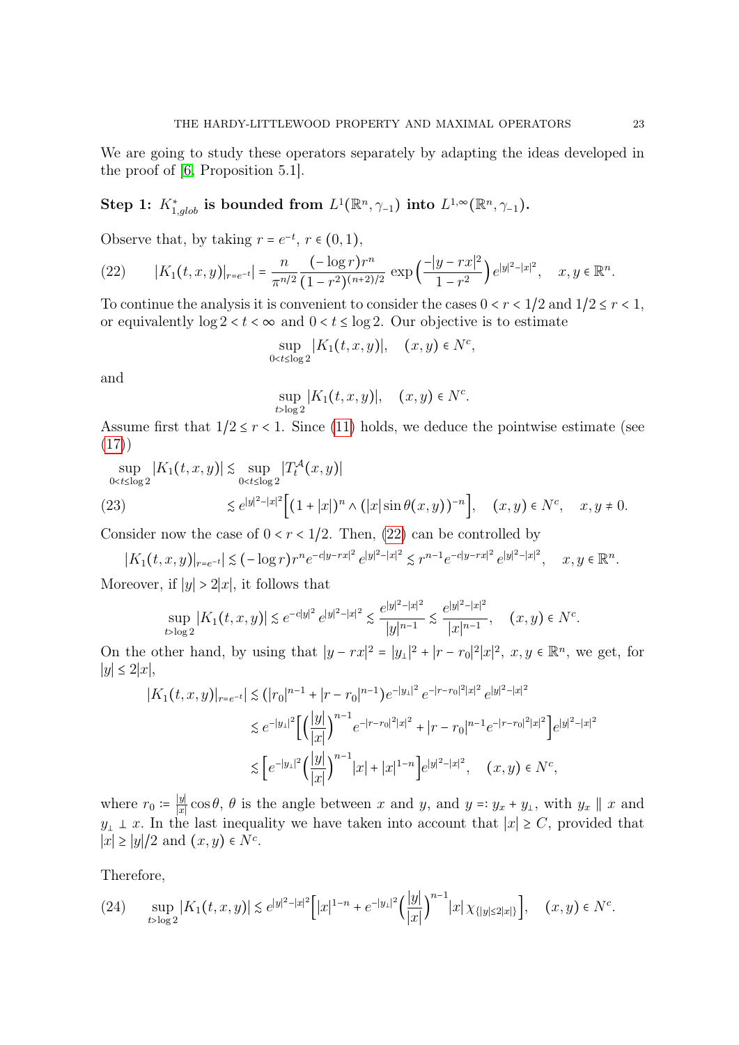We are going to study these operators separately by adapting the ideas developed in the proof of [6, Proposition 5.1].

**Step 1: $K^*_{1,glob}$ is bounded from $L^1(\mathbb{R}^n,\gamma_{-1})$ into $L^{1,\infty}(\mathbb{R}^n,\gamma_{-1})$.**

Observe that, by taking $r=e^{-t}$, $r\in(0,1)$,

$$|K_1(t,x,y)|_{r=e^{-t}}| = \frac{n}{\pi^{n/2}}\frac{(-\log r)r^n}{(1-r^2)^{(n+2)/2}}\exp\Big(\frac{-|y-rx|^2}{1-r^2}\Big)e^{|y|^2-|x|^2}, \quad x,y\in\mathbb{R}^n. \tag{22}$$

To continue the analysis it is convenient to consider the cases $0<r<1/2$ and $1/2\le r<1$, or equivalently $\log 2<t<\infty$ and $0<t\le\log 2$. Our objective is to estimate

$$\sup_{0<t\le\log 2}|K_1(t,x,y)|, \quad (x,y)\in N^c,$$

and

$$\sup_{t>\log 2}|K_1(t,x,y)|, \quad (x,y)\in N^c.$$

Assume first that $1/2\le r<1$. Since (11) holds, we deduce the pointwise estimate (see (17))

$$\begin{aligned}\sup_{0<t\le\log 2}|K_1(t,x,y)| &\lesssim \sup_{0<t\le\log 2}|T_t^{\mathcal{A}}(x,y)|\\ &\lesssim e^{|y|^2-|x|^2}\Big[(1+|x|)^n\wedge(|x|\sin\theta(x,y))^{-n}\Big], \quad (x,y)\in N^c, \quad x,y\neq 0.\end{aligned}\tag{23}$$

Consider now the case of $0<r<1/2$. Then, (22) can be controlled by

$$|K_1(t,x,y)|_{r=e^{-t}}|\lesssim(-\log r)r^n e^{-c|y-rx|^2}e^{|y|^2-|x|^2}\lesssim r^{n-1}e^{-c|y-rx|^2}e^{|y|^2-|x|^2}, \quad x,y\in\mathbb{R}^n.$$

Moreover, if $|y|>2|x|$, it follows that

$$\sup_{t>\log 2}|K_1(t,x,y)|\lesssim e^{-c|y|^2}e^{|y|^2-|x|^2}\lesssim\frac{e^{|y|^2-|x|^2}}{|y|^{n-1}}\lesssim\frac{e^{|y|^2-|x|^2}}{|x|^{n-1}}, \quad (x,y)\in N^c.$$

On the other hand, by using that $|y-rx|^2=|y_\perp|^2+|r-r_0|^2|x|^2$, $x,y\in\mathbb{R}^n$, we get, for $|y|\le 2|x|$,

$$\begin{aligned}|K_1(t,x,y)|_{r=e^{-t}}| &\lesssim(|r_0|^{n-1}+|r-r_0|^{n-1})e^{-|y_\perp|^2}e^{-|r-r_0|^2|x|^2}e^{|y|^2-|x|^2}\\ &\lesssim e^{-|y_\perp|^2}\Big[\Big(\frac{|y|}{|x|}\Big)^{n-1}e^{-|r-r_0|^2|x|^2}+|r-r_0|^{n-1}e^{-|r-r_0|^2|x|^2}\Big]e^{|y|^2-|x|^2}\\ &\lesssim\Big[e^{-|y_\perp|^2}\Big(\frac{|y|}{|x|}\Big)^{n-1}|x|+|x|^{1-n}\Big]e^{|y|^2-|x|^2}, \quad (x,y)\in N^c,\end{aligned}$$

where $r_0:=\frac{|y|}{|x|}\cos\theta$, $\theta$ is the angle between $x$ and $y$, and $y=:y_x+y_\perp$, with $y_x\parallel x$ and $y_\perp\perp x$. In the last inequality we have taken into account that $|x|\ge C$, provided that $|x|\ge|y|/2$ and $(x,y)\in N^c$.

Therefore,

$$\sup_{t>\log 2}|K_1(t,x,y)|\lesssim e^{|y|^2-|x|^2}\Big[|x|^{1-n}+e^{-|y_\perp|^2}\Big(\frac{|y|}{|x|}\Big)^{n-1}|x|\,\chi_{\{|y|\le 2|x|\}}\Big], \quad (x,y)\in N^c. \tag{24}$$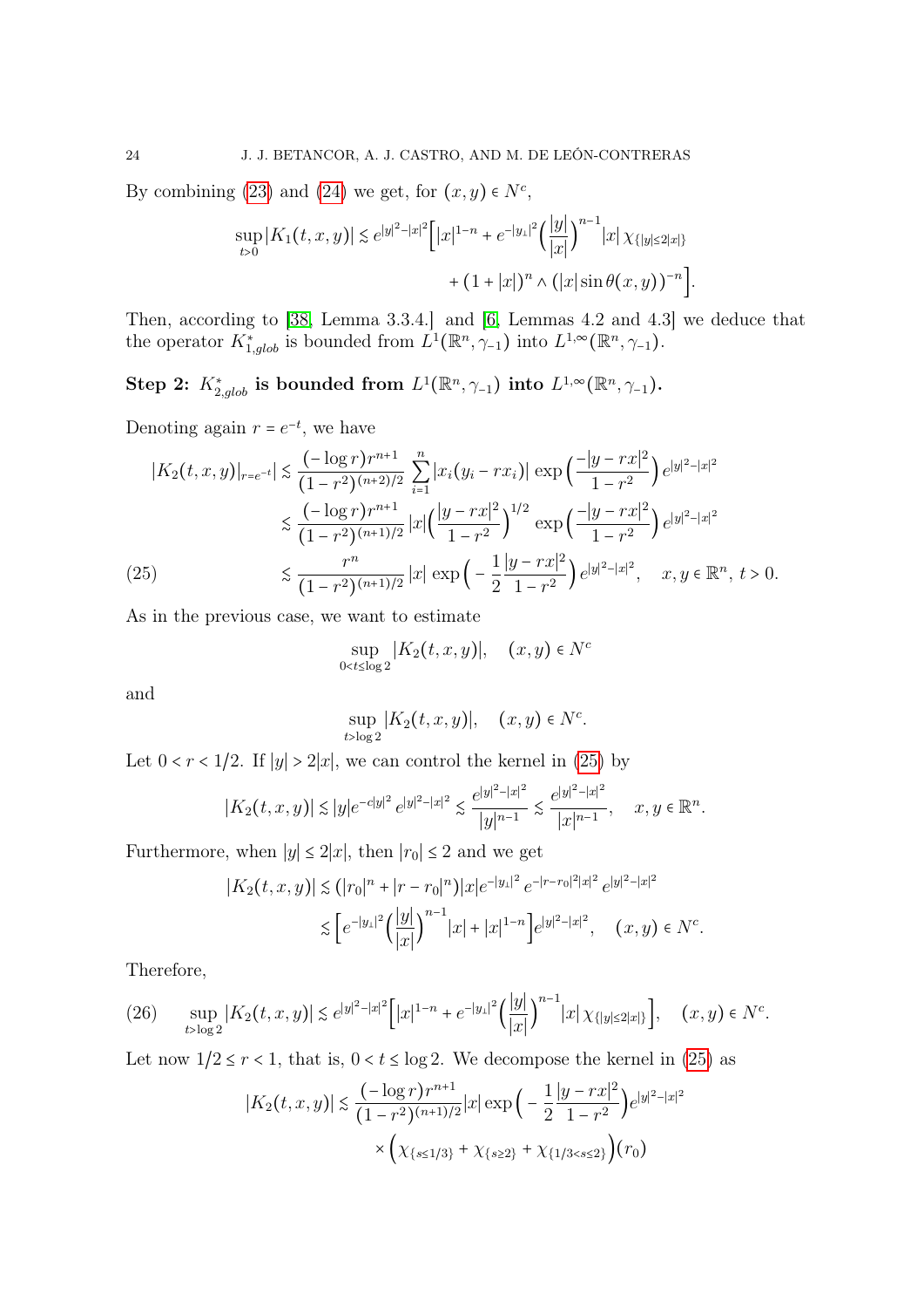By combining (23) and (24) we get, for $(x, y) \in N^c$,

$$\sup_{t>0} |K_1(t,x,y)| \lesssim e^{|y|^2-|x|^2}\Big[|x|^{1-n} + e^{-|y_\perp|^2}\Big(\frac{|y|}{|x|}\Big)^{n-1}|x|\,\chi_{\{|y|\le 2|x|\}} + (1+|x|)^n \wedge (|x|\sin\theta(x,y))^{-n}\Big].$$

Then, according to [38, Lemma 3.3.4.] and [6, Lemmas 4.2 and 4.3] we deduce that the operator $K^*_{1,glob}$ is bounded from $L^1(\mathbb{R}^n, \gamma_{-1})$ into $L^{1,\infty}(\mathbb{R}^n, \gamma_{-1})$.

**Step 2: $K^*_{2,glob}$ is bounded from $L^1(\mathbb{R}^n, \gamma_{-1})$ into $L^{1,\infty}(\mathbb{R}^n, \gamma_{-1})$.**

Denoting again $r = e^{-t}$, we have

$$\begin{aligned}
|K_2(t,x,y)|_{r=e^{-t}}| &\lesssim \frac{(-\log r) r^{n+1}}{(1-r^2)^{(n+2)/2}} \sum_{i=1}^n |x_i(y_i - r x_i)| \exp\Big(\frac{-|y-rx|^2}{1-r^2}\Big) e^{|y|^2-|x|^2} \\
&\lesssim \frac{(-\log r) r^{n+1}}{(1-r^2)^{(n+1)/2}} |x| \Big(\frac{|y-rx|^2}{1-r^2}\Big)^{1/2} \exp\Big(\frac{-|y-rx|^2}{1-r^2}\Big) e^{|y|^2-|x|^2} \\
&\lesssim \frac{r^n}{(1-r^2)^{(n+1)/2}} |x| \exp\Big(-\frac{1}{2}\frac{|y-rx|^2}{1-r^2}\Big) e^{|y|^2-|x|^2}, \quad x, y \in \mathbb{R}^n,\ t>0. \qquad (25)
\end{aligned}$$

As in the previous case, we want to estimate

$$\sup_{0<t\le \log 2} |K_2(t,x,y)|, \quad (x,y) \in N^c$$

and

$$\sup_{t>\log 2} |K_2(t,x,y)|, \quad (x,y) \in N^c.$$

Let $0 < r < 1/2$. If $|y| > 2|x|$, we can control the kernel in (25) by

$$|K_2(t,x,y)| \lesssim |y| e^{-c|y|^2} e^{|y|^2-|x|^2} \lesssim \frac{e^{|y|^2-|x|^2}}{|y|^{n-1}} \lesssim \frac{e^{|y|^2-|x|^2}}{|x|^{n-1}}, \quad x, y \in \mathbb{R}^n.$$

Furthermore, when $|y| \le 2|x|$, then $|r_0| \le 2$ and we get

$$\begin{aligned}
|K_2(t,x,y)| &\lesssim (|r_0|^n + |r - r_0|^n)|x| e^{-|y_\perp|^2} e^{-|r-r_0|^2|x|^2} e^{|y|^2-|x|^2} \\
&\lesssim \Big[e^{-|y_\perp|^2}\Big(\frac{|y|}{|x|}\Big)^{n-1}|x| + |x|^{1-n}\Big] e^{|y|^2-|x|^2}, \quad (x,y) \in N^c.
\end{aligned}$$

Therefore,

$$\sup_{t>\log 2} |K_2(t,x,y)| \lesssim e^{|y|^2-|x|^2}\Big[|x|^{1-n} + e^{-|y_\perp|^2}\Big(\frac{|y|}{|x|}\Big)^{n-1}|x|\,\chi_{\{|y|\le 2|x|\}}\Big], \quad (x,y) \in N^c. \qquad (26)$$

Let now $1/2 \le r < 1$, that is, $0 < t \le \log 2$. We decompose the kernel in (25) as

$$|K_2(t,x,y)| \lesssim \frac{(-\log r) r^{n+1}}{(1-r^2)^{(n+1)/2}} |x| \exp\Big(-\frac{1}{2}\frac{|y-rx|^2}{1-r^2}\Big) e^{|y|^2-|x|^2} \times \Big(\chi_{\{s\le 1/3\}} + \chi_{\{s\ge 2\}} + \chi_{\{1/3<s\le 2\}}\Big)(r_0)$$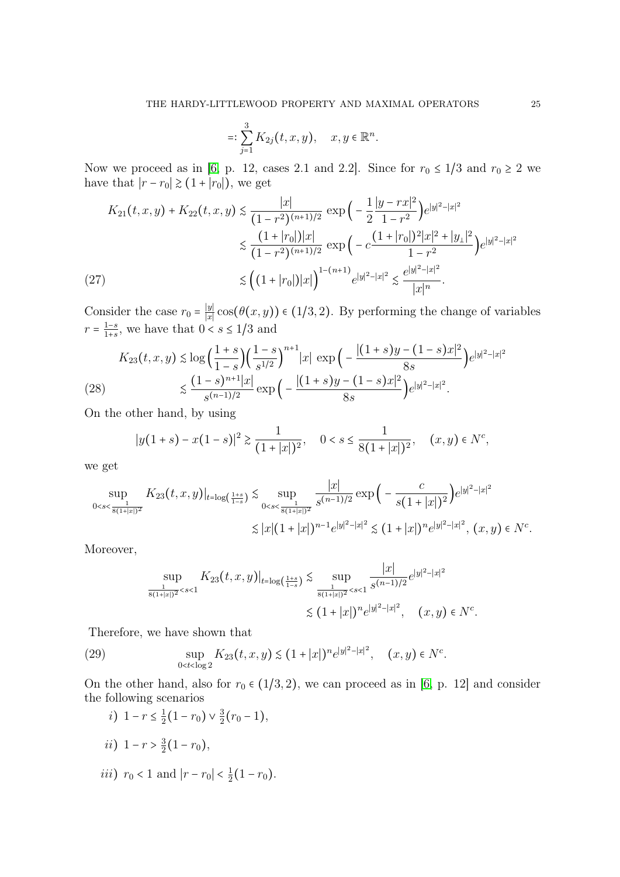$$=: \sum_{j=1}^{3} K_{2j}(t,x,y), \quad x,y \in \mathbb{R}^n.$$

Now we proceed as in [6, p. 12, cases 2.1 and 2.2]. Since for $r_0 \leq 1/3$ and $r_0 \geq 2$ we have that $|r - r_0| \gtrsim (1+|r_0|)$, we get

$$\begin{aligned}
K_{21}(t,x,y) + K_{22}(t,x,y) &\lesssim \frac{|x|}{(1-r^2)^{(n+1)/2}} \exp\Big(-\frac{1}{2}\frac{|y-rx|^2}{1-r^2}\Big)e^{|y|^2-|x|^2} \\
&\lesssim \frac{(1+|r_0|)|x|}{(1-r^2)^{(n+1)/2}} \exp\Big(-c\frac{(1+|r_0|)^2|x|^2+|y_\perp|^2}{1-r^2}\Big)e^{|y|^2-|x|^2} \\
&\lesssim \Big((1+|r_0|)|x|\Big)^{1-(n+1)}e^{|y|^2-|x|^2} \lesssim \frac{e^{|y|^2-|x|^2}}{|x|^n}. \qquad (27)
\end{aligned}$$

Consider the case $r_0 = \frac{|y|}{|x|}\cos(\theta(x,y)) \in (1/3, 2)$. By performing the change of variables $r = \frac{1-s}{1+s}$, we have that $0 < s \leq 1/3$ and

$$\begin{aligned}
K_{23}(t,x,y) &\lesssim \log\Big(\frac{1+s}{1-s}\Big)\Big(\frac{1-s}{s^{1/2}}\Big)^{n+1}|x| \exp\Big(-\frac{|(1+s)y-(1-s)x|^2}{8s}\Big)e^{|y|^2-|x|^2} \\
&\lesssim \frac{(1-s)^{n+1}|x|}{s^{(n-1)/2}}\exp\Big(-\frac{|(1+s)y-(1-s)x|^2}{8s}\Big)e^{|y|^2-|x|^2}. \qquad (28)
\end{aligned}$$

On the other hand, by using

$$|y(1+s)-x(1-s)|^2 \gtrsim \frac{1}{(1+|x|)^2}, \quad 0 < s \leq \frac{1}{8(1+|x|)^2}, \quad (x,y) \in N^c,$$

we get

$$\begin{aligned}
\sup_{0<s<\frac{1}{8(1+|x|)^2}} K_{23}(t,x,y)\big|_{t=\log(\frac{1+s}{1-s})} &\lesssim \sup_{0<s<\frac{1}{8(1+|x|)^2}} \frac{|x|}{s^{(n-1)/2}}\exp\Big(-\frac{c}{s(1+|x|)^2}\Big)e^{|y|^2-|x|^2} \\
&\lesssim |x|(1+|x|)^{n-1}e^{|y|^2-|x|^2} \lesssim (1+|x|)^n e^{|y|^2-|x|^2}, \ (x,y) \in N^c.
\end{aligned}$$

Moreover,

$$\begin{aligned}
\sup_{\frac{1}{8(1+|x|)^2}<s<1} K_{23}(t,x,y)\big|_{t=\log(\frac{1+s}{1-s})} &\lesssim \sup_{\frac{1}{8(1+|x|)^2}<s<1} \frac{|x|}{s^{(n-1)/2}}e^{|y|^2-|x|^2} \\
&\lesssim (1+|x|)^n e^{|y|^2-|x|^2}, \quad (x,y) \in N^c.
\end{aligned}$$

Therefore, we have shown that

$$\sup_{0<t<\log 2} K_{23}(t,x,y) \lesssim (1+|x|)^n e^{|y|^2-|x|^2}, \quad (x,y) \in N^c. \qquad (29)$$

On the other hand, also for $r_0 \in (1/3, 2)$, we can proceed as in [6, p. 12] and consider the following scenarios

*i)* $1 - r \leq \frac{1}{2}(1-r_0) \vee \frac{3}{2}(r_0 - 1)$,

*ii)* $1 - r > \frac{3}{2}(1-r_0)$,

*iii)* $r_0 < 1$ and $|r - r_0| < \frac{1}{2}(1-r_0)$.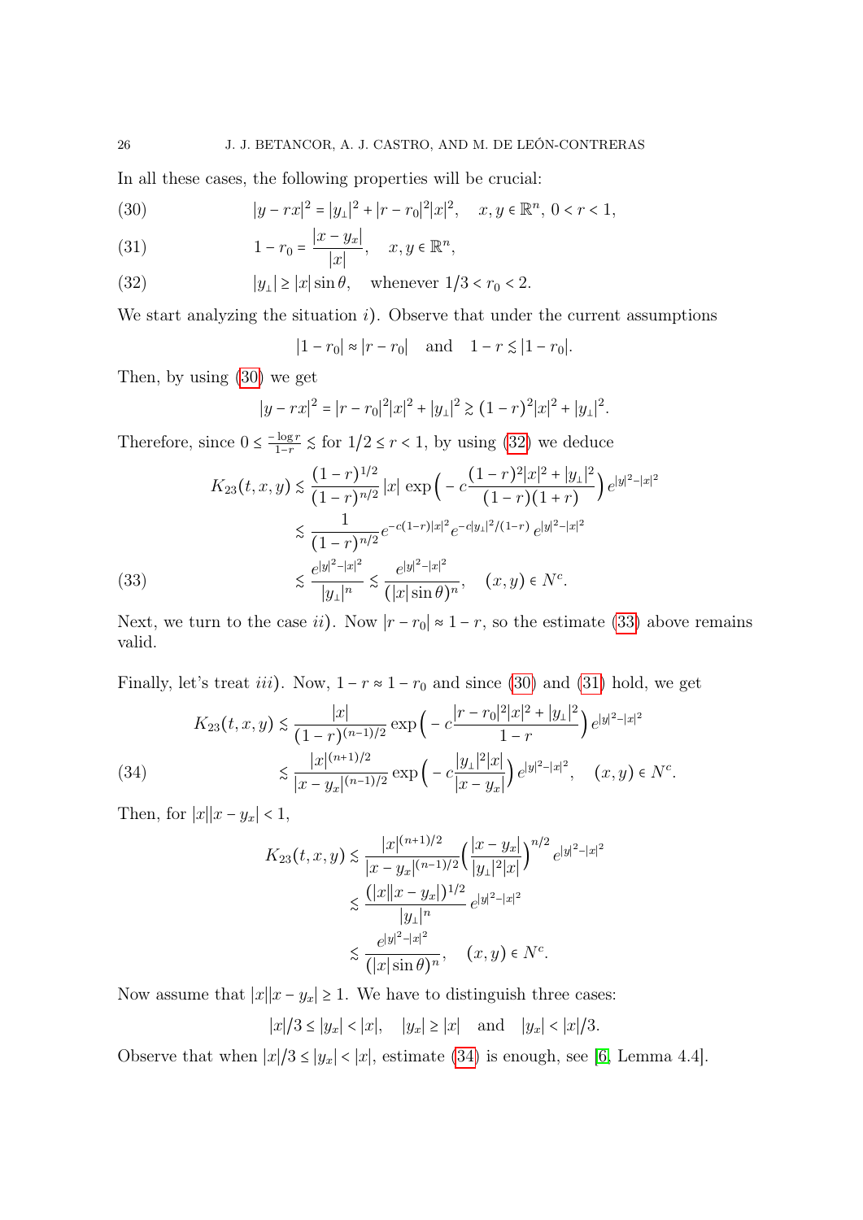In all these cases, the following properties will be crucial:

$$|y - rx|^2 = |y_\perp|^2 + |r - r_0|^2|x|^2, \quad x, y \in \mathbb{R}^n,\ 0 < r < 1, \tag{30}$$

$$1 - r_0 = \frac{|x - y_x|}{|x|}, \quad x, y \in \mathbb{R}^n, \tag{31}$$

$$|y_\perp| \geq |x| \sin\theta, \quad \text{whenever } 1/3 < r_0 < 2. \tag{32}$$

We start analyzing the situation $i$). Observe that under the current assumptions

$$|1 - r_0| \approx |r - r_0| \quad \text{and} \quad 1 - r \lesssim |1 - r_0|.$$

Then, by using (30) we get

$$|y - rx|^2 = |r - r_0|^2|x|^2 + |y_\perp|^2 \gtrsim (1 - r)^2|x|^2 + |y_\perp|^2.$$

Therefore, since $0 \leq \frac{-\log r}{1-r} \lesssim$ for $1/2 \leq r < 1$, by using (32) we deduce

$$\begin{aligned}
K_{23}(t, x, y) &\lesssim \frac{(1 - r)^{1/2}}{(1 - r)^{n/2}} |x| \exp\Big( - c\frac{(1 - r)^2|x|^2 + |y_\perp|^2}{(1 - r)(1 + r)}\Big) e^{|y|^2 - |x|^2} \\
&\lesssim \frac{1}{(1 - r)^{n/2}} e^{-c(1-r)|x|^2} e^{-c|y_\perp|^2/(1-r)} e^{|y|^2 - |x|^2} \\
&\lesssim \frac{e^{|y|^2 - |x|^2}}{|y_\perp|^n} \lesssim \frac{e^{|y|^2 - |x|^2}}{(|x| \sin\theta)^n}, \quad (x, y) \in N^c.
\end{aligned} \tag{33}$$

Next, we turn to the case $ii$). Now $|r - r_0| \approx 1 - r$, so the estimate (33) above remains valid.

Finally, let's treat $iii$). Now, $1 - r \approx 1 - r_0$ and since (30) and (31) hold, we get

$$\begin{aligned}
K_{23}(t, x, y) &\lesssim \frac{|x|}{(1 - r)^{(n-1)/2}} \exp\Big( - c\frac{|r - r_0|^2|x|^2 + |y_\perp|^2}{1 - r}\Big) e^{|y|^2 - |x|^2} \\
&\lesssim \frac{|x|^{(n+1)/2}}{|x - y_x|^{(n-1)/2}} \exp\Big( - c\frac{|y_\perp|^2|x|}{|x - y_x|}\Big) e^{|y|^2 - |x|^2}, \quad (x, y) \in N^c.
\end{aligned} \tag{34}$$

Then, for $|x||x - y_x| < 1$,

$$\begin{aligned}
K_{23}(t, x, y) &\lesssim \frac{|x|^{(n+1)/2}}{|x - y_x|^{(n-1)/2}} \Big(\frac{|x - y_x|}{|y_\perp|^2|x|}\Big)^{n/2} e^{|y|^2 - |x|^2} \\
&\lesssim \frac{(|x||x - y_x|)^{1/2}}{|y_\perp|^n} e^{|y|^2 - |x|^2} \\
&\lesssim \frac{e^{|y|^2 - |x|^2}}{(|x| \sin\theta)^n}, \quad (x, y) \in N^c.
\end{aligned}$$

Now assume that $|x||x - y_x| \geq 1$. We have to distinguish three cases:

$$|x|/3 \leq |y_x| < |x|, \quad |y_x| \geq |x| \quad \text{and} \quad |y_x| < |x|/3.$$

Observe that when $|x|/3 \leq |y_x| < |x|$, estimate (34) is enough, see [6, Lemma 4.4].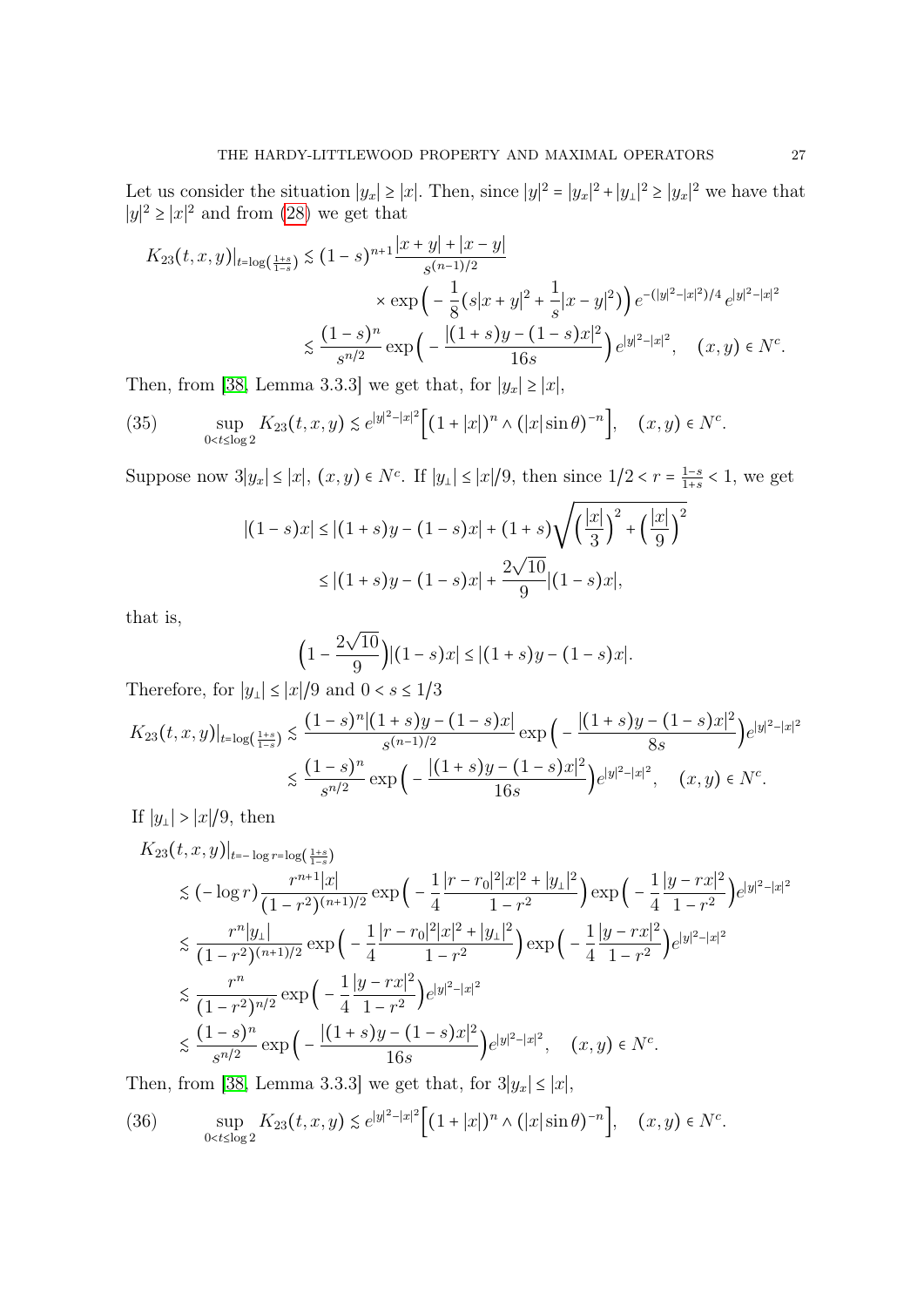Let us consider the situation $|y_x| \geq |x|$. Then, since $|y|^2 = |y_x|^2 + |y_\perp|^2 \geq |y_x|^2$ we have that $|y|^2 \geq |x|^2$ and from (28) we get that

$$
\begin{aligned}
K_{23}(t,x,y)|_{t=\log(\frac{1+s}{1-s})} &\lesssim (1-s)^{n+1} \frac{|x+y| + |x-y|}{s^{(n-1)/2}} \\
&\quad \times \exp\Big(-\frac{1}{8}\big(s|x+y|^2 + \frac{1}{s}|x-y|^2\big)\Big)\, e^{-(|y|^2-|x|^2)/4}\, e^{|y|^2-|x|^2} \\
&\lesssim \frac{(1-s)^n}{s^{n/2}} \exp\Big(-\frac{|(1+s)y-(1-s)x|^2}{16s}\Big) e^{|y|^2-|x|^2}, \quad (x,y) \in N^c.
\end{aligned}
$$

Then, from [38, Lemma 3.3.3] we get that, for $|y_x| \geq |x|$,

$$
\sup_{0<t\leq \log 2} K_{23}(t,x,y) \lesssim e^{|y|^2-|x|^2}\Big[(1+|x|)^n \wedge (|x|\sin\theta)^{-n}\Big], \quad (x,y) \in N^c. \tag{35}
$$

Suppose now $3|y_x| \leq |x|$, $(x,y) \in N^c$. If $|y_\perp| \leq |x|/9$, then since $1/2 < r = \frac{1-s}{1+s} < 1$, we get

$$
\begin{aligned}
|(1-s)x| &\leq |(1+s)y - (1-s)x| + (1+s)\sqrt{\Big(\frac{|x|}{3}\Big)^2 + \Big(\frac{|x|}{9}\Big)^2} \\
&\leq |(1+s)y - (1-s)x| + \frac{2\sqrt{10}}{9}|(1-s)x|,
\end{aligned}
$$

that is,

$$
\Big(1 - \frac{2\sqrt{10}}{9}\Big)|(1-s)x| \leq |(1+s)y - (1-s)x|.
$$

Therefore, for $|y_\perp| \leq |x|/9$ and $0 < s \leq 1/3$

$$
\begin{aligned}
K_{23}(t,x,y)|_{t=\log(\frac{1+s}{1-s})} &\lesssim \frac{(1-s)^n|(1+s)y-(1-s)x|}{s^{(n-1)/2}} \exp\Big(-\frac{|(1+s)y-(1-s)x|^2}{8s}\Big) e^{|y|^2-|x|^2} \\
&\lesssim \frac{(1-s)^n}{s^{n/2}} \exp\Big(-\frac{|(1+s)y-(1-s)x|^2}{16s}\Big) e^{|y|^2-|x|^2}, \quad (x,y) \in N^c.
\end{aligned}
$$

If $|y_\perp| > |x|/9$, then

$$
\begin{aligned}
&K_{23}(t,x,y)|_{t=-\log r=\log(\frac{1+s}{1-s})} \\
&\lesssim (-\log r)\frac{r^{n+1}|x|}{(1-r^2)^{(n+1)/2}} \exp\Big(-\frac{1}{4}\frac{|r-r_0|^2|x|^2 + |y_\perp|^2}{1-r^2}\Big) \exp\Big(-\frac{1}{4}\frac{|y-rx|^2}{1-r^2}\Big) e^{|y|^2-|x|^2} \\
&\lesssim \frac{r^n|y_\perp|}{(1-r^2)^{(n+1)/2}} \exp\Big(-\frac{1}{4}\frac{|r-r_0|^2|x|^2 + |y_\perp|^2}{1-r^2}\Big) \exp\Big(-\frac{1}{4}\frac{|y-rx|^2}{1-r^2}\Big) e^{|y|^2-|x|^2} \\
&\lesssim \frac{r^n}{(1-r^2)^{n/2}} \exp\Big(-\frac{1}{4}\frac{|y-rx|^2}{1-r^2}\Big) e^{|y|^2-|x|^2} \\
&\lesssim \frac{(1-s)^n}{s^{n/2}} \exp\Big(-\frac{|(1+s)y-(1-s)x|^2}{16s}\Big) e^{|y|^2-|x|^2}, \quad (x,y) \in N^c.
\end{aligned}
$$

Then, from [38, Lemma 3.3.3] we get that, for $3|y_x| \leq |x|$,

$$
\sup_{0<t\leq \log 2} K_{23}(t,x,y) \lesssim e^{|y|^2-|x|^2}\Big[(1+|x|)^n \wedge (|x|\sin\theta)^{-n}\Big], \quad (x,y) \in N^c. \tag{36}
$$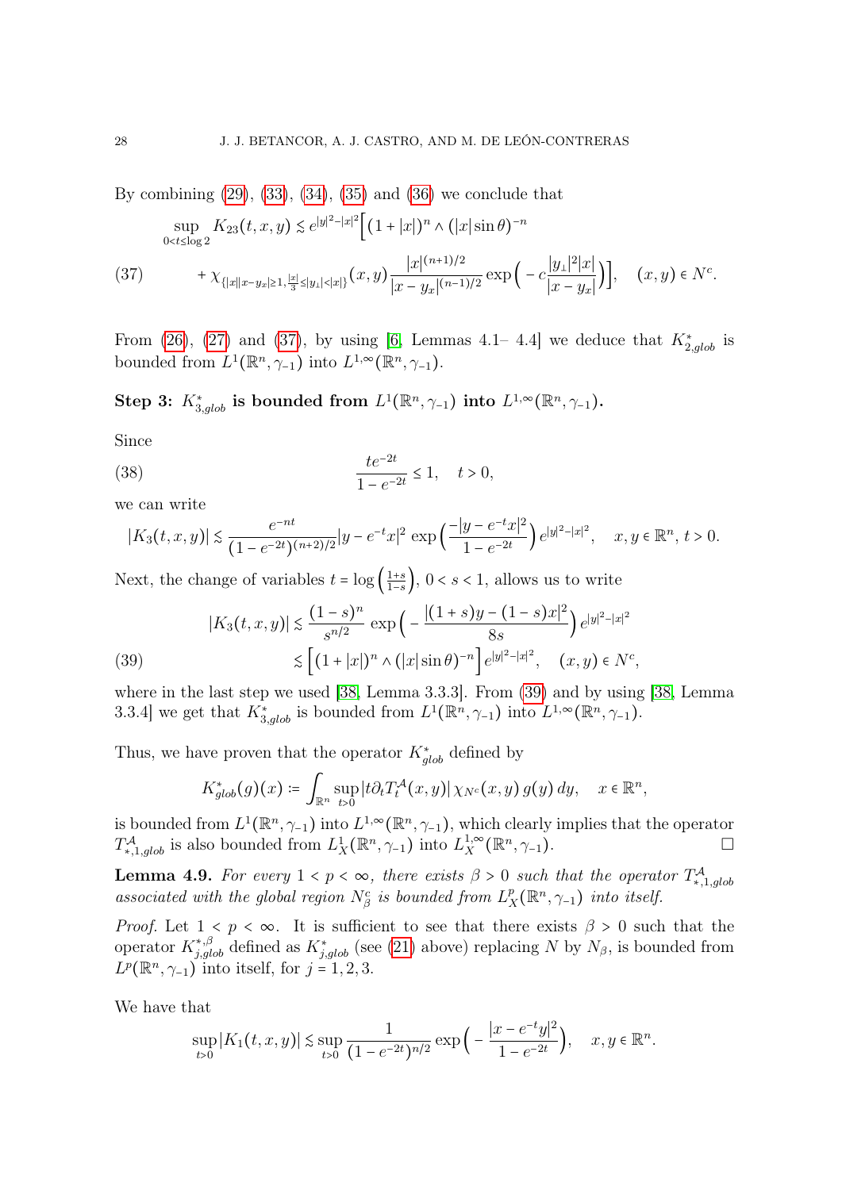By combining (29), (33), (34), (35) and (36) we conclude that

$$\sup_{0<t\leq \log 2} K_{23}(t,x,y) \lesssim e^{|y|^2-|x|^2}\Big[(1+|x|)^n \wedge (|x|\sin\theta)^{-n}$$

$$+ \chi_{\{|x||x-y_x|\geq 1, \frac{|x|}{3}\leq |y_\perp|<|x|\}}(x,y)\frac{|x|^{(n+1)/2}}{|x-y_x|^{(n-1)/2}}\exp\Big(-c\frac{|y_\perp|^2|x|}{|x-y_x|}\Big)\Big], \quad (x,y)\in N^c. \tag{37}$$

From (26), (27) and (37), by using [6, Lemmas 4.1– 4.4] we deduce that $K^*_{2,glob}$ is bounded from $L^1(\mathbb{R}^n,\gamma_{-1})$ into $L^{1,\infty}(\mathbb{R}^n,\gamma_{-1})$.

**Step 3: $K^*_{3,glob}$ is bounded from $L^1(\mathbb{R}^n,\gamma_{-1})$ into $L^{1,\infty}(\mathbb{R}^n,\gamma_{-1})$.**

Since

$$\frac{te^{-2t}}{1-e^{-2t}}\leq 1, \quad t>0, \tag{38}$$

we can write

$$|K_3(t,x,y)| \lesssim \frac{e^{-nt}}{(1-e^{-2t})^{(n+2)/2}}|y-e^{-t}x|^2 \exp\Big(\frac{-|y-e^{-t}x|^2}{1-e^{-2t}}\Big)e^{|y|^2-|x|^2}, \quad x,y\in\mathbb{R}^n,\ t>0.$$

Next, the change of variables $t=\log\left(\frac{1+s}{1-s}\right)$, $0<s<1$, allows us to write

$$|K_3(t,x,y)| \lesssim \frac{(1-s)^n}{s^{n/2}}\exp\Big(-\frac{|(1+s)y-(1-s)x|^2}{8s}\Big)e^{|y|^2-|x|^2}$$

$$\lesssim \Big[(1+|x|)^n \wedge (|x|\sin\theta)^{-n}\Big]e^{|y|^2-|x|^2}, \quad (x,y)\in N^c, \tag{39}$$

where in the last step we used [38, Lemma 3.3.3]. From (39) and by using [38, Lemma 3.3.4] we get that $K^*_{3,glob}$ is bounded from $L^1(\mathbb{R}^n,\gamma_{-1})$ into $L^{1,\infty}(\mathbb{R}^n,\gamma_{-1})$.

Thus, we have proven that the operator $K^*_{glob}$ defined by

$$K^*_{glob}(g)(x) := \int_{\mathbb{R}^n}\sup_{t>0}|t\partial_t T_t^{\mathcal{A}}(x,y)|\,\chi_{N^c}(x,y)\,g(y)\,dy, \quad x\in\mathbb{R}^n,$$

is bounded from $L^1(\mathbb{R}^n,\gamma_{-1})$ into $L^{1,\infty}(\mathbb{R}^n,\gamma_{-1})$, which clearly implies that the operator $T^{\mathcal{A}}_{*,1,glob}$ is also bounded from $L^1_X(\mathbb{R}^n,\gamma_{-1})$ into $L^{1,\infty}_X(\mathbb{R}^n,\gamma_{-1})$. $\square$

**Lemma 4.9.** *For every $1<p<\infty$, there exists $\beta>0$ such that the operator $T^{\mathcal{A}}_{*,1,glob}$ associated with the global region $N^c_\beta$ is bounded from $L^p_X(\mathbb{R}^n,\gamma_{-1})$ into itself.*

*Proof.* Let $1<p<\infty$. It is sufficient to see that there exists $\beta>0$ such that the operator $K^{*,\beta}_{j,glob}$ defined as $K^*_{j,glob}$ (see (21) above) replacing $N$ by $N_\beta$, is bounded from $L^p(\mathbb{R}^n,\gamma_{-1})$ into itself, for $j=1,2,3$.

We have that

$$\sup_{t>0}|K_1(t,x,y)| \lesssim \sup_{t>0}\frac{1}{(1-e^{-2t})^{n/2}}\exp\Big(-\frac{|x-e^{-t}y|^2}{1-e^{-2t}}\Big), \quad x,y\in\mathbb{R}^n.$$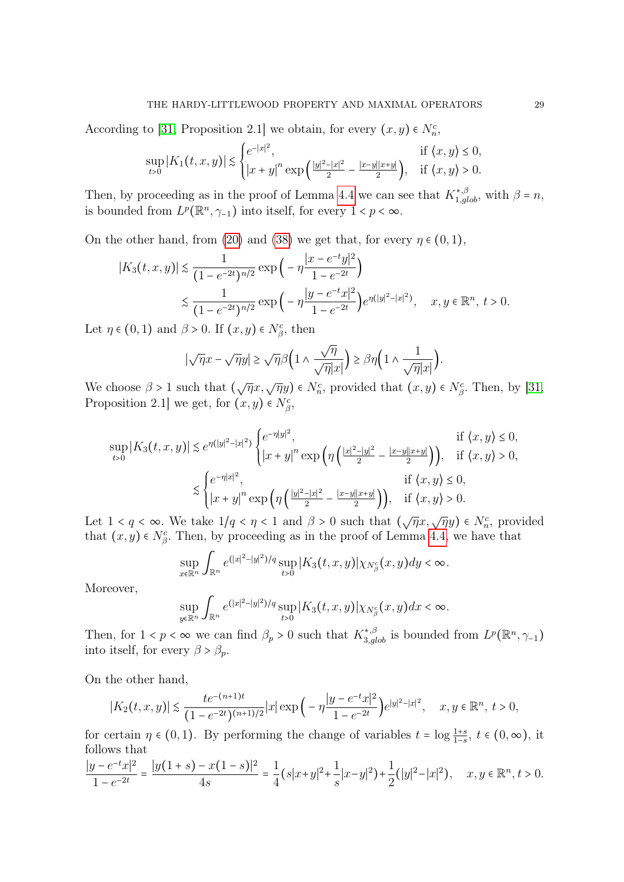According to [31, Proposition 2.1] we obtain, for every $(x,y) \in N_n^c$,

$$\sup_{t>0} |K_1(t,x,y)| \lesssim \begin{cases} e^{-|x|^2}, & \text{if } \langle x,y\rangle \le 0,\\ |x+y|^n \exp\Big(\frac{|y|^2-|x|^2}{2} - \frac{|x-y||x+y|}{2}\Big), & \text{if } \langle x,y\rangle > 0. \end{cases}$$

Then, by proceeding as in the proof of Lemma 4.4 we can see that $K_{1,glob}^{*,\beta}$, with $\beta = n$, is bounded from $L^p(\mathbb{R}^n, \gamma_{-1})$ into itself, for every $1 < p < \infty$.

On the other hand, from (20) and (38) we get that, for every $\eta \in (0,1)$,

$$\begin{aligned} |K_3(t,x,y)| &\lesssim \frac{1}{(1-e^{-2t})^{n/2}} \exp\Big(-\eta \frac{|x-e^{-t}y|^2}{1-e^{-2t}}\Big) \\ &\lesssim \frac{1}{(1-e^{-2t})^{n/2}} \exp\Big(-\eta \frac{|y-e^{-t}x|^2}{1-e^{-2t}}\Big) e^{\eta(|y|^2-|x|^2)}, \quad x,y \in \mathbb{R}^n,\ t>0. \end{aligned}$$

Let $\eta \in (0,1)$ and $\beta > 0$. If $(x,y) \in N_\beta^c$, then

$$|\sqrt{\eta}x - \sqrt{\eta}y| \ge \sqrt{\eta}\beta\Big(1 \wedge \frac{\sqrt{\eta}}{\sqrt{\eta}|x|}\Big) \ge \beta\eta\Big(1 \wedge \frac{1}{\sqrt{\eta}|x|}\Big).$$

We choose $\beta > 1$ such that $(\sqrt{\eta}x, \sqrt{\eta}y) \in N_n^c$, provided that $(x,y) \in N_\beta^c$. Then, by [31, Proposition 2.1] we get, for $(x,y) \in N_\beta^c$,

$$\begin{aligned} \sup_{t>0} |K_3(t,x,y)| &\lesssim e^{\eta(|y|^2-|x|^2)} \begin{cases} e^{-\eta|y|^2}, & \text{if } \langle x,y\rangle \le 0,\\ |x+y|^n \exp\Big(\eta\Big(\frac{|x|^2-|y|^2}{2} - \frac{|x-y||x+y|}{2}\Big)\Big), & \text{if } \langle x,y\rangle > 0, \end{cases} \\ &\lesssim \begin{cases} e^{-\eta|x|^2}, & \text{if } \langle x,y\rangle \le 0,\\ |x+y|^n \exp\Big(\eta\Big(\frac{|y|^2-|x|^2}{2} - \frac{|x-y||x+y|}{2}\Big)\Big), & \text{if } \langle x,y\rangle > 0. \end{cases} \end{aligned}$$

Let $1 < q < \infty$. We take $1/q < \eta < 1$ and $\beta > 0$ such that $(\sqrt{\eta}x, \sqrt{\eta}y) \in N_n^c$, provided that $(x,y) \in N_\beta^c$. Then, by proceeding as in the proof of Lemma 4.4, we have that

$$\sup_{x\in\mathbb{R}^n} \int_{\mathbb{R}^n} e^{(|x|^2-|y|^2)/q} \sup_{t>0} |K_3(t,x,y)| \chi_{N_\beta^c}(x,y)dy < \infty.$$

Moreover,

$$\sup_{y\in\mathbb{R}^n} \int_{\mathbb{R}^n} e^{(|x|^2-|y|^2)/q} \sup_{t>0} |K_3(t,x,y)| \chi_{N_\beta^c}(x,y)dx < \infty.$$

Then, for $1 < p < \infty$ we can find $\beta_p > 0$ such that $K_{3,glob}^{*,\beta}$ is bounded from $L^p(\mathbb{R}^n, \gamma_{-1})$ into itself, for every $\beta > \beta_p$.

On the other hand,

$$|K_2(t,x,y)| \lesssim \frac{te^{-(n+1)t}}{(1-e^{-2t})^{(n+1)/2}} |x| \exp\Big(-\eta \frac{|y-e^{-t}x|^2}{1-e^{-2t}}\Big) e^{|y|^2-|x|^2}, \quad x,y \in \mathbb{R}^n,\ t>0,$$

for certain $\eta \in (0,1)$. By performing the change of variables $t = \log \frac{1+s}{1-s}$, $t \in (0,\infty)$, it follows that

$$\frac{|y-e^{-t}x|^2}{1-e^{-2t}} = \frac{|y(1+s)-x(1-s)|^2}{4s} = \frac{1}{4}\Big(s|x+y|^2 + \frac{1}{s}|x-y|^2\Big) + \frac{1}{2}(|y|^2-|x|^2), \quad x,y \in \mathbb{R}^n, t>0.$$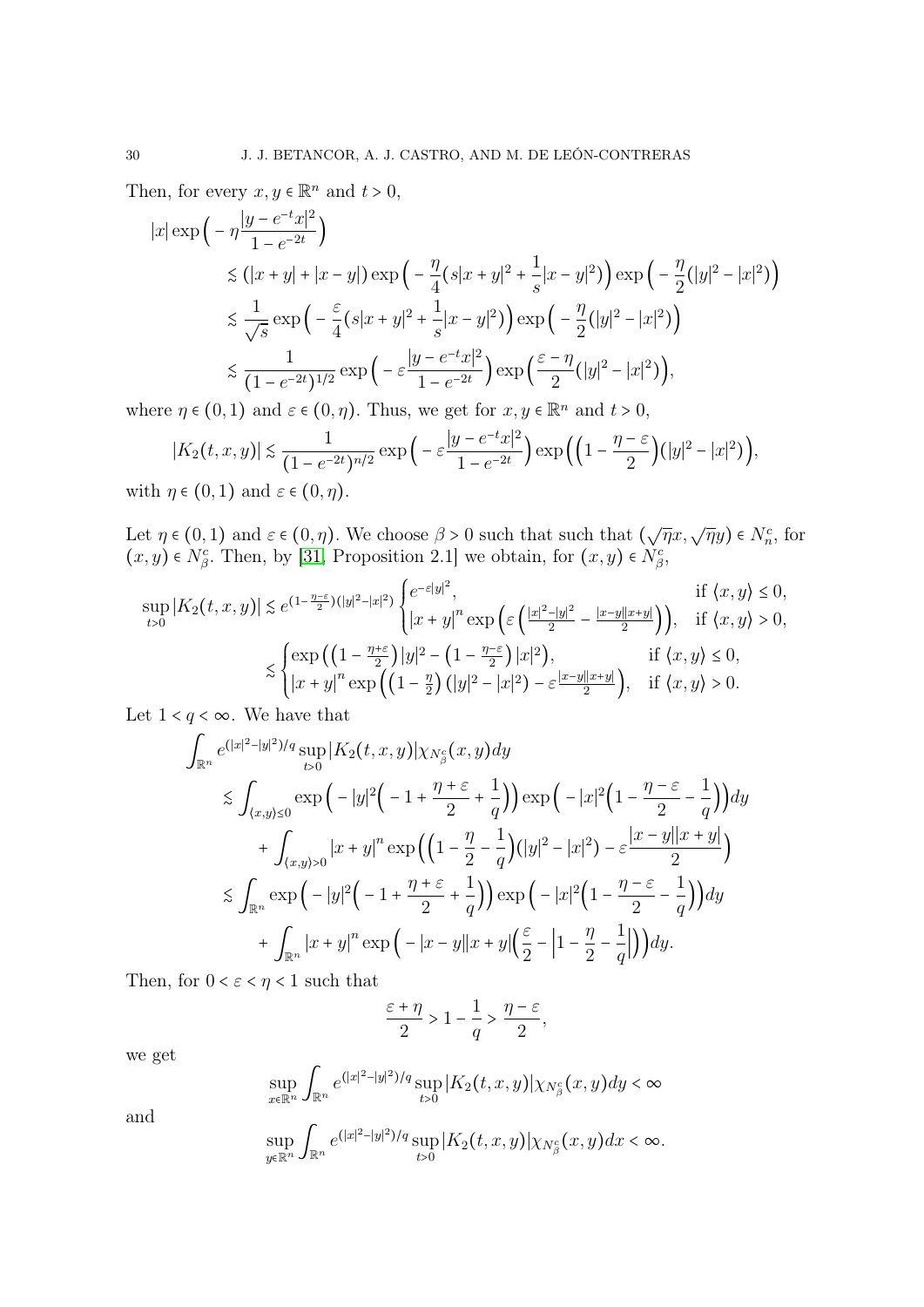Then, for every $x, y \in \mathbb{R}^n$ and $t > 0$,

$$
\begin{aligned}
|x| \exp\Big( -\eta \frac{|y - e^{-t}x|^2}{1 - e^{-2t}} \Big)
&\lesssim (|x+y| + |x-y|) \exp\Big( -\frac{\eta}{4}(s|x+y|^2 + \frac{1}{s}|x-y|^2) \Big) \exp\Big( -\frac{\eta}{2}(|y|^2 - |x|^2) \Big) \\
&\lesssim \frac{1}{\sqrt{s}} \exp\Big( -\frac{\varepsilon}{4}(s|x+y|^2 + \frac{1}{s}|x-y|^2) \Big) \exp\Big( -\frac{\eta}{2}(|y|^2 - |x|^2) \Big) \\
&\lesssim \frac{1}{(1-e^{-2t})^{1/2}} \exp\Big( -\varepsilon \frac{|y - e^{-t}x|^2}{1 - e^{-2t}} \Big) \exp\Big( \frac{\varepsilon - \eta}{2}(|y|^2 - |x|^2) \Big),
\end{aligned}
$$

where $\eta \in (0,1)$ and $\varepsilon \in (0, \eta)$. Thus, we get for $x, y \in \mathbb{R}^n$ and $t > 0$,

$$
|K_2(t,x,y)| \lesssim \frac{1}{(1-e^{-2t})^{n/2}} \exp\Big( -\varepsilon \frac{|y - e^{-t}x|^2}{1 - e^{-2t}} \Big) \exp\Big( \Big(1 - \frac{\eta - \varepsilon}{2}\Big)(|y|^2 - |x|^2) \Big),
$$

with $\eta \in (0,1)$ and $\varepsilon \in (0, \eta)$.

Let $\eta \in (0,1)$ and $\varepsilon \in (0,\eta)$. We choose $\beta > 0$ such that such that $(\sqrt{\eta}x, \sqrt{\eta}y) \in N_n^c$, for $(x,y) \in N_\beta^c$. Then, by [31, Proposition 2.1] we obtain, for $(x,y) \in N_\beta^c$,

$$
\begin{aligned}
\sup_{t>0} |K_2(t,x,y)| &\lesssim e^{(1 - \frac{\eta-\varepsilon}{2})(|y|^2 - |x|^2)} \begin{cases} e^{-\varepsilon |y|^2}, & \text{if } \langle x, y \rangle \le 0, \\ |x+y|^n \exp\Big( \varepsilon \Big( \frac{|x|^2 - |y|^2}{2} - \frac{|x-y||x+y|}{2} \Big) \Big), & \text{if } \langle x, y \rangle > 0, \end{cases} \\
&\lesssim \begin{cases} \exp\big( \big(1 - \frac{\eta+\varepsilon}{2}\big)|y|^2 - \big(1 - \frac{\eta-\varepsilon}{2}\big)|x|^2 \big), & \text{if } \langle x, y \rangle \le 0, \\ |x+y|^n \exp\Big( \big(1 - \frac{\eta}{2}\big)(|y|^2 - |x|^2) - \varepsilon \frac{|x-y||x+y|}{2} \Big), & \text{if } \langle x, y \rangle > 0. \end{cases}
\end{aligned}
$$

Let $1 < q < \infty$. We have that

$$
\begin{aligned}
\int_{\mathbb{R}^n} & e^{(|x|^2 - |y|^2)/q} \sup_{t>0} |K_2(t,x,y)| \chi_{N_\beta^c}(x,y) dy \\
&\lesssim \int_{\langle x, y \rangle \le 0} \exp\Big( -|y|^2 \Big( -1 + \frac{\eta+\varepsilon}{2} + \frac{1}{q} \Big) \Big) \exp\Big( -|x|^2 \Big( 1 - \frac{\eta - \varepsilon}{2} - \frac{1}{q} \Big) \Big) dy \\
&\quad + \int_{\langle x, y \rangle > 0} |x+y|^n \exp\Big( \Big( 1 - \frac{\eta}{2} - \frac{1}{q} \Big)(|y|^2 - |x|^2) - \varepsilon \frac{|x-y||x+y|}{2} \Big) \\
&\lesssim \int_{\mathbb{R}^n} \exp\Big( -|y|^2 \Big( -1 + \frac{\eta+\varepsilon}{2} + \frac{1}{q} \Big) \Big) \exp\Big( -|x|^2 \Big( 1 - \frac{\eta - \varepsilon}{2} - \frac{1}{q} \Big) \Big) dy \\
&\quad + \int_{\mathbb{R}^n} |x+y|^n \exp\Big( -|x-y||x+y| \Big( \frac{\varepsilon}{2} - \Big| 1 - \frac{\eta}{2} - \frac{1}{q} \Big| \Big) \Big) dy.
\end{aligned}
$$

Then, for $0 < \varepsilon < \eta < 1$ such that

$$
\frac{\varepsilon + \eta}{2} > 1 - \frac{1}{q} > \frac{\eta - \varepsilon}{2},
$$

we get

$$
\sup_{x \in \mathbb{R}^n} \int_{\mathbb{R}^n} e^{(|x|^2 - |y|^2)/q} \sup_{t>0} |K_2(t,x,y)| \chi_{N_\beta^c}(x,y) dy < \infty
$$

and

$$
\sup_{y \in \mathbb{R}^n} \int_{\mathbb{R}^n} e^{(|x|^2 - |y|^2)/q} \sup_{t>0} |K_2(t,x,y)| \chi_{N_\beta^c}(x,y) dx < \infty.
$$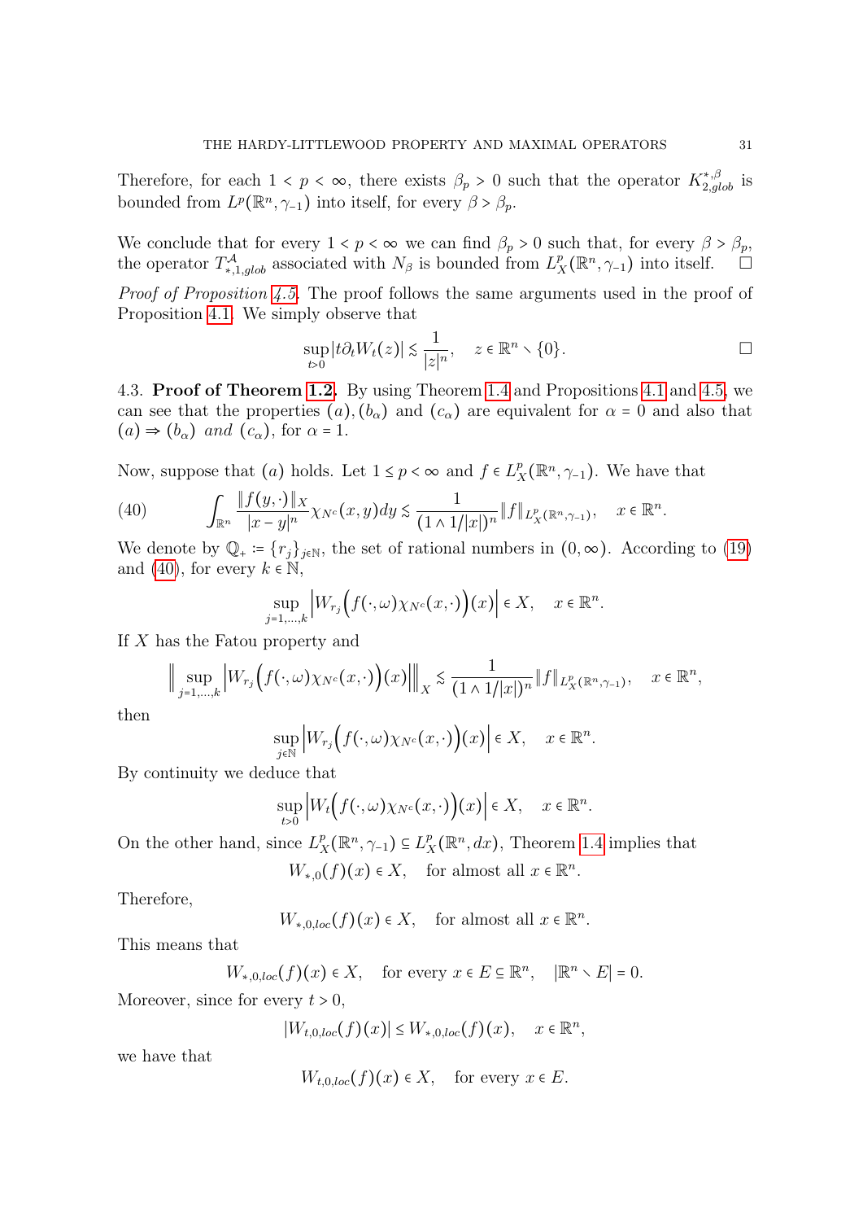Therefore, for each $1 < p < \infty$, there exists $\beta_p > 0$ such that the operator $K^{*,\beta}_{2,glob}$ is bounded from $L^p(\mathbb{R}^n, \gamma_{-1})$ into itself, for every $\beta > \beta_p$.

We conclude that for every $1 < p < \infty$ we can find $\beta_p > 0$ such that, for every $\beta > \beta_p$, the operator $T^{\mathcal{A}}_{*,1,glob}$ associated with $N_\beta$ is bounded from $L^p_X(\mathbb{R}^n, \gamma_{-1})$ into itself. $\square$

*Proof of Proposition 4.5.* The proof follows the same arguments used in the proof of Proposition 4.1. We simply observe that

$$\sup_{t>0} |t\partial_t W_t(z)| \lesssim \frac{1}{|z|^n}, \quad z \in \mathbb{R}^n \setminus \{0\}. \qquad \square$$

4.3. **Proof of Theorem 1.2.** By using Theorem 1.4 and Propositions 4.1 and 4.5, we can see that the properties $(a), (b_\alpha)$ and $(c_\alpha)$ are equivalent for $\alpha = 0$ and also that $(a) \Rightarrow (b_\alpha)$ *and* $(c_\alpha)$, for $\alpha = 1$.

Now, suppose that $(a)$ holds. Let $1 \le p < \infty$ and $f \in L^p_X(\mathbb{R}^n, \gamma_{-1})$. We have that

$$\int_{\mathbb{R}^n} \frac{\|f(y,\cdot)\|_X}{|x-y|^n} \chi_{N^c}(x,y)dy \lesssim \frac{1}{(1 \wedge 1/|x|)^n} \|f\|_{L^p_X(\mathbb{R}^n,\gamma_{-1})}, \quad x \in \mathbb{R}^n. \tag{40}$$

We denote by $\mathbb{Q}_+ := \{r_j\}_{j\in\mathbb{N}}$, the set of rational numbers in $(0,\infty)$. According to (19) and (40), for every $k \in \mathbb{N}$,

$$\sup_{j=1,\dots,k} \Big| W_{r_j}\Big(f(\cdot,\omega)\chi_{N^c}(x,\cdot)\Big)(x)\Big| \in X, \quad x \in \mathbb{R}^n.$$

If $X$ has the Fatou property and

$$\Big\| \sup_{j=1,\dots,k} \Big| W_{r_j}\Big(f(\cdot,\omega)\chi_{N^c}(x,\cdot)\Big)(x)\Big|\Big\|_X \lesssim \frac{1}{(1 \wedge 1/|x|)^n} \|f\|_{L^p_X(\mathbb{R}^n,\gamma_{-1})}, \quad x \in \mathbb{R}^n,$$

then

$$\sup_{j\in\mathbb{N}} \Big| W_{r_j}\Big(f(\cdot,\omega)\chi_{N^c}(x,\cdot)\Big)(x)\Big| \in X, \quad x \in \mathbb{R}^n.$$

By continuity we deduce that

$$\sup_{t>0} \Big| W_t\Big(f(\cdot,\omega)\chi_{N^c}(x,\cdot)\Big)(x)\Big| \in X, \quad x \in \mathbb{R}^n.$$

On the other hand, since $L^p_X(\mathbb{R}^n, \gamma_{-1}) \subseteq L^p_X(\mathbb{R}^n, dx)$, Theorem 1.4 implies that

$$W_{*,0}(f)(x) \in X, \quad \text{for almost all } x \in \mathbb{R}^n.$$

Therefore,

$$W_{*,0,loc}(f)(x) \in X, \quad \text{for almost all } x \in \mathbb{R}^n.$$

This means that

$$W_{*,0,loc}(f)(x) \in X, \quad \text{for every } x \in E \subseteq \mathbb{R}^n, \quad |\mathbb{R}^n \setminus E| = 0.$$

Moreover, since for every $t > 0$,

$$|W_{t,0,loc}(f)(x)| \le W_{*,0,loc}(f)(x), \quad x \in \mathbb{R}^n,$$

we have that

$$W_{t,0,loc}(f)(x) \in X, \quad \text{for every } x \in E.$$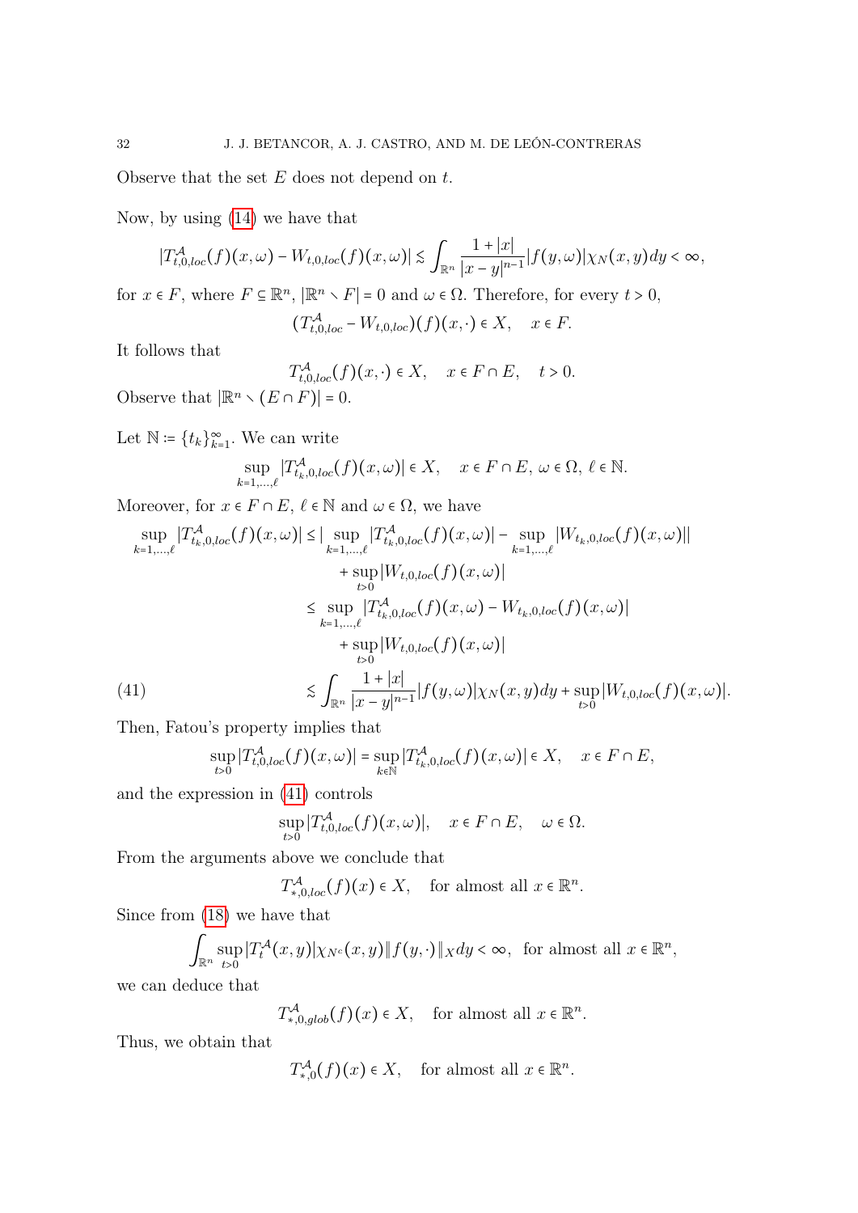Observe that the set $E$ does not depend on $t$.

Now, by using (14) we have that

$$|T^{\mathcal{A}}_{t,0,loc}(f)(x,\omega) - W_{t,0,loc}(f)(x,\omega)| \lesssim \int_{\mathbb{R}^n} \frac{1+|x|}{|x-y|^{n-1}} |f(y,\omega)| \chi_N(x,y) dy < \infty,$$

for $x \in F$, where $F \subseteq \mathbb{R}^n$, $|\mathbb{R}^n \setminus F| = 0$ and $\omega \in \Omega$. Therefore, for every $t > 0$,

$$(T^{\mathcal{A}}_{t,0,loc} - W_{t,0,loc})(f)(x,\cdot) \in X, \quad x \in F.$$

It follows that

$$T^{\mathcal{A}}_{t,0,loc}(f)(x,\cdot) \in X, \quad x \in F \cap E, \quad t > 0.$$

Observe that $|\mathbb{R}^n \setminus (E \cap F)| = 0$.

Let $\mathbb{N} := \{t_k\}_{k=1}^{\infty}$. We can write

$$\sup_{k=1,\dots,\ell} |T^{\mathcal{A}}_{t_k,0,loc}(f)(x,\omega)| \in X, \quad x \in F \cap E, \; \omega \in \Omega, \; \ell \in \mathbb{N}.$$

Moreover, for $x \in F \cap E$, $\ell \in \mathbb{N}$ and $\omega \in \Omega$, we have

$$\begin{aligned}
\sup_{k=1,\dots,\ell} |T^{\mathcal{A}}_{t_k,0,loc}(f)(x,\omega)| &\leq \Big| \sup_{k=1,\dots,\ell} |T^{\mathcal{A}}_{t_k,0,loc}(f)(x,\omega)| - \sup_{k=1,\dots,\ell} |W_{t_k,0,loc}(f)(x,\omega)| \Big| \\
&\quad + \sup_{t>0} |W_{t,0,loc}(f)(x,\omega)| \\
&\leq \sup_{k=1,\dots,\ell} |T^{\mathcal{A}}_{t_k,0,loc}(f)(x,\omega) - W_{t_k,0,loc}(f)(x,\omega)| \\
&\quad + \sup_{t>0} |W_{t,0,loc}(f)(x,\omega)| \\
&\lesssim \int_{\mathbb{R}^n} \frac{1+|x|}{|x-y|^{n-1}} |f(y,\omega)| \chi_N(x,y) dy + \sup_{t>0} |W_{t,0,loc}(f)(x,\omega)|. \qquad (41)
\end{aligned}$$

Then, Fatou's property implies that

$$\sup_{t>0} |T^{\mathcal{A}}_{t,0,loc}(f)(x,\omega)| = \sup_{k \in \mathbb{N}} |T^{\mathcal{A}}_{t_k,0,loc}(f)(x,\omega)| \in X, \quad x \in F \cap E,$$

and the expression in (41) controls

$$\sup_{t>0} |T^{\mathcal{A}}_{t,0,loc}(f)(x,\omega)|, \quad x \in F \cap E, \quad \omega \in \Omega.$$

From the arguments above we conclude that

$$T^{\mathcal{A}}_{*,0,loc}(f)(x) \in X, \quad \text{for almost all } x \in \mathbb{R}^n.$$

Since from (18) we have that

$$\int_{\mathbb{R}^n} \sup_{t>0} |T^{\mathcal{A}}_t(x,y)| \chi_{N^c}(x,y) \|f(y,\cdot)\|_X dy < \infty, \;\text{ for almost all } x \in \mathbb{R}^n,$$

we can deduce that

$$T^{\mathcal{A}}_{*,0,glob}(f)(x) \in X, \quad \text{for almost all } x \in \mathbb{R}^n.$$

Thus, we obtain that

$$T^{\mathcal{A}}_{*,0}(f)(x) \in X, \quad \text{for almost all } x \in \mathbb{R}^n.$$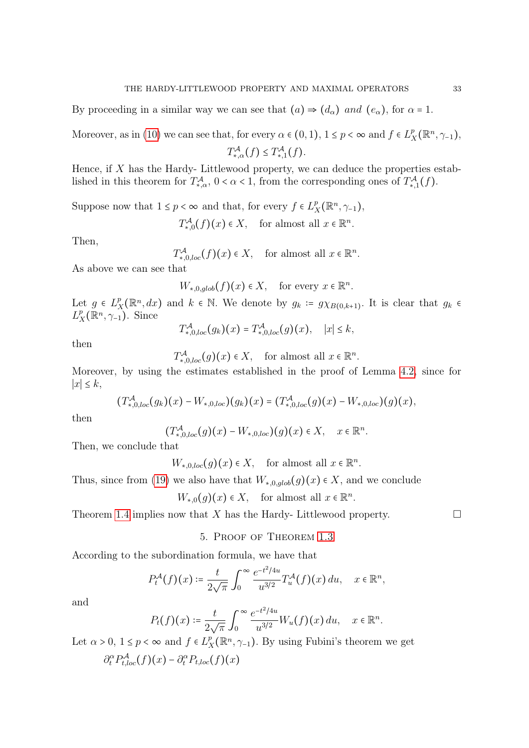By proceeding in a similar way we can see that $(a) \Rightarrow (d_\alpha)$ *and* $(e_\alpha)$, for $\alpha = 1$.

Moreover, as in (10) we can see that, for every $\alpha \in (0,1)$, $1 \leq p < \infty$ and $f \in L^p_X(\mathbb{R}^n, \gamma_{-1})$,

$$T^{\mathcal{A}}_{*,\alpha}(f) \leq T^{\mathcal{A}}_{*,1}(f).$$

Hence, if $X$ has the Hardy- Littlewood property, we can deduce the properties established in this theorem for $T^{\mathcal{A}}_{*,\alpha}$, $0 < \alpha < 1$, from the corresponding ones of $T^{\mathcal{A}}_{*,1}(f)$.

Suppose now that $1 \leq p < \infty$ and that, for every $f \in L^p_X(\mathbb{R}^n, \gamma_{-1})$,

$$T^{\mathcal{A}}_{*,0}(f)(x) \in X, \quad \text{for almost all } x \in \mathbb{R}^n.$$

Then,

$$T^{\mathcal{A}}_{*,0,loc}(f)(x) \in X, \quad \text{for almost all } x \in \mathbb{R}^n.$$

As above we can see that

$$W_{*,0,glob}(f)(x) \in X, \quad \text{for every } x \in \mathbb{R}^n.$$

Let $g \in L^p_X(\mathbb{R}^n, dx)$ and $k \in \mathbb{N}$. We denote by $g_k := g\chi_{B(0,k+1)}$. It is clear that $g_k \in L^p_X(\mathbb{R}^n, \gamma_{-1})$. Since

$$T^{\mathcal{A}}_{*,0,loc}(g_k)(x) = T^{\mathcal{A}}_{*,0,loc}(g)(x), \quad |x| \leq k,$$

then

$$T^{\mathcal{A}}_{*,0,loc}(g)(x) \in X, \quad \text{for almost all } x \in \mathbb{R}^n.$$

Moreover, by using the estimates established in the proof of Lemma 4.2, since for $|x| \leq k$,

$$(T^{\mathcal{A}}_{*,0,loc}(g_k)(x) - W_{*,0,loc})(g_k)(x) = (T^{\mathcal{A}}_{*,0,loc}(g)(x) - W_{*,0,loc})(g)(x),$$

then

$$(T^{\mathcal{A}}_{*,0,loc}(g)(x) - W_{*,0,loc})(g)(x) \in X, \quad x \in \mathbb{R}^n.$$

Then, we conclude that

$$W_{*,0,loc}(g)(x) \in X, \quad \text{for almost all } x \in \mathbb{R}^n.$$

Thus, since from (19) we also have that $W_{*,0,glob}(g)(x) \in X$, and we conclude

$$W_{*,0}(g)(x) \in X, \quad \text{for almost all } x \in \mathbb{R}^n.$$

Theorem 1.4 implies now that $X$ has the Hardy- Littlewood property. □

## 5. Proof of Theorem 1.3

According to the subordination formula, we have that

$$P^{\mathcal{A}}_t(f)(x) := \frac{t}{2\sqrt{\pi}} \int_0^\infty \frac{e^{-t^2/4u}}{u^{3/2}} T^{\mathcal{A}}_u(f)(x)\, du, \quad x \in \mathbb{R}^n,$$

and

$$P_t(f)(x) := \frac{t}{2\sqrt{\pi}} \int_0^\infty \frac{e^{-t^2/4u}}{u^{3/2}} W_u(f)(x)\, du, \quad x \in \mathbb{R}^n.$$

Let $\alpha > 0$, $1 \leq p < \infty$ and $f \in L^p_X(\mathbb{R}^n, \gamma_{-1})$. By using Fubini's theorem we get

$$\partial^\alpha_t P^{\mathcal{A}}_{t,loc}(f)(x) - \partial^\alpha_t P_{t,loc}(f)(x)$$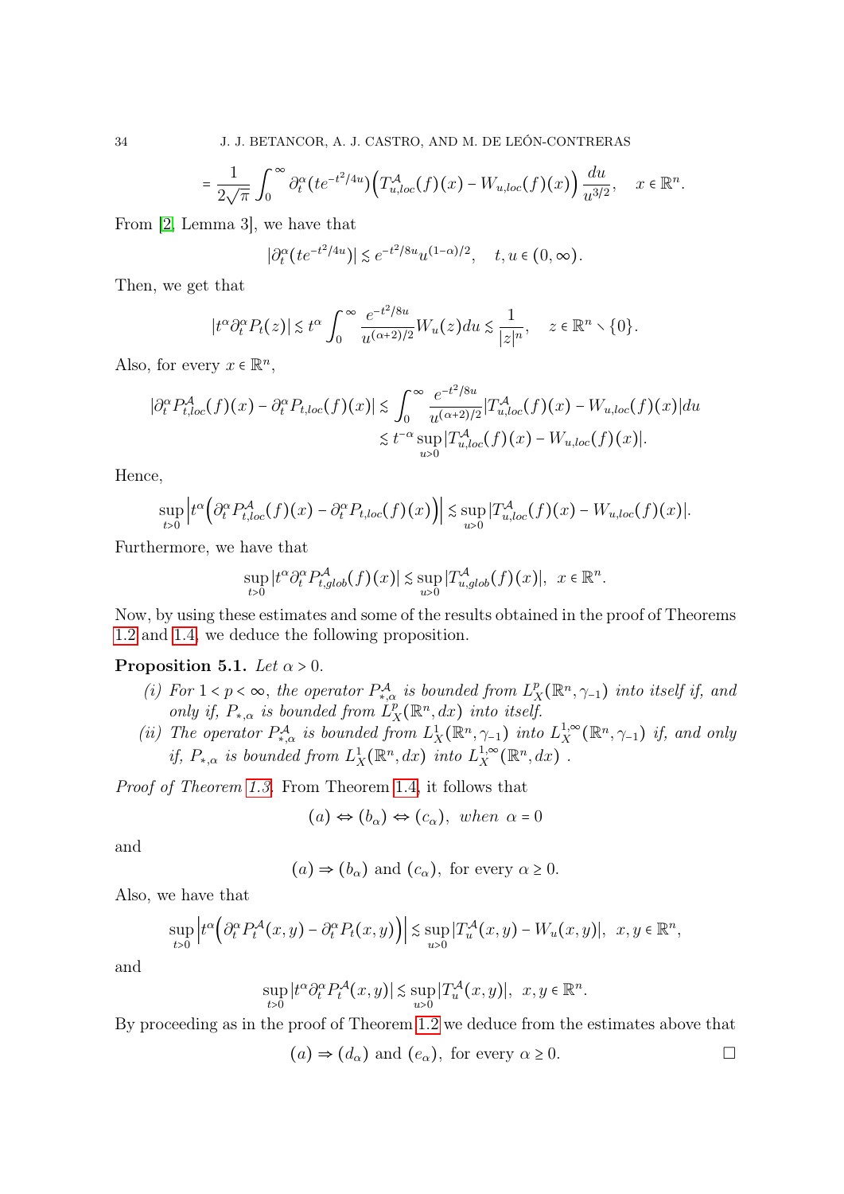$$= \frac{1}{2\sqrt{\pi}} \int_0^\infty \partial_t^\alpha (te^{-t^2/4u}) \Big( T_{u,loc}^{\mathcal{A}}(f)(x) - W_{u,loc}(f)(x) \Big) \frac{du}{u^{3/2}}, \quad x \in \mathbb{R}^n.$$

From [2, Lemma 3], we have that

$$|\partial_t^\alpha (te^{-t^2/4u})| \lesssim e^{-t^2/8u} u^{(1-\alpha)/2}, \quad t, u \in (0, \infty).$$

Then, we get that

$$|t^\alpha \partial_t^\alpha P_t(z)| \lesssim t^\alpha \int_0^\infty \frac{e^{-t^2/8u}}{u^{(\alpha+2)/2}} W_u(z) du \lesssim \frac{1}{|z|^n}, \quad z \in \mathbb{R}^n \setminus \{0\}.$$

Also, for every $x \in \mathbb{R}^n$,

$$\begin{aligned} |\partial_t^\alpha P_{t,loc}^{\mathcal{A}}(f)(x) - \partial_t^\alpha P_{t,loc}(f)(x)| &\lesssim \int_0^\infty \frac{e^{-t^2/8u}}{u^{(\alpha+2)/2}} |T_{u,loc}^{\mathcal{A}}(f)(x) - W_{u,loc}(f)(x)| du \\ &\lesssim t^{-\alpha} \sup_{u>0} |T_{u,loc}^{\mathcal{A}}(f)(x) - W_{u,loc}(f)(x)|. \end{aligned}$$

Hence,

$$\sup_{t>0} \Big| t^\alpha \Big( \partial_t^\alpha P_{t,loc}^{\mathcal{A}}(f)(x) - \partial_t^\alpha P_{t,loc}(f)(x) \Big) \Big| \lesssim \sup_{u>0} |T_{u,loc}^{\mathcal{A}}(f)(x) - W_{u,loc}(f)(x)|.$$

Furthermore, we have that

$$\sup_{t>0} |t^\alpha \partial_t^\alpha P_{t,glob}^{\mathcal{A}}(f)(x)| \lesssim \sup_{u>0} |T_{u,glob}^{\mathcal{A}}(f)(x)|, \;\; x \in \mathbb{R}^n.$$

Now, by using these estimates and some of the results obtained in the proof of Theorems 1.2 and 1.4, we deduce the following proposition.

**Proposition 5.1.** *Let $\alpha > 0$.*

*(i) For $1 < p < \infty$, the operator $P_{*,\alpha}^{\mathcal{A}}$ is bounded from $L_X^p(\mathbb{R}^n, \gamma_{-1})$ into itself if, and only if, $P_{*,\alpha}$ is bounded from $L_X^p(\mathbb{R}^n, dx)$ into itself.*

*(ii) The operator $P_{*,\alpha}^{\mathcal{A}}$ is bounded from $L_X^1(\mathbb{R}^n, \gamma_{-1})$ into $L_X^{1,\infty}(\mathbb{R}^n, \gamma_{-1})$ if, and only if, $P_{*,\alpha}$ is bounded from $L_X^1(\mathbb{R}^n, dx)$ into $L_X^{1,\infty}(\mathbb{R}^n, dx)$ .*

*Proof of Theorem 1.3.* From Theorem 1.4, it follows that

$$(a) \Leftrightarrow (b_\alpha) \Leftrightarrow (c_\alpha), \;\; when \;\; \alpha = 0$$

and

$$(a) \Rightarrow (b_\alpha) \text{ and } (c_\alpha), \text{ for every } \alpha \geq 0.$$

Also, we have that

$$\sup_{t>0} \Big| t^\alpha \Big( \partial_t^\alpha P_t^{\mathcal{A}}(x,y) - \partial_t^\alpha P_t(x,y) \Big) \Big| \lesssim \sup_{u>0} |T_u^{\mathcal{A}}(x,y) - W_u(x,y)|, \;\; x, y \in \mathbb{R}^n,$$

and

$$\sup_{t>0} |t^\alpha \partial_t^\alpha P_t^{\mathcal{A}}(x,y)| \lesssim \sup_{u>0} |T_u^{\mathcal{A}}(x,y)|, \;\; x, y \in \mathbb{R}^n.$$

By proceeding as in the proof of Theorem 1.2 we deduce from the estimates above that

$$(a) \Rightarrow (d_\alpha) \text{ and } (e_\alpha), \text{ for every } \alpha \geq 0.$$

□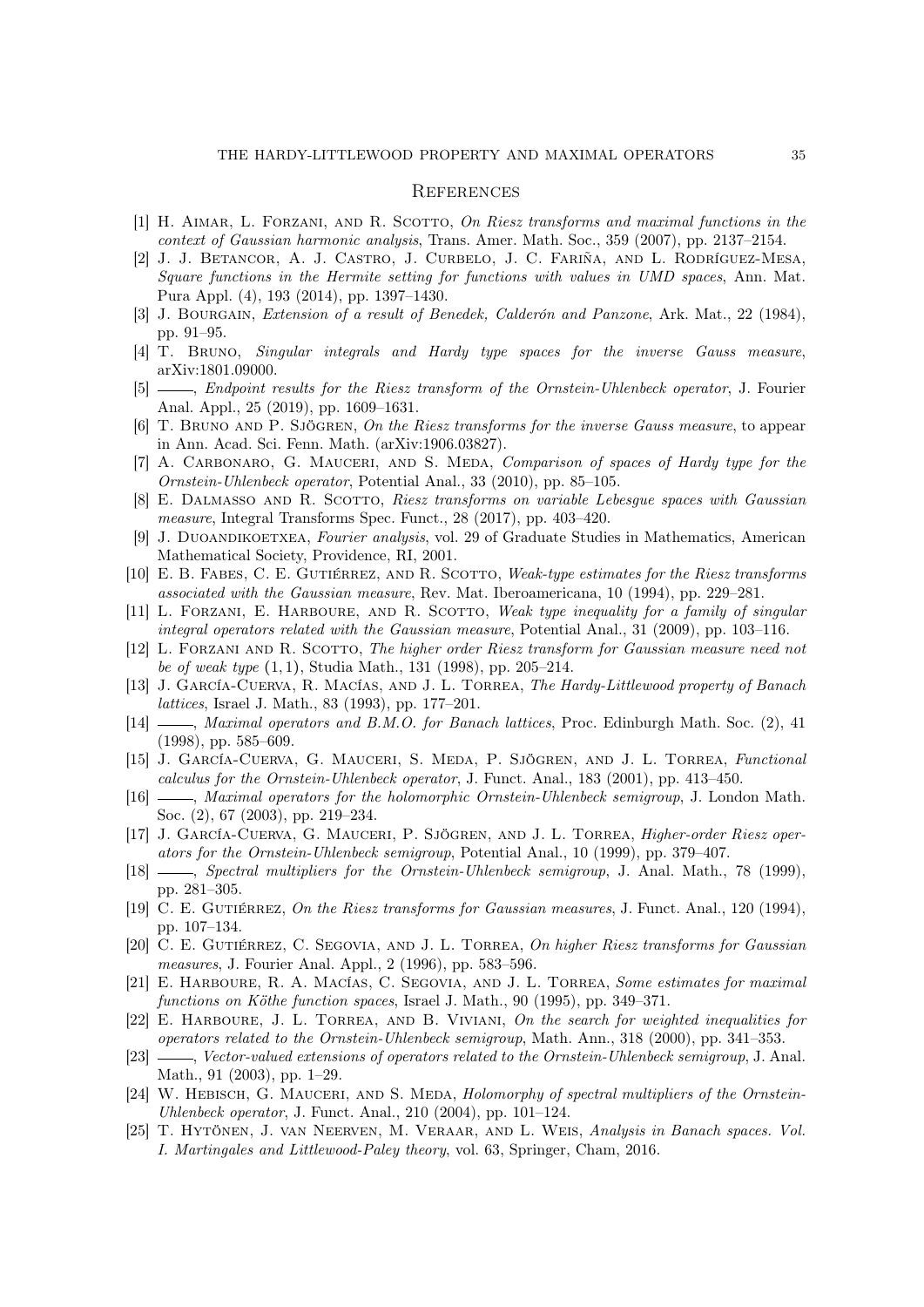## References

[1] H. Aimar, L. Forzani, and R. Scotto, *On Riesz transforms and maximal functions in the context of Gaussian harmonic analysis*, Trans. Amer. Math. Soc., 359 (2007), pp. 2137–2154.

[2] J. J. Betancor, A. J. Castro, J. Curbelo, J. C. Fariña, and L. Rodríguez-Mesa, *Square functions in the Hermite setting for functions with values in UMD spaces*, Ann. Mat. Pura Appl. (4), 193 (2014), pp. 1397–1430.

[3] J. Bourgain, *Extension of a result of Benedek, Calderón and Panzone*, Ark. Mat., 22 (1984), pp. 91–95.

[4] T. Bruno, *Singular integrals and Hardy type spaces for the inverse Gauss measure*, arXiv:1801.09000.

[5] ——, *Endpoint results for the Riesz transform of the Ornstein-Uhlenbeck operator*, J. Fourier Anal. Appl., 25 (2019), pp. 1609–1631.

[6] T. Bruno and P. Sjögren, *On the Riesz transforms for the inverse Gauss measure*, to appear in Ann. Acad. Sci. Fenn. Math. (arXiv:1906.03827).

[7] A. Carbonaro, G. Mauceri, and S. Meda, *Comparison of spaces of Hardy type for the Ornstein-Uhlenbeck operator*, Potential Anal., 33 (2010), pp. 85–105.

[8] E. Dalmasso and R. Scotto, *Riesz transforms on variable Lebesgue spaces with Gaussian measure*, Integral Transforms Spec. Funct., 28 (2017), pp. 403–420.

[9] J. Duoandikoetxea, *Fourier analysis*, vol. 29 of Graduate Studies in Mathematics, American Mathematical Society, Providence, RI, 2001.

[10] E. B. Fabes, C. E. Gutiérrez, and R. Scotto, *Weak-type estimates for the Riesz transforms associated with the Gaussian measure*, Rev. Mat. Iberoamericana, 10 (1994), pp. 229–281.

[11] L. Forzani, E. Harboure, and R. Scotto, *Weak type inequality for a family of singular integral operators related with the Gaussian measure*, Potential Anal., 31 (2009), pp. 103–116.

[12] L. Forzani and R. Scotto, *The higher order Riesz transform for Gaussian measure need not be of weak type* $(1,1)$, Studia Math., 131 (1998), pp. 205–214.

[13] J. García-Cuerva, R. Macías, and J. L. Torrea, *The Hardy-Littlewood property of Banach lattices*, Israel J. Math., 83 (1993), pp. 177–201.

[14] ——, *Maximal operators and B.M.O. for Banach lattices*, Proc. Edinburgh Math. Soc. (2), 41 (1998), pp. 585–609.

[15] J. García-Cuerva, G. Mauceri, S. Meda, P. Sjögren, and J. L. Torrea, *Functional calculus for the Ornstein-Uhlenbeck operator*, J. Funct. Anal., 183 (2001), pp. 413–450.

[16] ——, *Maximal operators for the holomorphic Ornstein-Uhlenbeck semigroup*, J. London Math. Soc. (2), 67 (2003), pp. 219–234.

[17] J. García-Cuerva, G. Mauceri, P. Sjögren, and J. L. Torrea, *Higher-order Riesz operators for the Ornstein-Uhlenbeck semigroup*, Potential Anal., 10 (1999), pp. 379–407.

[18] ——, *Spectral multipliers for the Ornstein-Uhlenbeck semigroup*, J. Anal. Math., 78 (1999), pp. 281–305.

[19] C. E. Gutiérrez, *On the Riesz transforms for Gaussian measures*, J. Funct. Anal., 120 (1994), pp. 107–134.

[20] C. E. Gutiérrez, C. Segovia, and J. L. Torrea, *On higher Riesz transforms for Gaussian measures*, J. Fourier Anal. Appl., 2 (1996), pp. 583–596.

[21] E. Harboure, R. A. Macías, C. Segovia, and J. L. Torrea, *Some estimates for maximal functions on Köthe function spaces*, Israel J. Math., 90 (1995), pp. 349–371.

[22] E. Harboure, J. L. Torrea, and B. Viviani, *On the search for weighted inequalities for operators related to the Ornstein-Uhlenbeck semigroup*, Math. Ann., 318 (2000), pp. 341–353.

[23] ——, *Vector-valued extensions of operators related to the Ornstein-Uhlenbeck semigroup*, J. Anal. Math., 91 (2003), pp. 1–29.

[24] W. Hebisch, G. Mauceri, and S. Meda, *Holomorphy of spectral multipliers of the Ornstein-Uhlenbeck operator*, J. Funct. Anal., 210 (2004), pp. 101–124.

[25] T. Hytönen, J. van Neerven, M. Veraar, and L. Weis, *Analysis in Banach spaces. Vol. I. Martingales and Littlewood-Paley theory*, vol. 63, Springer, Cham, 2016.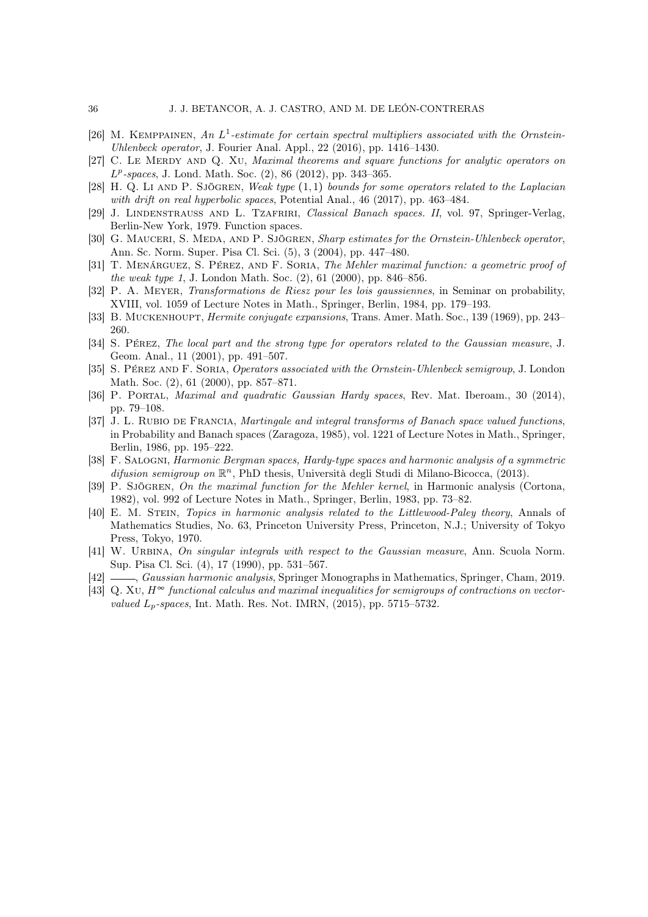[26] M. Kemppainen, *An $L^1$-estimate for certain spectral multipliers associated with the Ornstein-Uhlenbeck operator*, J. Fourier Anal. Appl., 22 (2016), pp. 1416–1430.

[27] C. Le Merdy and Q. Xu, *Maximal theorems and square functions for analytic operators on $L^p$-spaces*, J. Lond. Math. Soc. (2), 86 (2012), pp. 343–365.

[28] H. Q. Li and P. Sjögren, *Weak type $(1,1)$ bounds for some operators related to the Laplacian with drift on real hyperbolic spaces*, Potential Anal., 46 (2017), pp. 463–484.

[29] J. Lindenstrauss and L. Tzafriri, *Classical Banach spaces. II*, vol. 97, Springer-Verlag, Berlin-New York, 1979. Function spaces.

[30] G. Mauceri, S. Meda, and P. Sjögren, *Sharp estimates for the Ornstein-Uhlenbeck operator*, Ann. Sc. Norm. Super. Pisa Cl. Sci. (5), 3 (2004), pp. 447–480.

[31] T. Menárguez, S. Pérez, and F. Soria, *The Mehler maximal function: a geometric proof of the weak type 1*, J. London Math. Soc. (2), 61 (2000), pp. 846–856.

[32] P. A. Meyer, *Transformations de Riesz pour les lois gaussiennes*, in Seminar on probability, XVIII, vol. 1059 of Lecture Notes in Math., Springer, Berlin, 1984, pp. 179–193.

[33] B. Muckenhoupt, *Hermite conjugate expansions*, Trans. Amer. Math. Soc., 139 (1969), pp. 243–260.

[34] S. Pérez, *The local part and the strong type for operators related to the Gaussian measure*, J. Geom. Anal., 11 (2001), pp. 491–507.

[35] S. Pérez and F. Soria, *Operators associated with the Ornstein-Uhlenbeck semigroup*, J. London Math. Soc. (2), 61 (2000), pp. 857–871.

[36] P. Portal, *Maximal and quadratic Gaussian Hardy spaces*, Rev. Mat. Iberoam., 30 (2014), pp. 79–108.

[37] J. L. Rubio de Francia, *Martingale and integral transforms of Banach space valued functions*, in Probability and Banach spaces (Zaragoza, 1985), vol. 1221 of Lecture Notes in Math., Springer, Berlin, 1986, pp. 195–222.

[38] F. Salogni, *Harmonic Bergman spaces, Hardy-type spaces and harmonic analysis of a symmetric difusion semigroup on $\mathbb{R}^n$*, PhD thesis, Università degli Studi di Milano-Bicocca, (2013).

[39] P. Sjögren, *On the maximal function for the Mehler kernel*, in Harmonic analysis (Cortona, 1982), vol. 992 of Lecture Notes in Math., Springer, Berlin, 1983, pp. 73–82.

[40] E. M. Stein, *Topics in harmonic analysis related to the Littlewood-Paley theory*, Annals of Mathematics Studies, No. 63, Princeton University Press, Princeton, N.J.; University of Tokyo Press, Tokyo, 1970.

[41] W. Urbina, *On singular integrals with respect to the Gaussian measure*, Ann. Scuola Norm. Sup. Pisa Cl. Sci. (4), 17 (1990), pp. 531–567.

[42] ———, *Gaussian harmonic analysis*, Springer Monographs in Mathematics, Springer, Cham, 2019.

[43] Q. Xu, *$H^\infty$ functional calculus and maximal inequalities for semigroups of contractions on vector-valued $L_p$-spaces*, Int. Math. Res. Not. IMRN, (2015), pp. 5715–5732.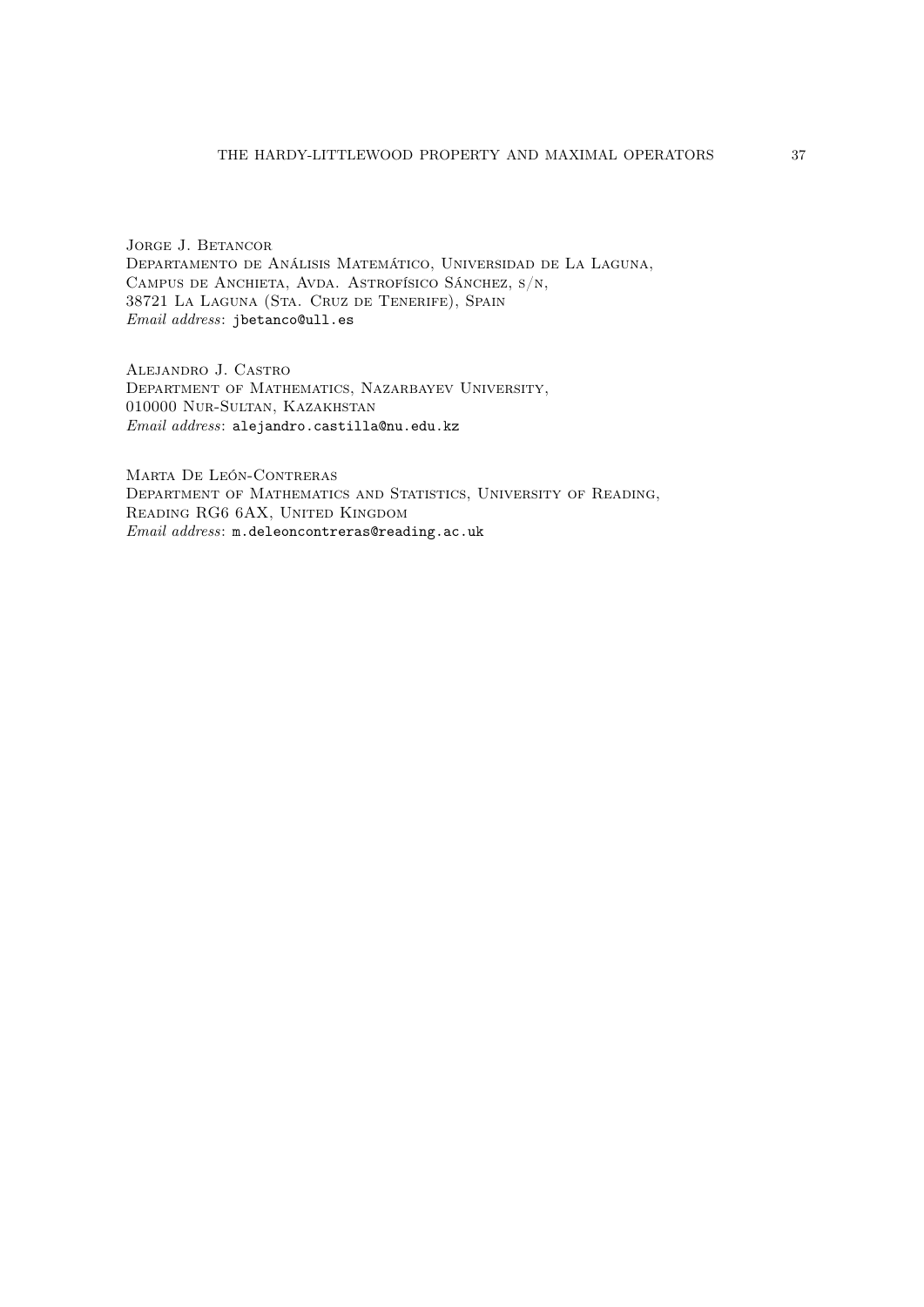Jorge J. Betancor
Departamento de Análisis Matemático, Universidad de La Laguna,
Campus de Anchieta, Avda. Astrofísico Sánchez, s/n,
38721 La Laguna (Sta. Cruz de Tenerife), Spain
*Email address*: jbetanco@ull.es

Alejandro J. Castro
Department of Mathematics, Nazarbayev University,
010000 Nur-Sultan, Kazakhstan
*Email address*: alejandro.castilla@nu.edu.kz

Marta De León-Contreras
Department of Mathematics and Statistics, University of Reading,
Reading RG6 6AX, United Kingdom
*Email address*: m.deleoncontreras@reading.ac.uk